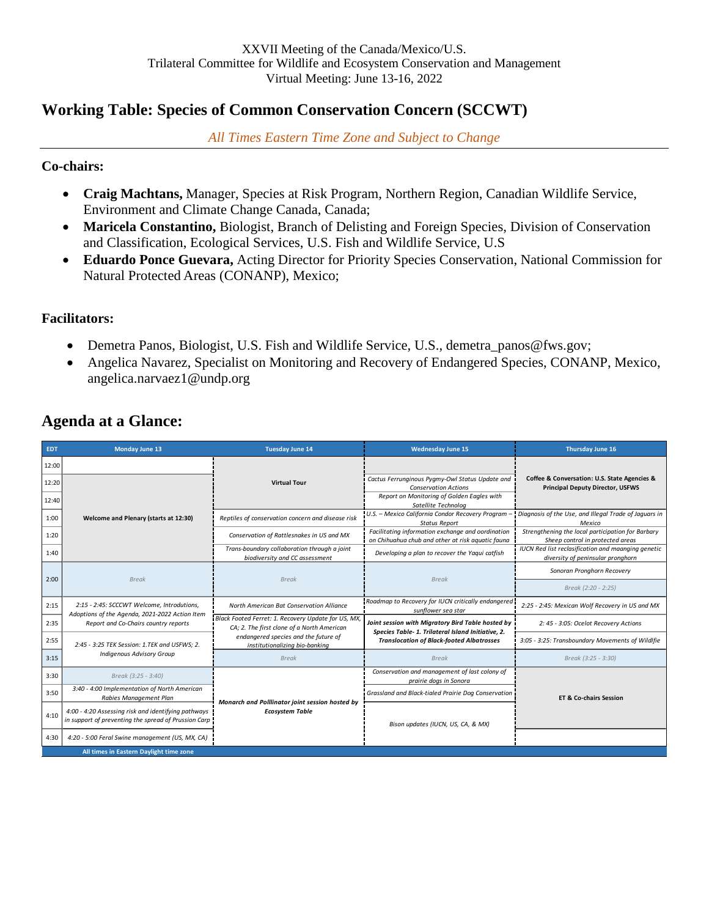XXVII Meeting of the Canada/Mexico/U.S.
Trilateral Committee for Wildlife and Ecosystem Conservation and Management
Virtual Meeting: June 13-16, 2022

# Working Table: Species of Common Conservation Concern (SCCWT)

*All Times Eastern Time Zone and Subject to Change*

## Co-chairs:

- **Craig Machtans,** Manager, Species at Risk Program, Northern Region, Canadian Wildlife Service, Environment and Climate Change Canada, Canada;
- **Maricela Constantino,** Biologist, Branch of Delisting and Foreign Species, Division of Conservation and Classification, Ecological Services, U.S. Fish and Wildlife Service, U.S
- **Eduardo Ponce Guevara,** Acting Director for Priority Species Conservation, National Commission for Natural Protected Areas (CONANP), Mexico;

## Facilitators:

- Demetra Panos, Biologist, U.S. Fish and Wildlife Service, U.S., demetra_panos@fws.gov;
- Angelica Navarez, Specialist on Monitoring and Recovery of Endangered Species, CONANP, Mexico, angelica.narvaez1@undp.org

## Agenda at a Glance:

| EDT | Monday June 13 | Tuesday June 14 | Wednesday June 15 | Thursday June 16 |
|---|---|---|---|---|
| 12:00 | | **Virtual Tour** | | **Coffee & Conversation: U.S. State Agencies & Principal Deputy Director, USFWS** |
| 12:20 | **Welcome and Plenary (starts at 12:30)** | | *Cactus Ferrunginous Pygmy-Owl Status Update and Conservation Actions* | |
| 12:40 | | | *Report on Monitoring of Golden Eagles with Satellite Technolog* | |
| 1:00 | | *Reptiles of conservation concern and disease risk* | *U.S. – Mexico California Condor Recovery Program – Status Report* | *Diagnosis of the Use, and Illegal Trade of Jaguars in Mexico* |
| 1:20 | | *Conservation of Rattlesnakes in US and MX* | *Facilitating information exchange and oordination on Chihuahua chub and other at risk aquatic fauna* | *Strengthening the local participation for Barbary Sheep control in protected areas* |
| 1:40 | | *Trans-boundary collaboration through a joint biodiversity and CC assessment* | *Developing a plan to recover the Yaqui catfish* | *IUCN Red list reclasification and maanging genetic diversity of peninsular pronghorn* |
| 2:00 | *Break* | *Break* | *Break* | *Sonoran Pronghorn Recovery* / *Break (2:20 - 2:25)* |
| 2:15 | *2:15 - 2:45: SCCCWT Welcome, Introdutions, Adoptions of the Agenda, 2021-2022 Action Item Report and Co-Chairs country reports* | *North American Bat Conservation Alliance* | *Roadmap to Recovery for IUCN critically endangered sunflower sea star* | *2:25 - 2:45: Mexican Wolf Recovery in US and MX* |
| 2:35 | | *Black Footed Ferret: 1. Recovery Update for US, MX, CA; 2. The first clone of a North American endangered species and the future of institutionalizing bio-banking* | ***Joint session with Migratory Bird Table hosted by Species Table- 1. Trilateral Island Initiative, 2. Translocation of Black-footed Albatrosses*** | *2: 45 - 3:05: Ocelot Recovery Actions* |
| 2:55 | *2:45 - 3:25 TEK Session: 1.TEK and USFWS; 2. Indigenous Advisory Group* | | | *3:05 - 3:25: Transboundary Movements of Wildlfie* |
| 3:15 | | *Break* | *Break* | *Break (3:25 - 3:30)* |
| 3:30 | *Break (3:25 - 3:40)* | ***Monarch and Polllinator joint session hosted by Ecosystem Table*** | *Conservation and management of last colony of prairie dogs in Sonora* | **ET & Co-chairs Session** |
| 3:50 | *3:40 - 4:00 Implementation of North American Rabies Management Plan* | | *Grassland and Black-tialed Prairie Dog Conservation* | |
| 4:10 | *4:00 - 4:20 Assessing risk and identifying pathways in support of preventing the spread of Prussion Carp* | | *Bison updates (IUCN, US, CA, & MX)* | |
| 4:30 | *4:20 - 5:00 Feral Swine management (US, MX, CA)* | | | |

**All times in Eastern Daylight time zone**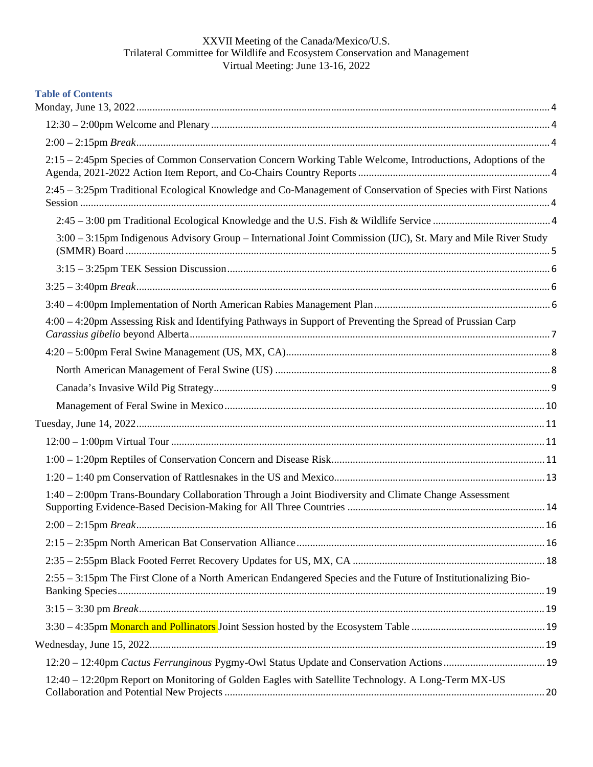XXVII Meeting of the Canada/Mexico/U.S.
Trilateral Committee for Wildlife and Ecosystem Conservation and Management
Virtual Meeting: June 13-16, 2022

## Table of Contents

- Monday, June 13, 2022 ... 4
  - 12:30 – 2:00pm Welcome and Plenary ... 4
  - 2:00 – 2:15pm *Break* ... 4
  - 2:15 – 2:45pm Species of Common Conservation Concern Working Table Welcome, Introductions, Adoptions of the Agenda, 2021-2022 Action Item Report, and Co-Chairs Country Reports ... 4
  - 2:45 – 3:25pm Traditional Ecological Knowledge and Co-Management of Conservation of Species with First Nations Session ... 4
    - 2:45 – 3:00 pm Traditional Ecological Knowledge and the U.S. Fish & Wildlife Service ... 4
    - 3:00 – 3:15pm Indigenous Advisory Group – International Joint Commission (IJC), St. Mary and Mile River Study (SMMR) Board ... 5
    - 3:15 – 3:25pm TEK Session Discussion ... 6
  - 3:25 – 3:40pm *Break* ... 6
  - 3:40 – 4:00pm Implementation of North American Rabies Management Plan ... 6
  - 4:00 – 4:20pm Assessing Risk and Identifying Pathways in Support of Preventing the Spread of Prussian Carp *Carassius gibelio* beyond Alberta ... 7
  - 4:20 – 5:00pm Feral Swine Management (US, MX, CA) ... 8
    - North American Management of Feral Swine (US) ... 8
    - Canada's Invasive Wild Pig Strategy ... 9
    - Management of Feral Swine in Mexico ... 10
- Tuesday, June 14, 2022 ... 11
  - 12:00 – 1:00pm Virtual Tour ... 11
  - 1:00 – 1:20pm Reptiles of Conservation Concern and Disease Risk ... 11
  - 1:20 – 1:40 pm Conservation of Rattlesnakes in the US and Mexico ... 13
  - 1:40 – 2:00pm Trans-Boundary Collaboration Through a Joint Biodiversity and Climate Change Assessment Supporting Evidence-Based Decision-Making for All Three Countries ... 14
  - 2:00 – 2:15pm *Break* ... 16
  - 2:15 – 2:35pm North American Bat Conservation Alliance ... 16
  - 2:35 – 2:55pm Black Footed Ferret Recovery Updates for US, MX, CA ... 18
  - 2:55 – 3:15pm The First Clone of a North American Endangered Species and the Future of Institutionalizing Bio-Banking Species ... 19
  - 3:15 – 3:30 pm *Break* ... 19
  - 3:30 – 4:35pm Monarch and Pollinators Joint Session hosted by the Ecosystem Table ... 19
- Wednesday, June 15, 2022 ... 19
  - 12:20 – 12:40pm *Cactus Ferrunginous* Pygmy-Owl Status Update and Conservation Actions ... 19
  - 12:40 – 12:20pm Report on Monitoring of Golden Eagles with Satellite Technology. A Long-Term MX-US Collaboration and Potential New Projects ... 20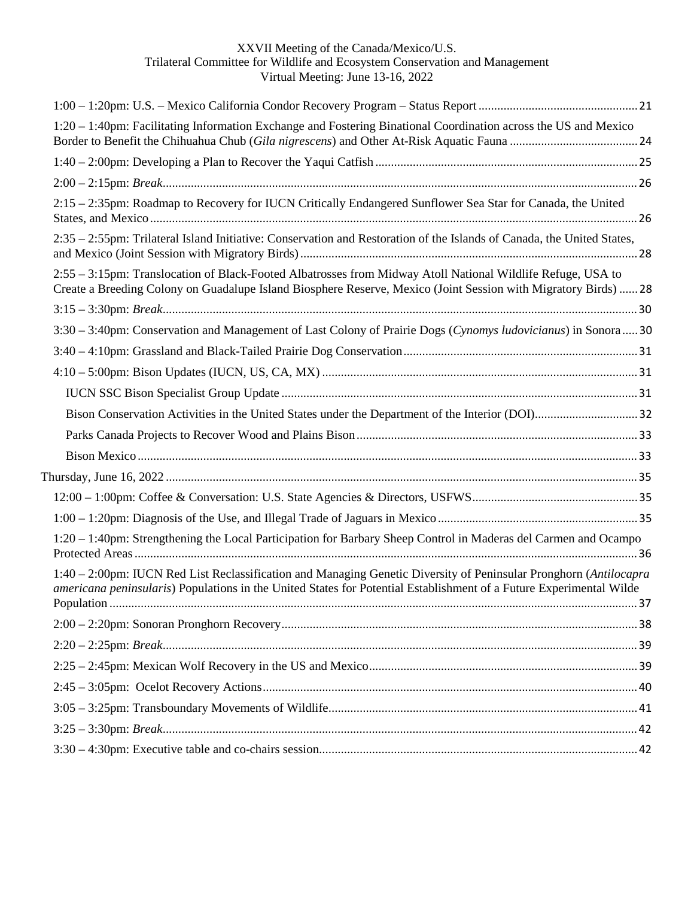XXVII Meeting of the Canada/Mexico/U.S.
Trilateral Committee for Wildlife and Ecosystem Conservation and Management
Virtual Meeting: June 13-16, 2022

- 1:00 – 1:20pm: U.S. – Mexico California Condor Recovery Program – Status Report ........ 21
- 1:20 – 1:40pm: Facilitating Information Exchange and Fostering Binational Coordination across the US and Mexico Border to Benefit the Chihuahua Chub (*Gila nigrescens*) and Other At-Risk Aquatic Fauna ........ 24
- 1:40 – 2:00pm: Developing a Plan to Recover the Yaqui Catfish ........ 25
- 2:00 – 2:15pm: *Break* ........ 26
- 2:15 – 2:35pm: Roadmap to Recovery for IUCN Critically Endangered Sunflower Sea Star for Canada, the United States, and Mexico ........ 26
- 2:35 – 2:55pm: Trilateral Island Initiative: Conservation and Restoration of the Islands of Canada, the United States, and Mexico (Joint Session with Migratory Birds) ........ 28
- 2:55 – 3:15pm: Translocation of Black-Footed Albatrosses from Midway Atoll National Wildlife Refuge, USA to Create a Breeding Colony on Guadalupe Island Biosphere Reserve, Mexico (Joint Session with Migratory Birds) ........ 28
- 3:15 – 3:30pm: *Break* ........ 30
- 3:30 – 3:40pm: Conservation and Management of Last Colony of Prairie Dogs (*Cynomys ludovicianus*) in Sonora ........ 30
- 3:40 – 4:10pm: Grassland and Black-Tailed Prairie Dog Conservation ........ 31
- 4:10 – 5:00pm: Bison Updates (IUCN, US, CA, MX) ........ 31
  - IUCN SSC Bison Specialist Group Update ........ 31
  - Bison Conservation Activities in the United States under the Department of the Interior (DOI) ........ 32
  - Parks Canada Projects to Recover Wood and Plains Bison ........ 33
  - Bison Mexico ........ 33

Thursday, June 16, 2022 ........ 35

- 12:00 – 1:00pm: Coffee & Conversation: U.S. State Agencies & Directors, USFWS ........ 35
- 1:00 – 1:20pm: Diagnosis of the Use, and Illegal Trade of Jaguars in Mexico ........ 35
- 1:20 – 1:40pm: Strengthening the Local Participation for Barbary Sheep Control in Maderas del Carmen and Ocampo Protected Areas ........ 36
- 1:40 – 2:00pm: IUCN Red List Reclassification and Managing Genetic Diversity of Peninsular Pronghorn (*Antilocapra americana peninsularis*) Populations in the United States for Potential Establishment of a Future Experimental Wilde Population ........ 37
- 2:00 – 2:20pm: Sonoran Pronghorn Recovery ........ 38
- 2:20 – 2:25pm: *Break* ........ 39
- 2:25 – 2:45pm: Mexican Wolf Recovery in the US and Mexico ........ 39
- 2:45 – 3:05pm: Ocelot Recovery Actions ........ 40
- 3:05 – 3:25pm: Transboundary Movements of Wildlife ........ 41
- 3:25 – 3:30pm: *Break* ........ 42
- 3:30 – 4:30pm: Executive table and co-chairs session ........ 42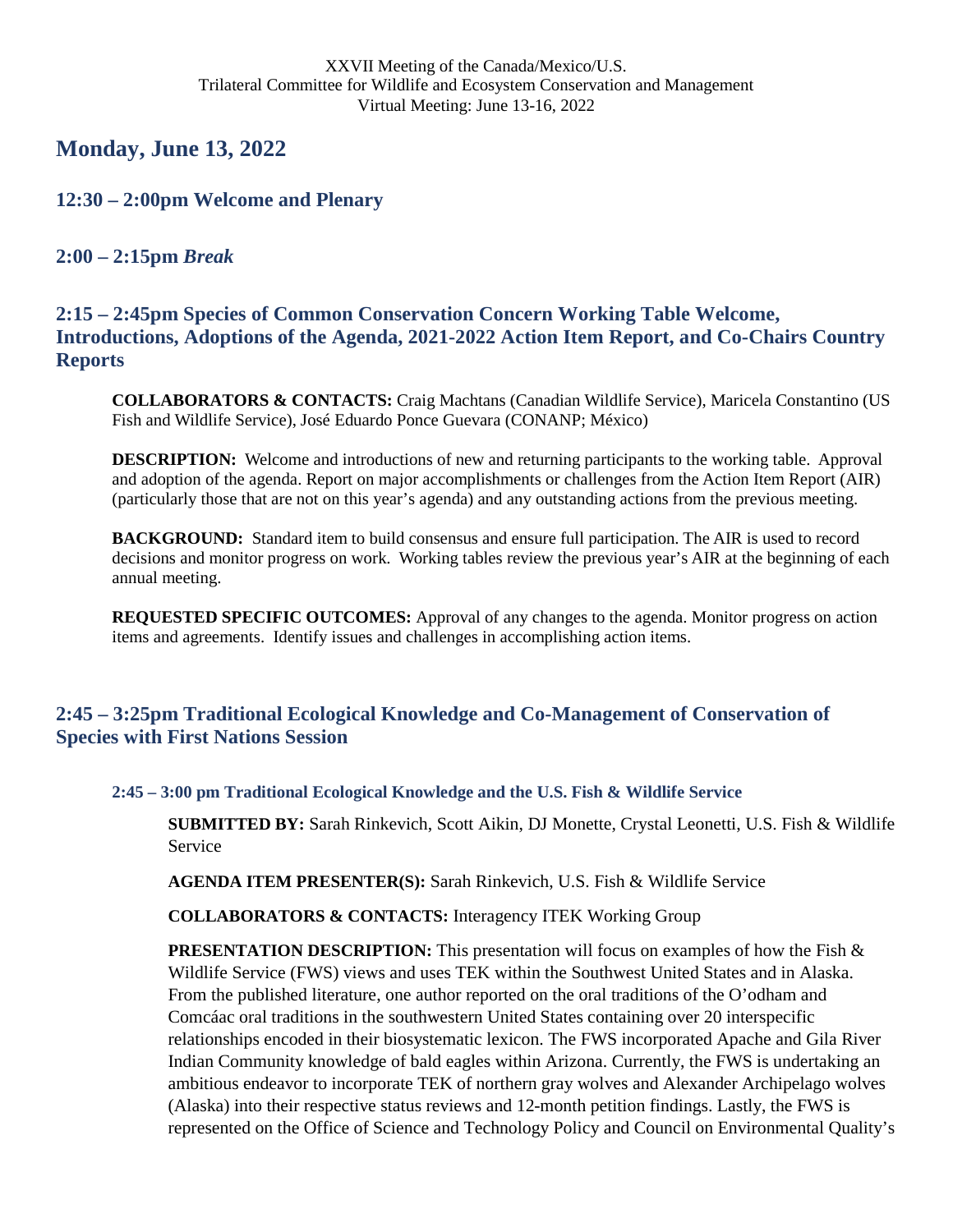XXVII Meeting of the Canada/Mexico/U.S.
Trilateral Committee for Wildlife and Ecosystem Conservation and Management
Virtual Meeting: June 13-16, 2022

## Monday, June 13, 2022

### 12:30 – 2:00pm Welcome and Plenary

### 2:00 – 2:15pm *Break*

### 2:15 – 2:45pm Species of Common Conservation Concern Working Table Welcome, Introductions, Adoptions of the Agenda, 2021-2022 Action Item Report, and Co-Chairs Country Reports

**COLLABORATORS & CONTACTS:** Craig Machtans (Canadian Wildlife Service), Maricela Constantino (US Fish and Wildlife Service), José Eduardo Ponce Guevara (CONANP; México)

**DESCRIPTION:** Welcome and introductions of new and returning participants to the working table. Approval and adoption of the agenda. Report on major accomplishments or challenges from the Action Item Report (AIR) (particularly those that are not on this year's agenda) and any outstanding actions from the previous meeting.

**BACKGROUND:** Standard item to build consensus and ensure full participation. The AIR is used to record decisions and monitor progress on work. Working tables review the previous year's AIR at the beginning of each annual meeting.

**REQUESTED SPECIFIC OUTCOMES:** Approval of any changes to the agenda. Monitor progress on action items and agreements. Identify issues and challenges in accomplishing action items.

### 2:45 – 3:25pm Traditional Ecological Knowledge and Co-Management of Conservation of Species with First Nations Session

#### 2:45 – 3:00 pm Traditional Ecological Knowledge and the U.S. Fish & Wildlife Service

**SUBMITTED BY:** Sarah Rinkevich, Scott Aikin, DJ Monette, Crystal Leonetti, U.S. Fish & Wildlife Service

**AGENDA ITEM PRESENTER(S):** Sarah Rinkevich, U.S. Fish & Wildlife Service

**COLLABORATORS & CONTACTS:** Interagency ITEK Working Group

**PRESENTATION DESCRIPTION:** This presentation will focus on examples of how the Fish & Wildlife Service (FWS) views and uses TEK within the Southwest United States and in Alaska. From the published literature, one author reported on the oral traditions of the O'odham and Comcáac oral traditions in the southwestern United States containing over 20 interspecific relationships encoded in their biosystematic lexicon. The FWS incorporated Apache and Gila River Indian Community knowledge of bald eagles within Arizona. Currently, the FWS is undertaking an ambitious endeavor to incorporate TEK of northern gray wolves and Alexander Archipelago wolves (Alaska) into their respective status reviews and 12-month petition findings. Lastly, the FWS is represented on the Office of Science and Technology Policy and Council on Environmental Quality's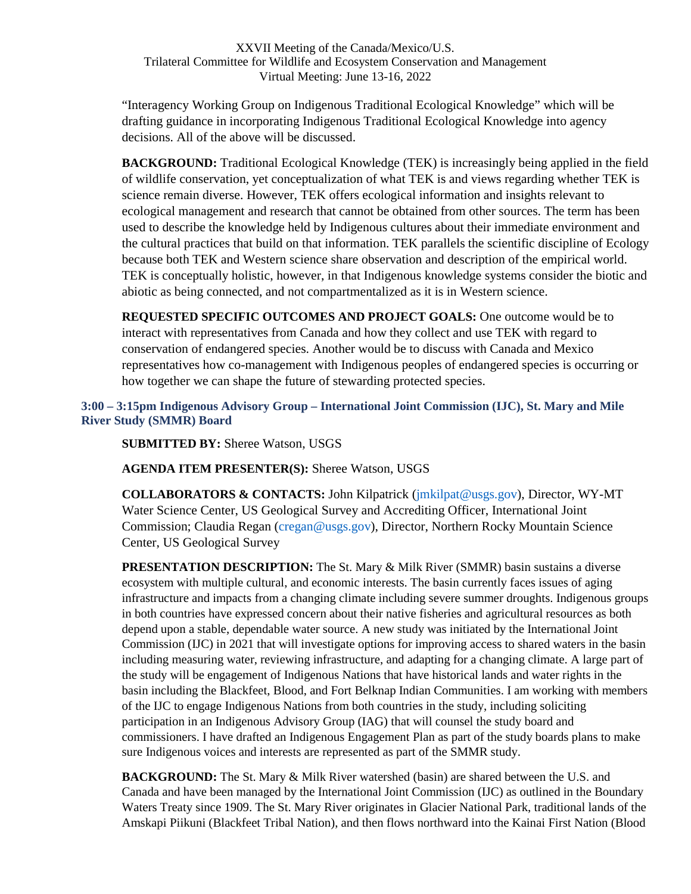“Interagency Working Group on Indigenous Traditional Ecological Knowledge” which will be drafting guidance in incorporating Indigenous Traditional Ecological Knowledge into agency decisions. All of the above will be discussed.

**BACKGROUND:** Traditional Ecological Knowledge (TEK) is increasingly being applied in the field of wildlife conservation, yet conceptualization of what TEK is and views regarding whether TEK is science remain diverse. However, TEK offers ecological information and insights relevant to ecological management and research that cannot be obtained from other sources. The term has been used to describe the knowledge held by Indigenous cultures about their immediate environment and the cultural practices that build on that information. TEK parallels the scientific discipline of Ecology because both TEK and Western science share observation and description of the empirical world. TEK is conceptually holistic, however, in that Indigenous knowledge systems consider the biotic and abiotic as being connected, and not compartmentalized as it is in Western science.

**REQUESTED SPECIFIC OUTCOMES AND PROJECT GOALS:** One outcome would be to interact with representatives from Canada and how they collect and use TEK with regard to conservation of endangered species. Another would be to discuss with Canada and Mexico representatives how co-management with Indigenous peoples of endangered species is occurring or how together we can shape the future of stewarding protected species.

### 3:00 – 3:15pm Indigenous Advisory Group – International Joint Commission (IJC), St. Mary and Mile River Study (SMMR) Board

**SUBMITTED BY:** Sheree Watson, USGS

**AGENDA ITEM PRESENTER(S):** Sheree Watson, USGS

**COLLABORATORS & CONTACTS:** John Kilpatrick (jmkilpat@usgs.gov), Director, WY-MT Water Science Center, US Geological Survey and Accrediting Officer, International Joint Commission; Claudia Regan (cregan@usgs.gov), Director, Northern Rocky Mountain Science Center, US Geological Survey

**PRESENTATION DESCRIPTION:** The St. Mary & Milk River (SMMR) basin sustains a diverse ecosystem with multiple cultural, and economic interests. The basin currently faces issues of aging infrastructure and impacts from a changing climate including severe summer droughts. Indigenous groups in both countries have expressed concern about their native fisheries and agricultural resources as both depend upon a stable, dependable water source. A new study was initiated by the International Joint Commission (IJC) in 2021 that will investigate options for improving access to shared waters in the basin including measuring water, reviewing infrastructure, and adapting for a changing climate. A large part of the study will be engagement of Indigenous Nations that have historical lands and water rights in the basin including the Blackfeet, Blood, and Fort Belknap Indian Communities. I am working with members of the IJC to engage Indigenous Nations from both countries in the study, including soliciting participation in an Indigenous Advisory Group (IAG) that will counsel the study board and commissioners. I have drafted an Indigenous Engagement Plan as part of the study boards plans to make sure Indigenous voices and interests are represented as part of the SMMR study.

**BACKGROUND:** The St. Mary & Milk River watershed (basin) are shared between the U.S. and Canada and have been managed by the International Joint Commission (IJC) as outlined in the Boundary Waters Treaty since 1909. The St. Mary River originates in Glacier National Park, traditional lands of the Amskapi Piikuni (Blackfeet Tribal Nation), and then flows northward into the Kainai First Nation (Blood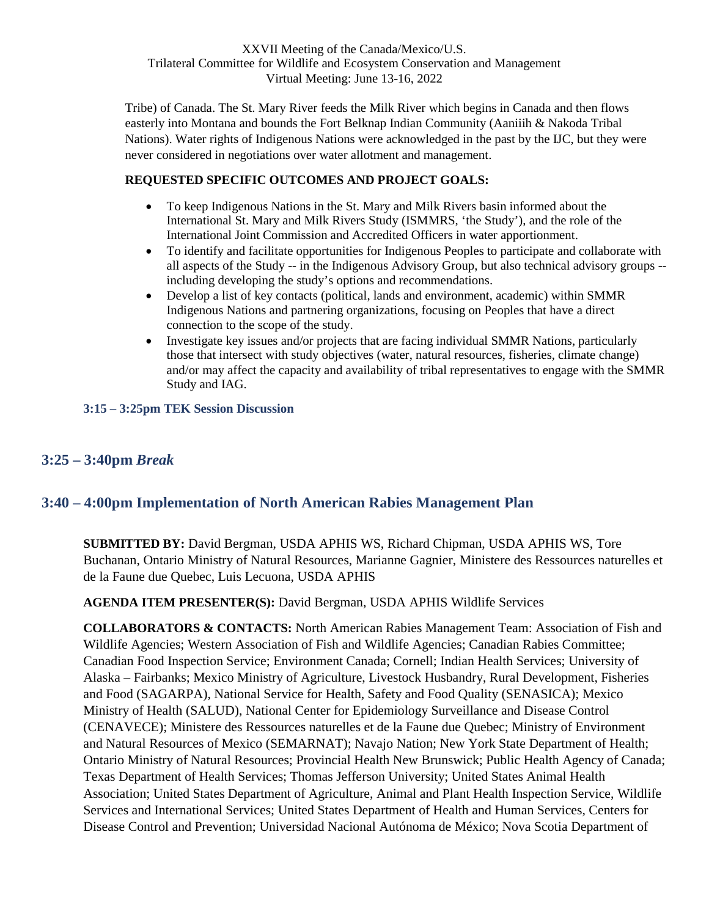Tribe) of Canada. The St. Mary River feeds the Milk River which begins in Canada and then flows easterly into Montana and bounds the Fort Belknap Indian Community (Aaniiih & Nakoda Tribal Nations). Water rights of Indigenous Nations were acknowledged in the past by the IJC, but they were never considered in negotiations over water allotment and management.

**REQUESTED SPECIFIC OUTCOMES AND PROJECT GOALS:**

- To keep Indigenous Nations in the St. Mary and Milk Rivers basin informed about the International St. Mary and Milk Rivers Study (ISMMRS, 'the Study'), and the role of the International Joint Commission and Accredited Officers in water apportionment.
- To identify and facilitate opportunities for Indigenous Peoples to participate and collaborate with all aspects of the Study -- in the Indigenous Advisory Group, but also technical advisory groups -- including developing the study's options and recommendations.
- Develop a list of key contacts (political, lands and environment, academic) within SMMR Indigenous Nations and partnering organizations, focusing on Peoples that have a direct connection to the scope of the study.
- Investigate key issues and/or projects that are facing individual SMMR Nations, particularly those that intersect with study objectives (water, natural resources, fisheries, climate change) and/or may affect the capacity and availability of tribal representatives to engage with the SMMR Study and IAG.

**3:15 – 3:25pm TEK Session Discussion**

## 3:25 – 3:40pm *Break*

## 3:40 – 4:00pm Implementation of North American Rabies Management Plan

**SUBMITTED BY:** David Bergman, USDA APHIS WS, Richard Chipman, USDA APHIS WS, Tore Buchanan, Ontario Ministry of Natural Resources, Marianne Gagnier, Ministere des Ressources naturelles et de la Faune due Quebec, Luis Lecuona, USDA APHIS

**AGENDA ITEM PRESENTER(S):** David Bergman, USDA APHIS Wildlife Services

**COLLABORATORS & CONTACTS:** North American Rabies Management Team: Association of Fish and Wildlife Agencies; Western Association of Fish and Wildlife Agencies; Canadian Rabies Committee; Canadian Food Inspection Service; Environment Canada; Cornell; Indian Health Services; University of Alaska – Fairbanks; Mexico Ministry of Agriculture, Livestock Husbandry, Rural Development, Fisheries and Food (SAGARPA), National Service for Health, Safety and Food Quality (SENASICA); Mexico Ministry of Health (SALUD), National Center for Epidemiology Surveillance and Disease Control (CENAVECE); Ministere des Ressources naturelles et de la Faune due Quebec; Ministry of Environment and Natural Resources of Mexico (SEMARNAT); Navajo Nation; New York State Department of Health; Ontario Ministry of Natural Resources; Provincial Health New Brunswick; Public Health Agency of Canada; Texas Department of Health Services; Thomas Jefferson University; United States Animal Health Association; United States Department of Agriculture, Animal and Plant Health Inspection Service, Wildlife Services and International Services; United States Department of Health and Human Services, Centers for Disease Control and Prevention; Universidad Nacional Autónoma de México; Nova Scotia Department of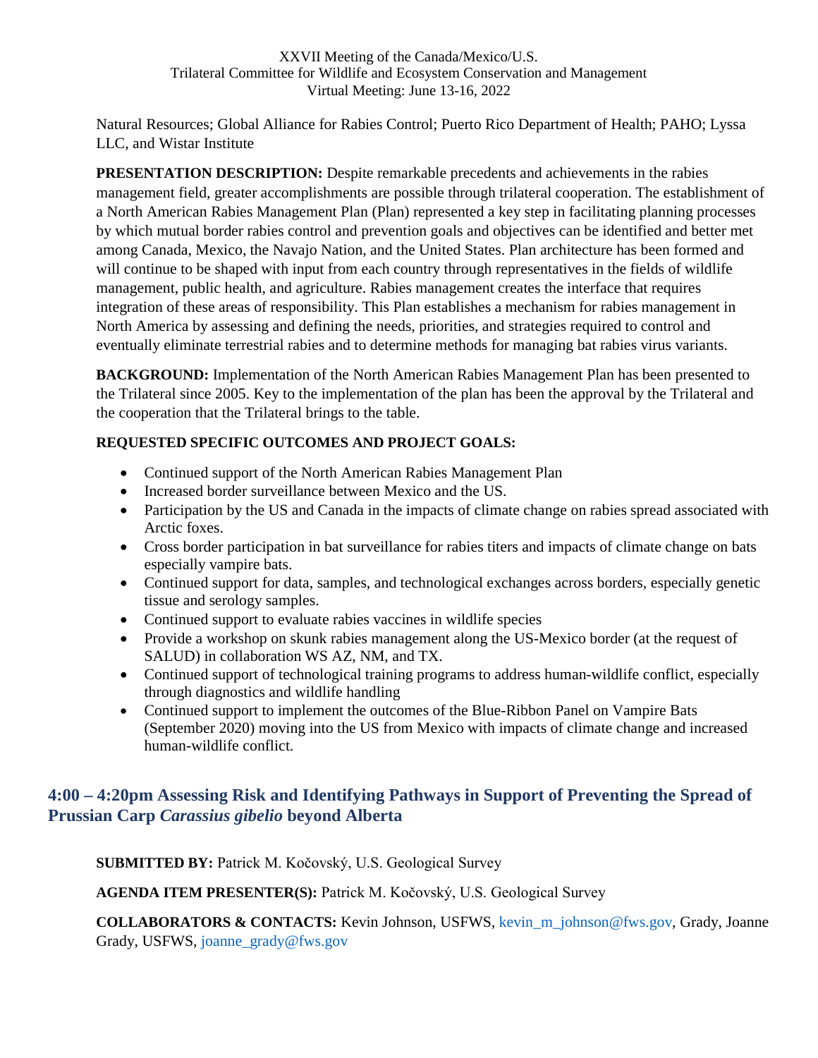Natural Resources; Global Alliance for Rabies Control; Puerto Rico Department of Health; PAHO; Lyssa LLC, and Wistar Institute

**PRESENTATION DESCRIPTION:** Despite remarkable precedents and achievements in the rabies management field, greater accomplishments are possible through trilateral cooperation. The establishment of a North American Rabies Management Plan (Plan) represented a key step in facilitating planning processes by which mutual border rabies control and prevention goals and objectives can be identified and better met among Canada, Mexico, the Navajo Nation, and the United States. Plan architecture has been formed and will continue to be shaped with input from each country through representatives in the fields of wildlife management, public health, and agriculture. Rabies management creates the interface that requires integration of these areas of responsibility. This Plan establishes a mechanism for rabies management in North America by assessing and defining the needs, priorities, and strategies required to control and eventually eliminate terrestrial rabies and to determine methods for managing bat rabies virus variants.

**BACKGROUND:** Implementation of the North American Rabies Management Plan has been presented to the Trilateral since 2005. Key to the implementation of the plan has been the approval by the Trilateral and the cooperation that the Trilateral brings to the table.

**REQUESTED SPECIFIC OUTCOMES AND PROJECT GOALS:**

- Continued support of the North American Rabies Management Plan
- Increased border surveillance between Mexico and the US.
- Participation by the US and Canada in the impacts of climate change on rabies spread associated with Arctic foxes.
- Cross border participation in bat surveillance for rabies titers and impacts of climate change on bats especially vampire bats.
- Continued support for data, samples, and technological exchanges across borders, especially genetic tissue and serology samples.
- Continued support to evaluate rabies vaccines in wildlife species
- Provide a workshop on skunk rabies management along the US-Mexico border (at the request of SALUD) in collaboration WS AZ, NM, and TX.
- Continued support of technological training programs to address human-wildlife conflict, especially through diagnostics and wildlife handling
- Continued support to implement the outcomes of the Blue-Ribbon Panel on Vampire Bats (September 2020) moving into the US from Mexico with impacts of climate change and increased human-wildlife conflict.

## 4:00 – 4:20pm Assessing Risk and Identifying Pathways in Support of Preventing the Spread of Prussian Carp *Carassius gibelio* beyond Alberta

**SUBMITTED BY:** Patrick M. Kočovský, U.S. Geological Survey

**AGENDA ITEM PRESENTER(S):** Patrick M. Kočovský, U.S. Geological Survey

**COLLABORATORS & CONTACTS:** Kevin Johnson, USFWS, kevin_m_johnson@fws.gov, Grady, Joanne Grady, USFWS, joanne_grady@fws.gov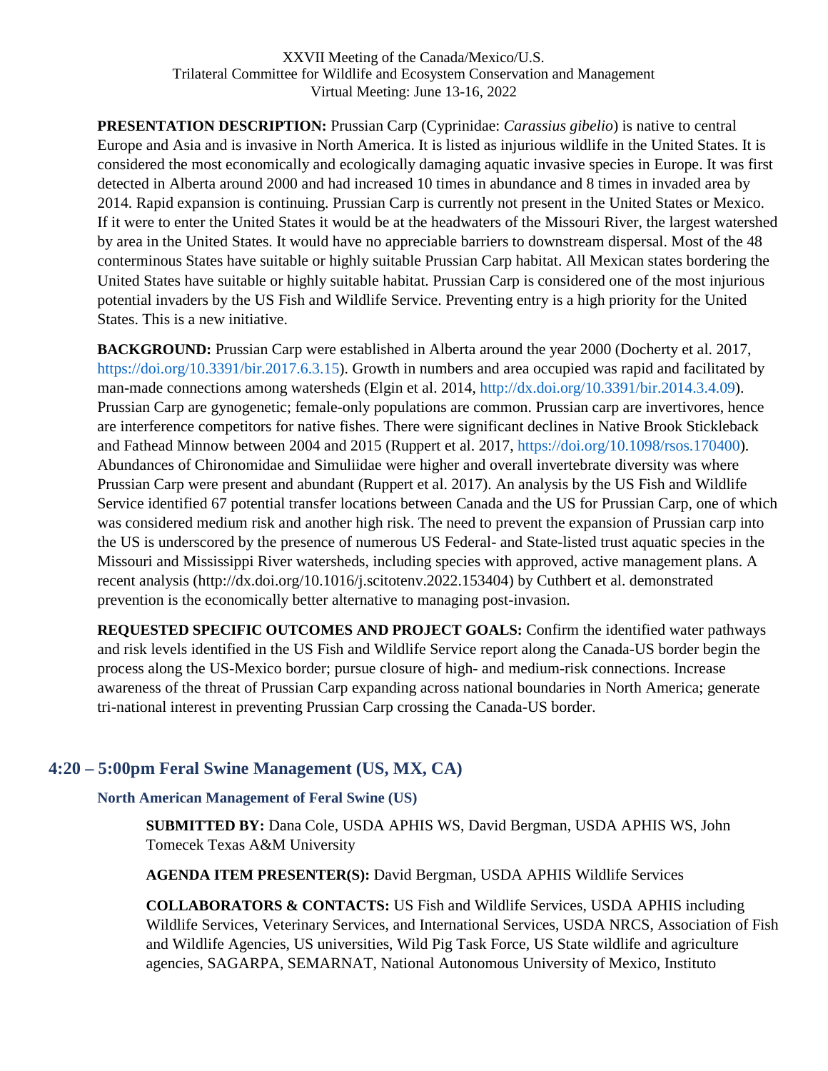**PRESENTATION DESCRIPTION:** Prussian Carp (Cyprinidae: *Carassius gibelio*) is native to central Europe and Asia and is invasive in North America. It is listed as injurious wildlife in the United States. It is considered the most economically and ecologically damaging aquatic invasive species in Europe. It was first detected in Alberta around 2000 and had increased 10 times in abundance and 8 times in invaded area by 2014. Rapid expansion is continuing. Prussian Carp is currently not present in the United States or Mexico. If it were to enter the United States it would be at the headwaters of the Missouri River, the largest watershed by area in the United States. It would have no appreciable barriers to downstream dispersal. Most of the 48 conterminous States have suitable or highly suitable Prussian Carp habitat. All Mexican states bordering the United States have suitable or highly suitable habitat. Prussian Carp is considered one of the most injurious potential invaders by the US Fish and Wildlife Service. Preventing entry is a high priority for the United States. This is a new initiative.

**BACKGROUND:** Prussian Carp were established in Alberta around the year 2000 (Docherty et al. 2017, https://doi.org/10.3391/bir.2017.6.3.15). Growth in numbers and area occupied was rapid and facilitated by man-made connections among watersheds (Elgin et al. 2014, http://dx.doi.org/10.3391/bir.2014.3.4.09). Prussian Carp are gynogenetic; female-only populations are common. Prussian carp are invertivores, hence are interference competitors for native fishes. There were significant declines in Native Brook Stickleback and Fathead Minnow between 2004 and 2015 (Ruppert et al. 2017, https://doi.org/10.1098/rsos.170400). Abundances of Chironomidae and Simuliidae were higher and overall invertebrate diversity was where Prussian Carp were present and abundant (Ruppert et al. 2017). An analysis by the US Fish and Wildlife Service identified 67 potential transfer locations between Canada and the US for Prussian Carp, one of which was considered medium risk and another high risk. The need to prevent the expansion of Prussian carp into the US is underscored by the presence of numerous US Federal- and State-listed trust aquatic species in the Missouri and Mississippi River watersheds, including species with approved, active management plans. A recent analysis (http://dx.doi.org/10.1016/j.scitotenv.2022.153404) by Cuthbert et al. demonstrated prevention is the economically better alternative to managing post-invasion.

**REQUESTED SPECIFIC OUTCOMES AND PROJECT GOALS:** Confirm the identified water pathways and risk levels identified in the US Fish and Wildlife Service report along the Canada-US border begin the process along the US-Mexico border; pursue closure of high- and medium-risk connections. Increase awareness of the threat of Prussian Carp expanding across national boundaries in North America; generate tri-national interest in preventing Prussian Carp crossing the Canada-US border.

## 4:20 – 5:00pm Feral Swine Management (US, MX, CA)

### North American Management of Feral Swine (US)

**SUBMITTED BY:** Dana Cole, USDA APHIS WS, David Bergman, USDA APHIS WS, John Tomecek Texas A&M University

**AGENDA ITEM PRESENTER(S):** David Bergman, USDA APHIS Wildlife Services

**COLLABORATORS & CONTACTS:** US Fish and Wildlife Services, USDA APHIS including Wildlife Services, Veterinary Services, and International Services, USDA NRCS, Association of Fish and Wildlife Agencies, US universities, Wild Pig Task Force, US State wildlife and agriculture agencies, SAGARPA, SEMARNAT, National Autonomous University of Mexico, Instituto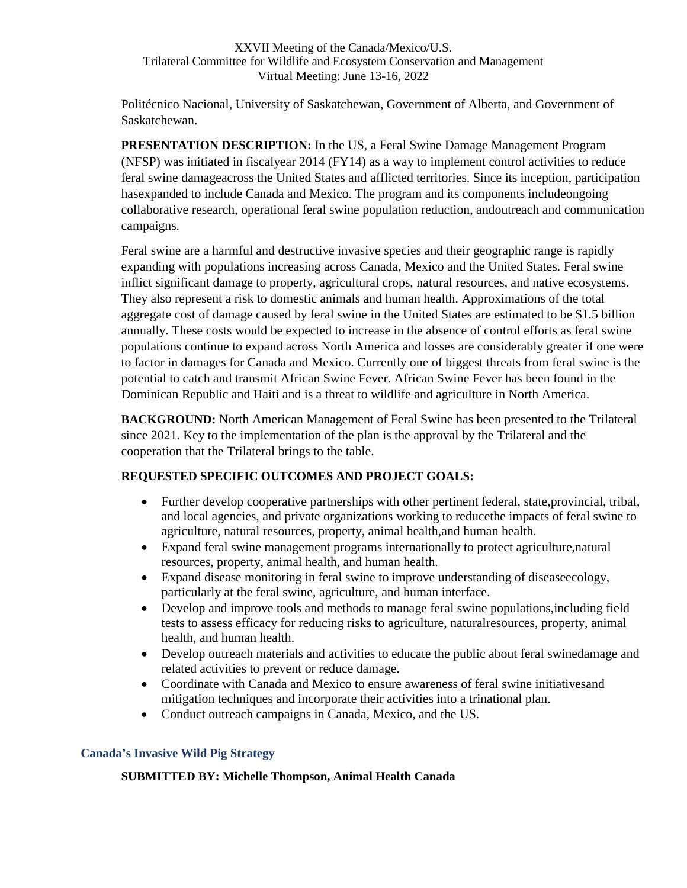Politécnico Nacional, University of Saskatchewan, Government of Alberta, and Government of Saskatchewan.

**PRESENTATION DESCRIPTION:** In the US, a Feral Swine Damage Management Program (NFSP) was initiated in fiscalyear 2014 (FY14) as a way to implement control activities to reduce feral swine damageacross the United States and afflicted territories. Since its inception, participation hasexpanded to include Canada and Mexico. The program and its components includeongoing collaborative research, operational feral swine population reduction, andoutreach and communication campaigns.

Feral swine are a harmful and destructive invasive species and their geographic range is rapidly expanding with populations increasing across Canada, Mexico and the United States. Feral swine inflict significant damage to property, agricultural crops, natural resources, and native ecosystems. They also represent a risk to domestic animals and human health. Approximations of the total aggregate cost of damage caused by feral swine in the United States are estimated to be $1.5 billion annually. These costs would be expected to increase in the absence of control efforts as feral swine populations continue to expand across North America and losses are considerably greater if one were to factor in damages for Canada and Mexico. Currently one of biggest threats from feral swine is the potential to catch and transmit African Swine Fever. African Swine Fever has been found in the Dominican Republic and Haiti and is a threat to wildlife and agriculture in North America.

**BACKGROUND:** North American Management of Feral Swine has been presented to the Trilateral since 2021. Key to the implementation of the plan is the approval by the Trilateral and the cooperation that the Trilateral brings to the table.

**REQUESTED SPECIFIC OUTCOMES AND PROJECT GOALS:**

- Further develop cooperative partnerships with other pertinent federal, state,provincial, tribal, and local agencies, and private organizations working to reducethe impacts of feral swine to agriculture, natural resources, property, animal health,and human health.
- Expand feral swine management programs internationally to protect agriculture,natural resources, property, animal health, and human health.
- Expand disease monitoring in feral swine to improve understanding of diseaseecology, particularly at the feral swine, agriculture, and human interface.
- Develop and improve tools and methods to manage feral swine populations,including field tests to assess efficacy for reducing risks to agriculture, naturalresources, property, animal health, and human health.
- Develop outreach materials and activities to educate the public about feral swinedamage and related activities to prevent or reduce damage.
- Coordinate with Canada and Mexico to ensure awareness of feral swine initiativesand mitigation techniques and incorporate their activities into a trinational plan.
- Conduct outreach campaigns in Canada, Mexico, and the US.

### Canada's Invasive Wild Pig Strategy

**SUBMITTED BY: Michelle Thompson, Animal Health Canada**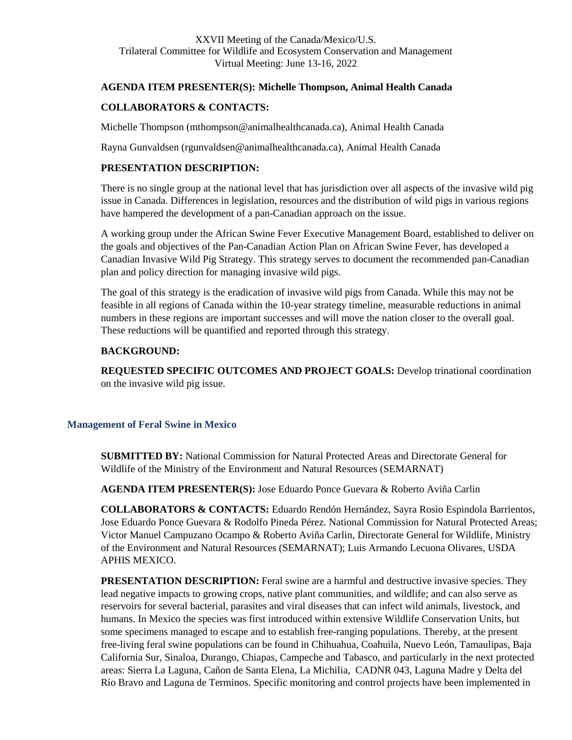XXVII Meeting of the Canada/Mexico/U.S.
Trilateral Committee for Wildlife and Ecosystem Conservation and Management
Virtual Meeting: June 13-16, 2022

**AGENDA ITEM PRESENTER(S): Michelle Thompson, Animal Health Canada**

**COLLABORATORS & CONTACTS:**

Michelle Thompson (mthompson@animalhealthcanada.ca), Animal Health Canada

Rayna Gunvaldsen (rgunvaldsen@animalhealthcanada.ca), Animal Health Canada

**PRESENTATION DESCRIPTION:**

There is no single group at the national level that has jurisdiction over all aspects of the invasive wild pig issue in Canada. Differences in legislation, resources and the distribution of wild pigs in various regions have hampered the development of a pan-Canadian approach on the issue.

A working group under the African Swine Fever Executive Management Board, established to deliver on the goals and objectives of the Pan-Canadian Action Plan on African Swine Fever, has developed a Canadian Invasive Wild Pig Strategy. This strategy serves to document the recommended pan-Canadian plan and policy direction for managing invasive wild pigs.

The goal of this strategy is the eradication of invasive wild pigs from Canada. While this may not be feasible in all regions of Canada within the 10-year strategy timeline, measurable reductions in animal numbers in these regions are important successes and will move the nation closer to the overall goal. These reductions will be quantified and reported through this strategy.

**BACKGROUND:**

**REQUESTED SPECIFIC OUTCOMES AND PROJECT GOALS:** Develop trinational coordination on the invasive wild pig issue.

### Management of Feral Swine in Mexico

**SUBMITTED BY:** National Commission for Natural Protected Areas and Directorate General for Wildlife of the Ministry of the Environment and Natural Resources (SEMARNAT)

**AGENDA ITEM PRESENTER(S):** Jose Eduardo Ponce Guevara & Roberto Aviña Carlin

**COLLABORATORS & CONTACTS:** Eduardo Rendón Hernández, Sayra Rosio Espindola Barrientos, Jose Eduardo Ponce Guevara & Rodolfo Pineda Pérez. National Commission for Natural Protected Areas; Victor Manuel Campuzano Ocampo & Roberto Aviña Carlin, Directorate General for Wildlife, Ministry of the Environment and Natural Resources (SEMARNAT); Luis Armando Lecuona Olivares, USDA APHIS MEXICO.

**PRESENTATION DESCRIPTION:** Feral swine are a harmful and destructive invasive species. They lead negative impacts to growing crops, native plant communities, and wildlife; and can also serve as reservoirs for several bacterial, parasites and viral diseases that can infect wild animals, livestock, and humans. In Mexico the species was first introduced within extensive Wildlife Conservation Units, but some specimens managed to escape and to establish free-ranging populations. Thereby, at the present free-living feral swine populations can be found in Chihuahua, Coahuila, Nuevo León, Tamaulipas, Baja California Sur, Sinaloa, Durango, Chiapas, Campeche and Tabasco, and particularly in the next protected areas: Sierra La Laguna, Cañon de Santa Elena, La Michilia, CADNR 043, Laguna Madre y Delta del Río Bravo and Laguna de Terminos. Specific monitoring and control projects have been implemented in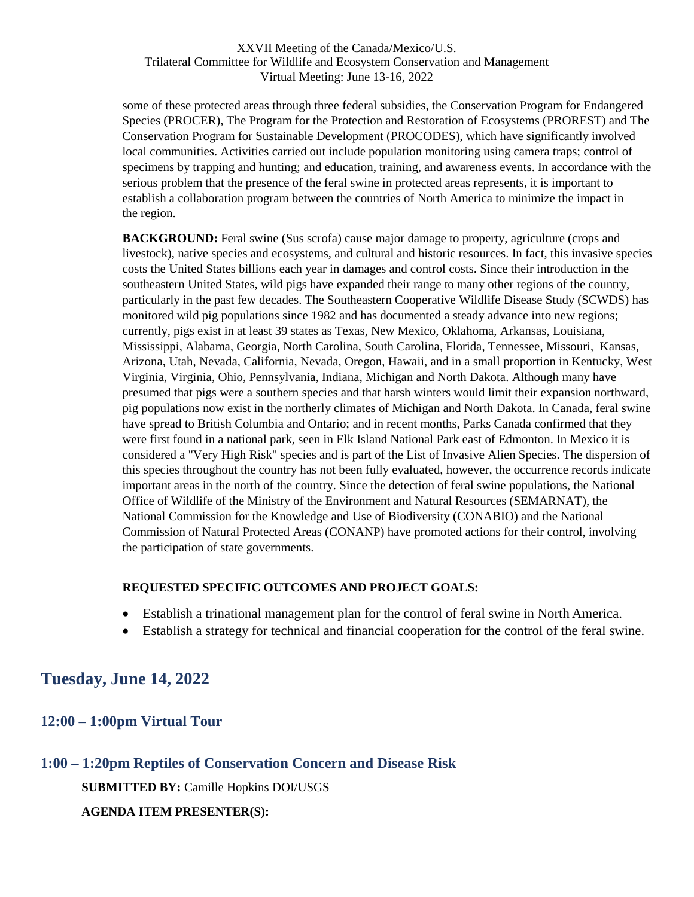some of these protected areas through three federal subsidies, the Conservation Program for Endangered Species (PROCER), The Program for the Protection and Restoration of Ecosystems (PROREST) and The Conservation Program for Sustainable Development (PROCODES), which have significantly involved local communities. Activities carried out include population monitoring using camera traps; control of specimens by trapping and hunting; and education, training, and awareness events. In accordance with the serious problem that the presence of the feral swine in protected areas represents, it is important to establish a collaboration program between the countries of North America to minimize the impact in the region.

**BACKGROUND:** Feral swine (Sus scrofa) cause major damage to property, agriculture (crops and livestock), native species and ecosystems, and cultural and historic resources. In fact, this invasive species costs the United States billions each year in damages and control costs. Since their introduction in the southeastern United States, wild pigs have expanded their range to many other regions of the country, particularly in the past few decades. The Southeastern Cooperative Wildlife Disease Study (SCWDS) has monitored wild pig populations since 1982 and has documented a steady advance into new regions; currently, pigs exist in at least 39 states as Texas, New Mexico, Oklahoma, Arkansas, Louisiana, Mississippi, Alabama, Georgia, North Carolina, South Carolina, Florida, Tennessee, Missouri, Kansas, Arizona, Utah, Nevada, California, Nevada, Oregon, Hawaii, and in a small proportion in Kentucky, West Virginia, Virginia, Ohio, Pennsylvania, Indiana, Michigan and North Dakota. Although many have presumed that pigs were a southern species and that harsh winters would limit their expansion northward, pig populations now exist in the northerly climates of Michigan and North Dakota. In Canada, feral swine have spread to British Columbia and Ontario; and in recent months, Parks Canada confirmed that they were first found in a national park, seen in Elk Island National Park east of Edmonton. In Mexico it is considered a "Very High Risk" species and is part of the List of Invasive Alien Species. The dispersion of this species throughout the country has not been fully evaluated, however, the occurrence records indicate important areas in the north of the country. Since the detection of feral swine populations, the National Office of Wildlife of the Ministry of the Environment and Natural Resources (SEMARNAT), the National Commission for the Knowledge and Use of Biodiversity (CONABIO) and the National Commission of Natural Protected Areas (CONANP) have promoted actions for their control, involving the participation of state governments.

**REQUESTED SPECIFIC OUTCOMES AND PROJECT GOALS:**

- Establish a trinational management plan for the control of feral swine in North America.
- Establish a strategy for technical and financial cooperation for the control of the feral swine.

## Tuesday, June 14, 2022

### 12:00 – 1:00pm Virtual Tour

### 1:00 – 1:20pm Reptiles of Conservation Concern and Disease Risk

**SUBMITTED BY:** Camille Hopkins DOI/USGS

**AGENDA ITEM PRESENTER(S):**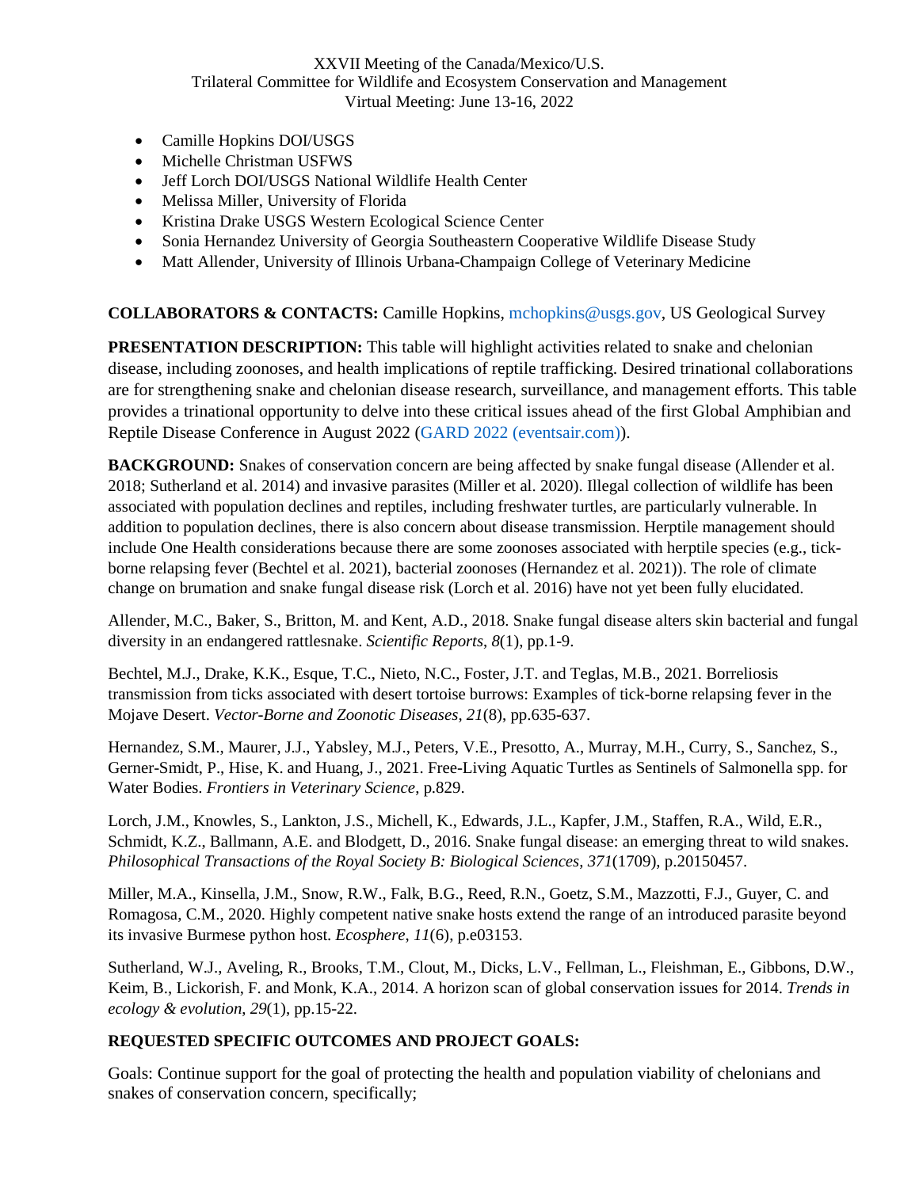- Camille Hopkins DOI/USGS
- Michelle Christman USFWS
- Jeff Lorch DOI/USGS National Wildlife Health Center
- Melissa Miller, University of Florida
- Kristina Drake USGS Western Ecological Science Center
- Sonia Hernandez University of Georgia Southeastern Cooperative Wildlife Disease Study
- Matt Allender, University of Illinois Urbana-Champaign College of Veterinary Medicine

**COLLABORATORS & CONTACTS:** Camille Hopkins, mchopkins@usgs.gov, US Geological Survey

**PRESENTATION DESCRIPTION:** This table will highlight activities related to snake and chelonian disease, including zoonoses, and health implications of reptile trafficking. Desired trinational collaborations are for strengthening snake and chelonian disease research, surveillance, and management efforts. This table provides a trinational opportunity to delve into these critical issues ahead of the first Global Amphibian and Reptile Disease Conference in August 2022 (GARD 2022 (eventsair.com)).

**BACKGROUND:** Snakes of conservation concern are being affected by snake fungal disease (Allender et al. 2018; Sutherland et al. 2014) and invasive parasites (Miller et al. 2020). Illegal collection of wildlife has been associated with population declines and reptiles, including freshwater turtles, are particularly vulnerable. In addition to population declines, there is also concern about disease transmission. Herptile management should include One Health considerations because there are some zoonoses associated with herptile species (e.g., tick-borne relapsing fever (Bechtel et al. 2021), bacterial zoonoses (Hernandez et al. 2021)). The role of climate change on brumation and snake fungal disease risk (Lorch et al. 2016) have not yet been fully elucidated.

Allender, M.C., Baker, S., Britton, M. and Kent, A.D., 2018. Snake fungal disease alters skin bacterial and fungal diversity in an endangered rattlesnake. *Scientific Reports*, *8*(1), pp.1-9.

Bechtel, M.J., Drake, K.K., Esque, T.C., Nieto, N.C., Foster, J.T. and Teglas, M.B., 2021. Borreliosis transmission from ticks associated with desert tortoise burrows: Examples of tick-borne relapsing fever in the Mojave Desert. *Vector-Borne and Zoonotic Diseases*, *21*(8), pp.635-637.

Hernandez, S.M., Maurer, J.J., Yabsley, M.J., Peters, V.E., Presotto, A., Murray, M.H., Curry, S., Sanchez, S., Gerner-Smidt, P., Hise, K. and Huang, J., 2021. Free-Living Aquatic Turtles as Sentinels of Salmonella spp. for Water Bodies. *Frontiers in Veterinary Science*, p.829.

Lorch, J.M., Knowles, S., Lankton, J.S., Michell, K., Edwards, J.L., Kapfer, J.M., Staffen, R.A., Wild, E.R., Schmidt, K.Z., Ballmann, A.E. and Blodgett, D., 2016. Snake fungal disease: an emerging threat to wild snakes. *Philosophical Transactions of the Royal Society B: Biological Sciences*, *371*(1709), p.20150457.

Miller, M.A., Kinsella, J.M., Snow, R.W., Falk, B.G., Reed, R.N., Goetz, S.M., Mazzotti, F.J., Guyer, C. and Romagosa, C.M., 2020. Highly competent native snake hosts extend the range of an introduced parasite beyond its invasive Burmese python host. *Ecosphere*, *11*(6), p.e03153.

Sutherland, W.J., Aveling, R., Brooks, T.M., Clout, M., Dicks, L.V., Fellman, L., Fleishman, E., Gibbons, D.W., Keim, B., Lickorish, F. and Monk, K.A., 2014. A horizon scan of global conservation issues for 2014. *Trends in ecology & evolution*, *29*(1), pp.15-22.

**REQUESTED SPECIFIC OUTCOMES AND PROJECT GOALS:**

Goals: Continue support for the goal of protecting the health and population viability of chelonians and snakes of conservation concern, specifically;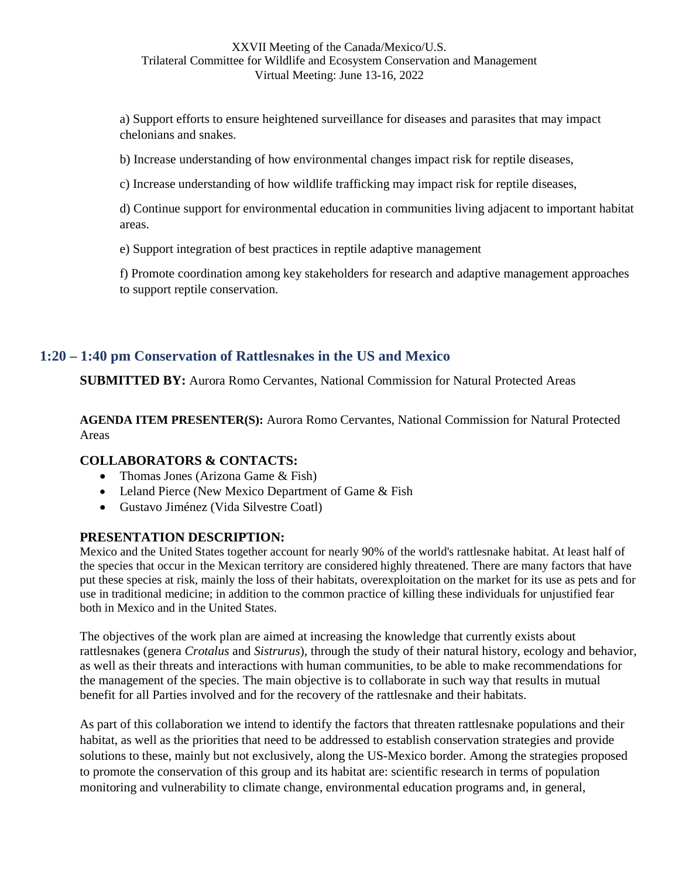a) Support efforts to ensure heightened surveillance for diseases and parasites that may impact chelonians and snakes.

b) Increase understanding of how environmental changes impact risk for reptile diseases,

c) Increase understanding of how wildlife trafficking may impact risk for reptile diseases,

d) Continue support for environmental education in communities living adjacent to important habitat areas.

e) Support integration of best practices in reptile adaptive management

f) Promote coordination among key stakeholders for research and adaptive management approaches to support reptile conservation.

## 1:20 – 1:40 pm Conservation of Rattlesnakes in the US and Mexico

**SUBMITTED BY:** Aurora Romo Cervantes, National Commission for Natural Protected Areas

**AGENDA ITEM PRESENTER(S):** Aurora Romo Cervantes, National Commission for Natural Protected Areas

### COLLABORATORS & CONTACTS:

- Thomas Jones (Arizona Game & Fish)
- Leland Pierce (New Mexico Department of Game & Fish
- Gustavo Jiménez (Vida Silvestre Coatl)

### PRESENTATION DESCRIPTION:

Mexico and the United States together account for nearly 90% of the world's rattlesnake habitat. At least half of the species that occur in the Mexican territory are considered highly threatened. There are many factors that have put these species at risk, mainly the loss of their habitats, overexploitation on the market for its use as pets and for use in traditional medicine; in addition to the common practice of killing these individuals for unjustified fear both in Mexico and in the United States.

The objectives of the work plan are aimed at increasing the knowledge that currently exists about rattlesnakes (genera *Crotalus* and *Sistrurus*), through the study of their natural history, ecology and behavior, as well as their threats and interactions with human communities, to be able to make recommendations for the management of the species. The main objective is to collaborate in such way that results in mutual benefit for all Parties involved and for the recovery of the rattlesnake and their habitats.

As part of this collaboration we intend to identify the factors that threaten rattlesnake populations and their habitat, as well as the priorities that need to be addressed to establish conservation strategies and provide solutions to these, mainly but not exclusively, along the US-Mexico border. Among the strategies proposed to promote the conservation of this group and its habitat are: scientific research in terms of population monitoring and vulnerability to climate change, environmental education programs and, in general,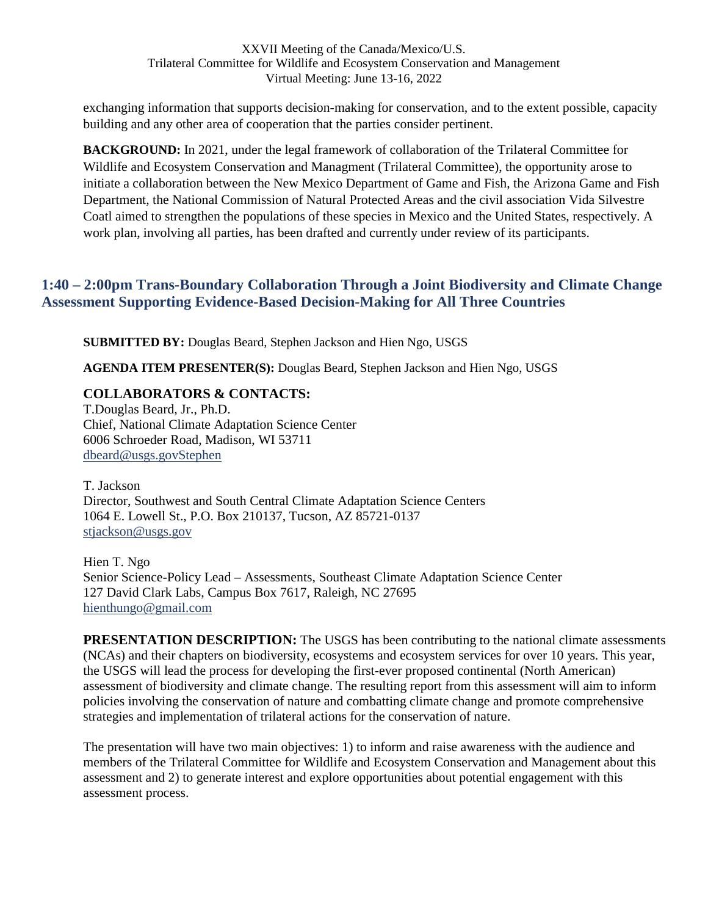exchanging information that supports decision-making for conservation, and to the extent possible, capacity building and any other area of cooperation that the parties consider pertinent.

**BACKGROUND:** In 2021, under the legal framework of collaboration of the Trilateral Committee for Wildlife and Ecosystem Conservation and Managment (Trilateral Committee), the opportunity arose to initiate a collaboration between the New Mexico Department of Game and Fish, the Arizona Game and Fish Department, the National Commission of Natural Protected Areas and the civil association Vida Silvestre Coatl aimed to strengthen the populations of these species in Mexico and the United States, respectively. A work plan, involving all parties, has been drafted and currently under review of its participants.

## 1:40 – 2:00pm Trans-Boundary Collaboration Through a Joint Biodiversity and Climate Change Assessment Supporting Evidence-Based Decision-Making for All Three Countries

**SUBMITTED BY:** Douglas Beard, Stephen Jackson and Hien Ngo, USGS

**AGENDA ITEM PRESENTER(S):** Douglas Beard, Stephen Jackson and Hien Ngo, USGS

### COLLABORATORS & CONTACTS:

T.Douglas Beard, Jr., Ph.D.
Chief, National Climate Adaptation Science Center
6006 Schroeder Road, Madison, WI 53711
dbeard@usgs.govStephen

T. Jackson
Director, Southwest and South Central Climate Adaptation Science Centers
1064 E. Lowell St., P.O. Box 210137, Tucson, AZ 85721-0137
stjackson@usgs.gov

Hien T. Ngo
Senior Science-Policy Lead – Assessments, Southeast Climate Adaptation Science Center
127 David Clark Labs, Campus Box 7617, Raleigh, NC 27695
hienthungo@gmail.com

**PRESENTATION DESCRIPTION:** The USGS has been contributing to the national climate assessments (NCAs) and their chapters on biodiversity, ecosystems and ecosystem services for over 10 years. This year, the USGS will lead the process for developing the first-ever proposed continental (North American) assessment of biodiversity and climate change. The resulting report from this assessment will aim to inform policies involving the conservation of nature and combatting climate change and promote comprehensive strategies and implementation of trilateral actions for the conservation of nature.

The presentation will have two main objectives: 1) to inform and raise awareness with the audience and members of the Trilateral Committee for Wildlife and Ecosystem Conservation and Management about this assessment and 2) to generate interest and explore opportunities about potential engagement with this assessment process.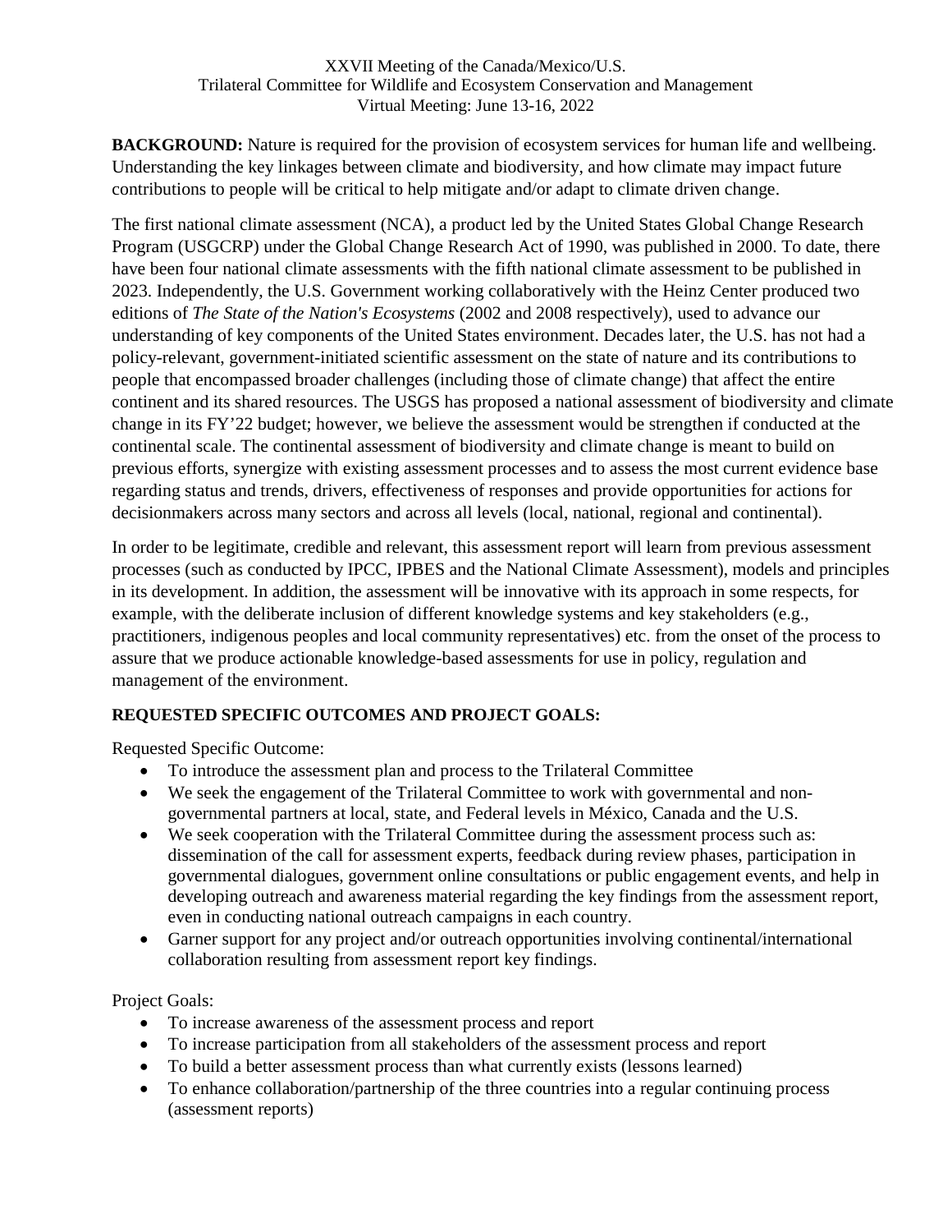XXVII Meeting of the Canada/Mexico/U.S.
Trilateral Committee for Wildlife and Ecosystem Conservation and Management
Virtual Meeting: June 13-16, 2022

**BACKGROUND:** Nature is required for the provision of ecosystem services for human life and wellbeing. Understanding the key linkages between climate and biodiversity, and how climate may impact future contributions to people will be critical to help mitigate and/or adapt to climate driven change.

The first national climate assessment (NCA), a product led by the United States Global Change Research Program (USGCRP) under the Global Change Research Act of 1990, was published in 2000. To date, there have been four national climate assessments with the fifth national climate assessment to be published in 2023. Independently, the U.S. Government working collaboratively with the Heinz Center produced two editions of *The State of the Nation's Ecosystems* (2002 and 2008 respectively), used to advance our understanding of key components of the United States environment. Decades later, the U.S. has not had a policy-relevant, government-initiated scientific assessment on the state of nature and its contributions to people that encompassed broader challenges (including those of climate change) that affect the entire continent and its shared resources. The USGS has proposed a national assessment of biodiversity and climate change in its FY'22 budget; however, we believe the assessment would be strengthen if conducted at the continental scale. The continental assessment of biodiversity and climate change is meant to build on previous efforts, synergize with existing assessment processes and to assess the most current evidence base regarding status and trends, drivers, effectiveness of responses and provide opportunities for actions for decisionmakers across many sectors and across all levels (local, national, regional and continental).

In order to be legitimate, credible and relevant, this assessment report will learn from previous assessment processes (such as conducted by IPCC, IPBES and the National Climate Assessment), models and principles in its development. In addition, the assessment will be innovative with its approach in some respects, for example, with the deliberate inclusion of different knowledge systems and key stakeholders (e.g., practitioners, indigenous peoples and local community representatives) etc. from the onset of the process to assure that we produce actionable knowledge-based assessments for use in policy, regulation and management of the environment.

**REQUESTED SPECIFIC OUTCOMES AND PROJECT GOALS:**

Requested Specific Outcome:

- To introduce the assessment plan and process to the Trilateral Committee
- We seek the engagement of the Trilateral Committee to work with governmental and non-governmental partners at local, state, and Federal levels in México, Canada and the U.S.
- We seek cooperation with the Trilateral Committee during the assessment process such as: dissemination of the call for assessment experts, feedback during review phases, participation in governmental dialogues, government online consultations or public engagement events, and help in developing outreach and awareness material regarding the key findings from the assessment report, even in conducting national outreach campaigns in each country.
- Garner support for any project and/or outreach opportunities involving continental/international collaboration resulting from assessment report key findings.

Project Goals:

- To increase awareness of the assessment process and report
- To increase participation from all stakeholders of the assessment process and report
- To build a better assessment process than what currently exists (lessons learned)
- To enhance collaboration/partnership of the three countries into a regular continuing process (assessment reports)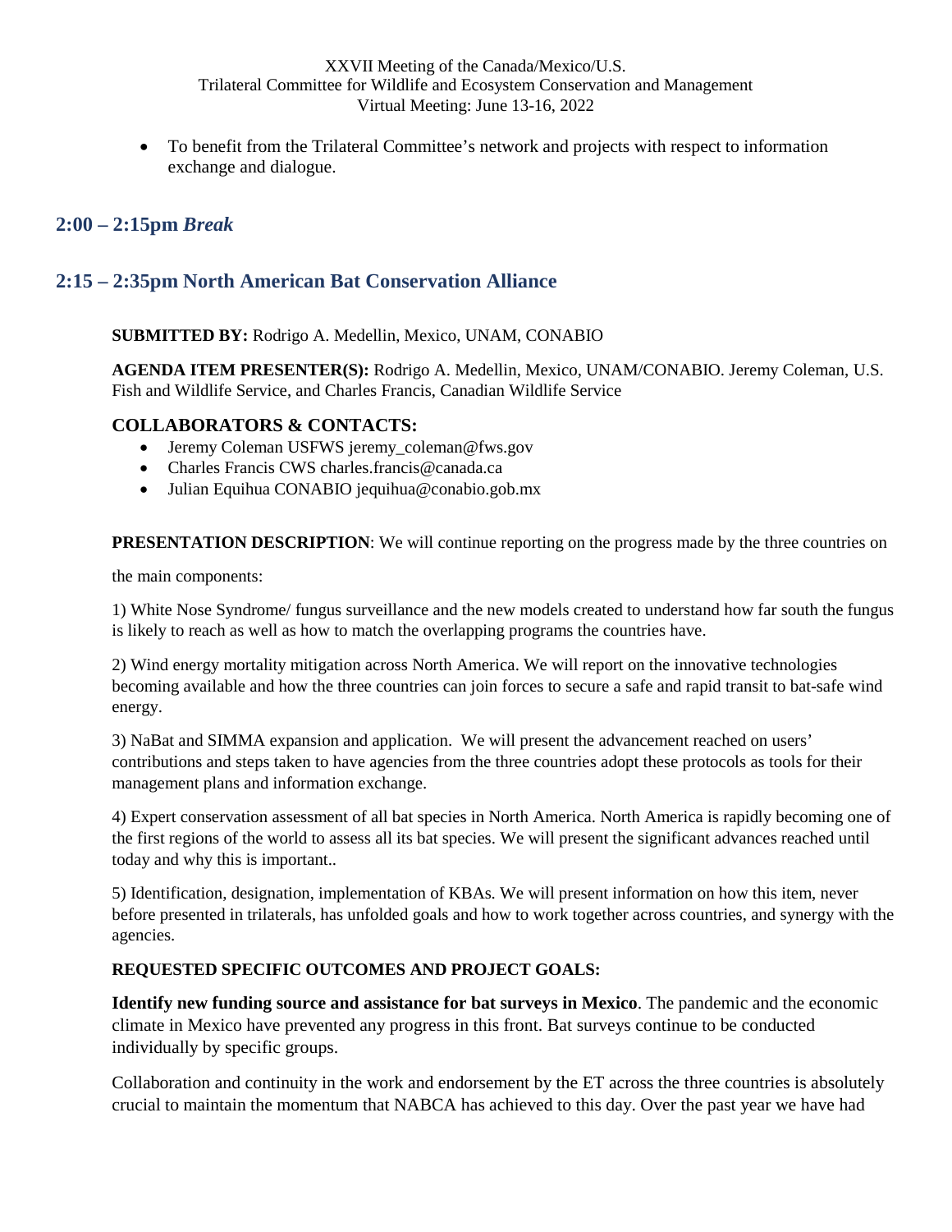- To benefit from the Trilateral Committee's network and projects with respect to information exchange and dialogue.

## 2:00 – 2:15pm *Break*

## 2:15 – 2:35pm North American Bat Conservation Alliance

**SUBMITTED BY:** Rodrigo A. Medellin, Mexico, UNAM, CONABIO

**AGENDA ITEM PRESENTER(S):** Rodrigo A. Medellin, Mexico, UNAM/CONABIO. Jeremy Coleman, U.S. Fish and Wildlife Service, and Charles Francis, Canadian Wildlife Service

### COLLABORATORS & CONTACTS:

- Jeremy Coleman USFWS jeremy_coleman@fws.gov
- Charles Francis CWS charles.francis@canada.ca
- Julian Equihua CONABIO jequihua@conabio.gob.mx

**PRESENTATION DESCRIPTION**: We will continue reporting on the progress made by the three countries on

the main components:

1) White Nose Syndrome/ fungus surveillance and the new models created to understand how far south the fungus is likely to reach as well as how to match the overlapping programs the countries have.

2) Wind energy mortality mitigation across North America. We will report on the innovative technologies becoming available and how the three countries can join forces to secure a safe and rapid transit to bat-safe wind energy.

3) NaBat and SIMMA expansion and application. We will present the advancement reached on users' contributions and steps taken to have agencies from the three countries adopt these protocols as tools for their management plans and information exchange.

4) Expert conservation assessment of all bat species in North America. North America is rapidly becoming one of the first regions of the world to assess all its bat species. We will present the significant advances reached until today and why this is important..

5) Identification, designation, implementation of KBAs. We will present information on how this item, never before presented in trilaterals, has unfolded goals and how to work together across countries, and synergy with the agencies.

**REQUESTED SPECIFIC OUTCOMES AND PROJECT GOALS:**

**Identify new funding source and assistance for bat surveys in Mexico**. The pandemic and the economic climate in Mexico have prevented any progress in this front. Bat surveys continue to be conducted individually by specific groups.

Collaboration and continuity in the work and endorsement by the ET across the three countries is absolutely crucial to maintain the momentum that NABCA has achieved to this day. Over the past year we have had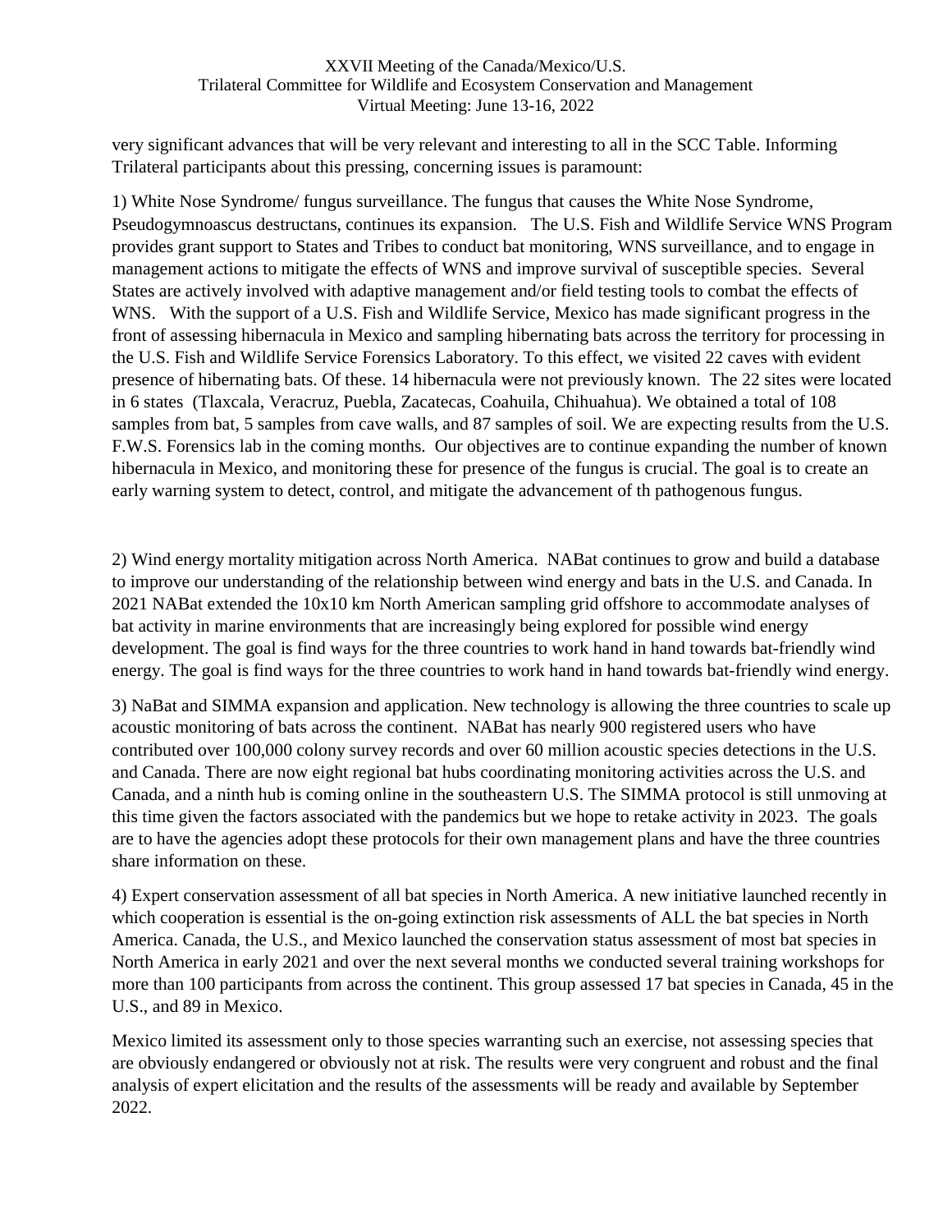very significant advances that will be very relevant and interesting to all in the SCC Table. Informing Trilateral participants about this pressing, concerning issues is paramount:

1) White Nose Syndrome/ fungus surveillance. The fungus that causes the White Nose Syndrome, Pseudogymnoascus destructans, continues its expansion. The U.S. Fish and Wildlife Service WNS Program provides grant support to States and Tribes to conduct bat monitoring, WNS surveillance, and to engage in management actions to mitigate the effects of WNS and improve survival of susceptible species. Several States are actively involved with adaptive management and/or field testing tools to combat the effects of WNS. With the support of a U.S. Fish and Wildlife Service, Mexico has made significant progress in the front of assessing hibernacula in Mexico and sampling hibernating bats across the territory for processing in the U.S. Fish and Wildlife Service Forensics Laboratory. To this effect, we visited 22 caves with evident presence of hibernating bats. Of these. 14 hibernacula were not previously known. The 22 sites were located in 6 states (Tlaxcala, Veracruz, Puebla, Zacatecas, Coahuila, Chihuahua). We obtained a total of 108 samples from bat, 5 samples from cave walls, and 87 samples of soil. We are expecting results from the U.S. F.W.S. Forensics lab in the coming months. Our objectives are to continue expanding the number of known hibernacula in Mexico, and monitoring these for presence of the fungus is crucial. The goal is to create an early warning system to detect, control, and mitigate the advancement of th pathogenous fungus.

2) Wind energy mortality mitigation across North America. NABat continues to grow and build a database to improve our understanding of the relationship between wind energy and bats in the U.S. and Canada. In 2021 NABat extended the 10x10 km North American sampling grid offshore to accommodate analyses of bat activity in marine environments that are increasingly being explored for possible wind energy development. The goal is find ways for the three countries to work hand in hand towards bat-friendly wind energy. The goal is find ways for the three countries to work hand in hand towards bat-friendly wind energy.

3) NaBat and SIMMA expansion and application. New technology is allowing the three countries to scale up acoustic monitoring of bats across the continent. NABat has nearly 900 registered users who have contributed over 100,000 colony survey records and over 60 million acoustic species detections in the U.S. and Canada. There are now eight regional bat hubs coordinating monitoring activities across the U.S. and Canada, and a ninth hub is coming online in the southeastern U.S. The SIMMA protocol is still unmoving at this time given the factors associated with the pandemics but we hope to retake activity in 2023. The goals are to have the agencies adopt these protocols for their own management plans and have the three countries share information on these.

4) Expert conservation assessment of all bat species in North America. A new initiative launched recently in which cooperation is essential is the on-going extinction risk assessments of ALL the bat species in North America. Canada, the U.S., and Mexico launched the conservation status assessment of most bat species in North America in early 2021 and over the next several months we conducted several training workshops for more than 100 participants from across the continent. This group assessed 17 bat species in Canada, 45 in the U.S., and 89 in Mexico.

Mexico limited its assessment only to those species warranting such an exercise, not assessing species that are obviously endangered or obviously not at risk. The results were very congruent and robust and the final analysis of expert elicitation and the results of the assessments will be ready and available by September 2022.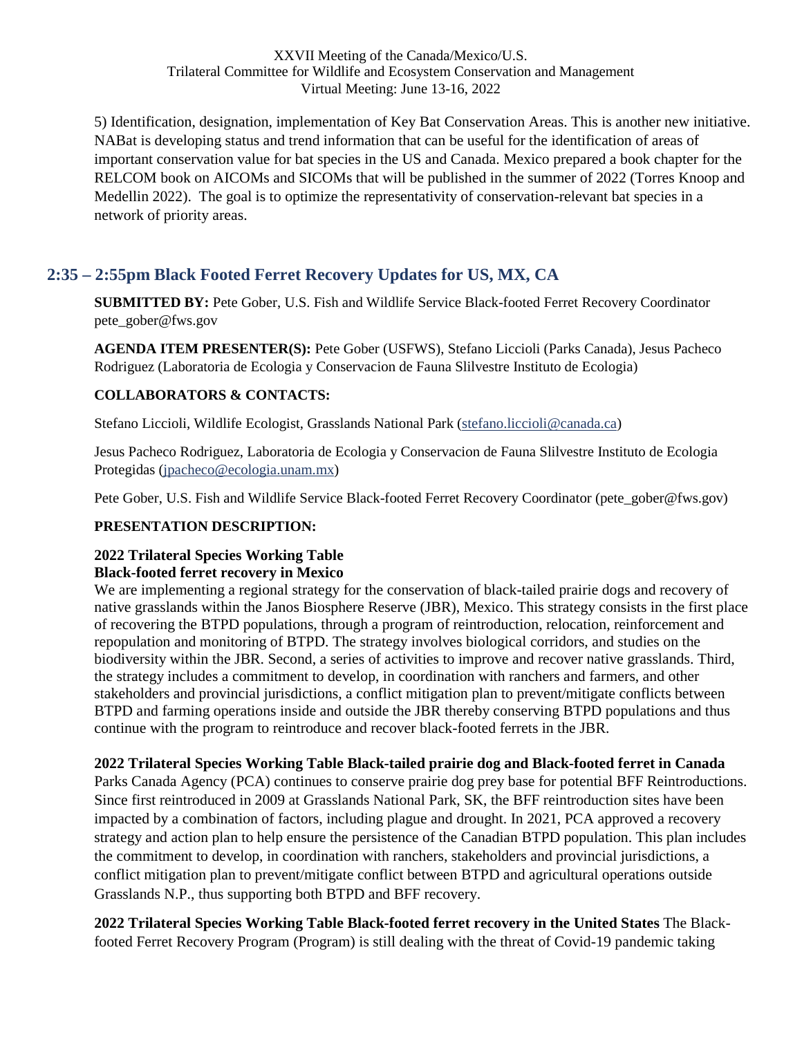5) Identification, designation, implementation of Key Bat Conservation Areas. This is another new initiative. NABat is developing status and trend information that can be useful for the identification of areas of important conservation value for bat species in the US and Canada. Mexico prepared a book chapter for the RELCOM book on AICOMs and SICOMs that will be published in the summer of 2022 (Torres Knoop and Medellin 2022). The goal is to optimize the representativity of conservation-relevant bat species in a network of priority areas.

## 2:35 – 2:55pm Black Footed Ferret Recovery Updates for US, MX, CA

**SUBMITTED BY:** Pete Gober, U.S. Fish and Wildlife Service Black-footed Ferret Recovery Coordinator pete_gober@fws.gov

**AGENDA ITEM PRESENTER(S):** Pete Gober (USFWS), Stefano Liccioli (Parks Canada), Jesus Pacheco Rodriguez (Laboratoria de Ecologia y Conservacion de Fauna Slilvestre Instituto de Ecologia)

**COLLABORATORS & CONTACTS:**

Stefano Liccioli, Wildlife Ecologist, Grasslands National Park (stefano.liccioli@canada.ca)

Jesus Pacheco Rodriguez, Laboratoria de Ecologia y Conservacion de Fauna Slilvestre Instituto de Ecologia Protegidas (jpacheco@ecologia.unam.mx)

Pete Gober, U.S. Fish and Wildlife Service Black-footed Ferret Recovery Coordinator (pete_gober@fws.gov)

**PRESENTATION DESCRIPTION:**

**2022 Trilateral Species Working Table**
**Black-footed ferret recovery in Mexico**
We are implementing a regional strategy for the conservation of black-tailed prairie dogs and recovery of native grasslands within the Janos Biosphere Reserve (JBR), Mexico. This strategy consists in the first place of recovering the BTPD populations, through a program of reintroduction, relocation, reinforcement and repopulation and monitoring of BTPD. The strategy involves biological corridors, and studies on the biodiversity within the JBR. Second, a series of activities to improve and recover native grasslands. Third, the strategy includes a commitment to develop, in coordination with ranchers and farmers, and other stakeholders and provincial jurisdictions, a conflict mitigation plan to prevent/mitigate conflicts between BTPD and farming operations inside and outside the JBR thereby conserving BTPD populations and thus continue with the program to reintroduce and recover black-footed ferrets in the JBR.

**2022 Trilateral Species Working Table Black-tailed prairie dog and Black-footed ferret in Canada**
Parks Canada Agency (PCA) continues to conserve prairie dog prey base for potential BFF Reintroductions. Since first reintroduced in 2009 at Grasslands National Park, SK, the BFF reintroduction sites have been impacted by a combination of factors, including plague and drought. In 2021, PCA approved a recovery strategy and action plan to help ensure the persistence of the Canadian BTPD population. This plan includes the commitment to develop, in coordination with ranchers, stakeholders and provincial jurisdictions, a conflict mitigation plan to prevent/mitigate conflict between BTPD and agricultural operations outside Grasslands N.P., thus supporting both BTPD and BFF recovery.

**2022 Trilateral Species Working Table Black-footed ferret recovery in the United States** The Black-footed Ferret Recovery Program (Program) is still dealing with the threat of Covid-19 pandemic taking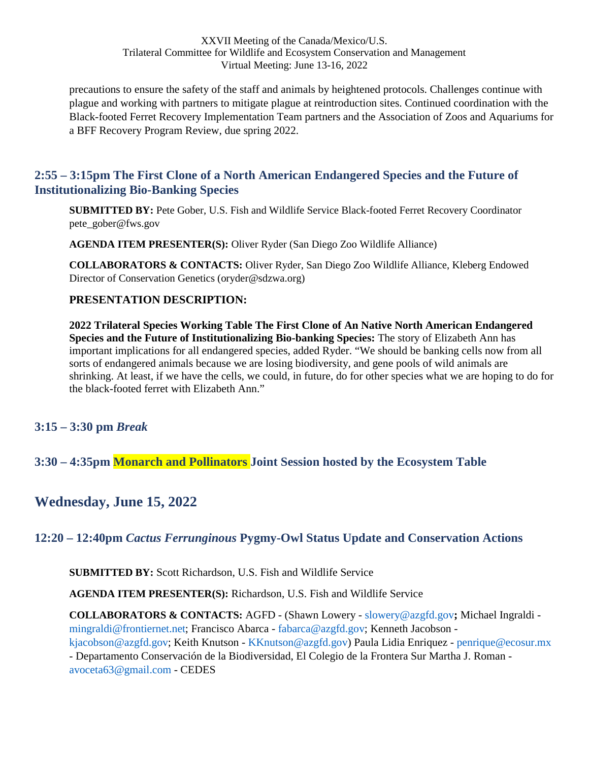precautions to ensure the safety of the staff and animals by heightened protocols. Challenges continue with plague and working with partners to mitigate plague at reintroduction sites. Continued coordination with the Black-footed Ferret Recovery Implementation Team partners and the Association of Zoos and Aquariums for a BFF Recovery Program Review, due spring 2022.

### 2:55 – 3:15pm The First Clone of a North American Endangered Species and the Future of Institutionalizing Bio-Banking Species

**SUBMITTED BY:** Pete Gober, U.S. Fish and Wildlife Service Black-footed Ferret Recovery Coordinator pete_gober@fws.gov

**AGENDA ITEM PRESENTER(S):** Oliver Ryder (San Diego Zoo Wildlife Alliance)

**COLLABORATORS & CONTACTS:** Oliver Ryder, San Diego Zoo Wildlife Alliance, Kleberg Endowed Director of Conservation Genetics (oryder@sdzwa.org)

**PRESENTATION DESCRIPTION:**

**2022 Trilateral Species Working Table The First Clone of An Native North American Endangered Species and the Future of Institutionalizing Bio-banking Species:** The story of Elizabeth Ann has important implications for all endangered species, added Ryder. "We should be banking cells now from all sorts of endangered animals because we are losing biodiversity, and gene pools of wild animals are shrinking. At least, if we have the cells, we could, in future, do for other species what we are hoping to do for the black-footed ferret with Elizabeth Ann."

### 3:15 – 3:30 pm *Break*

### 3:30 – 4:35pm Monarch and Pollinators Joint Session hosted by the Ecosystem Table

## Wednesday, June 15, 2022

### 12:20 – 12:40pm *Cactus Ferrunginous* Pygmy-Owl Status Update and Conservation Actions

**SUBMITTED BY:** Scott Richardson, U.S. Fish and Wildlife Service

**AGENDA ITEM PRESENTER(S):** Richardson, U.S. Fish and Wildlife Service

**COLLABORATORS & CONTACTS:** AGFD - (Shawn Lowery - slowery@azgfd.gov**;** Michael Ingraldi - mingraldi@frontiernet.net; Francisco Abarca - fabarca@azgfd.gov; Kenneth Jacobson - kjacobson@azgfd.gov; Keith Knutson - KKnutson@azgfd.gov) Paula Lidia Enriquez - penrique@ecosur.mx - Departamento Conservación de la Biodiversidad, El Colegio de la Frontera Sur Martha J. Roman - avoceta63@gmail.com - CEDES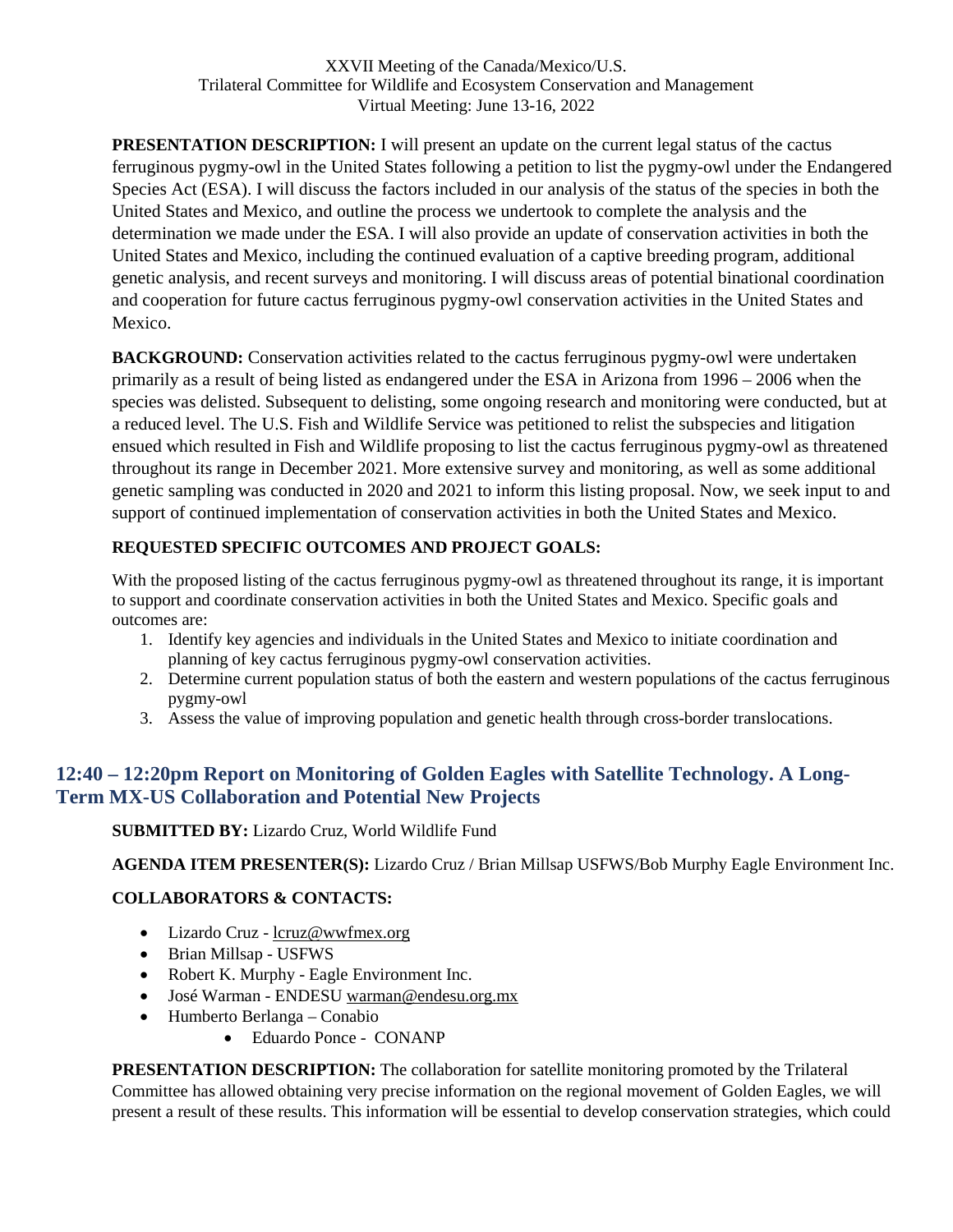XXVII Meeting of the Canada/Mexico/U.S.
Trilateral Committee for Wildlife and Ecosystem Conservation and Management
Virtual Meeting: June 13-16, 2022

**PRESENTATION DESCRIPTION:** I will present an update on the current legal status of the cactus ferruginous pygmy-owl in the United States following a petition to list the pygmy-owl under the Endangered Species Act (ESA). I will discuss the factors included in our analysis of the status of the species in both the United States and Mexico, and outline the process we undertook to complete the analysis and the determination we made under the ESA. I will also provide an update of conservation activities in both the United States and Mexico, including the continued evaluation of a captive breeding program, additional genetic analysis, and recent surveys and monitoring. I will discuss areas of potential binational coordination and cooperation for future cactus ferruginous pygmy-owl conservation activities in the United States and Mexico.

**BACKGROUND:** Conservation activities related to the cactus ferruginous pygmy-owl were undertaken primarily as a result of being listed as endangered under the ESA in Arizona from 1996 – 2006 when the species was delisted. Subsequent to delisting, some ongoing research and monitoring were conducted, but at a reduced level. The U.S. Fish and Wildlife Service was petitioned to relist the subspecies and litigation ensued which resulted in Fish and Wildlife proposing to list the cactus ferruginous pygmy-owl as threatened throughout its range in December 2021. More extensive survey and monitoring, as well as some additional genetic sampling was conducted in 2020 and 2021 to inform this listing proposal. Now, we seek input to and support of continued implementation of conservation activities in both the United States and Mexico.

**REQUESTED SPECIFIC OUTCOMES AND PROJECT GOALS:**

With the proposed listing of the cactus ferruginous pygmy-owl as threatened throughout its range, it is important to support and coordinate conservation activities in both the United States and Mexico. Specific goals and outcomes are:

1. Identify key agencies and individuals in the United States and Mexico to initiate coordination and planning of key cactus ferruginous pygmy-owl conservation activities.
2. Determine current population status of both the eastern and western populations of the cactus ferruginous pygmy-owl
3. Assess the value of improving population and genetic health through cross-border translocations.

## 12:40 – 12:20pm Report on Monitoring of Golden Eagles with Satellite Technology. A Long-Term MX-US Collaboration and Potential New Projects

**SUBMITTED BY:** Lizardo Cruz, World Wildlife Fund

**AGENDA ITEM PRESENTER(S):** Lizardo Cruz / Brian Millsap USFWS/Bob Murphy Eagle Environment Inc.

**COLLABORATORS & CONTACTS:**

- Lizardo Cruz - lcruz@wwfmex.org
- Brian Millsap - USFWS
- Robert K. Murphy - Eagle Environment Inc.
- José Warman - ENDESU warman@endesu.org.mx
- Humberto Berlanga – Conabio
    - Eduardo Ponce - CONANP

**PRESENTATION DESCRIPTION:** The collaboration for satellite monitoring promoted by the Trilateral Committee has allowed obtaining very precise information on the regional movement of Golden Eagles, we will present a result of these results. This information will be essential to develop conservation strategies, which could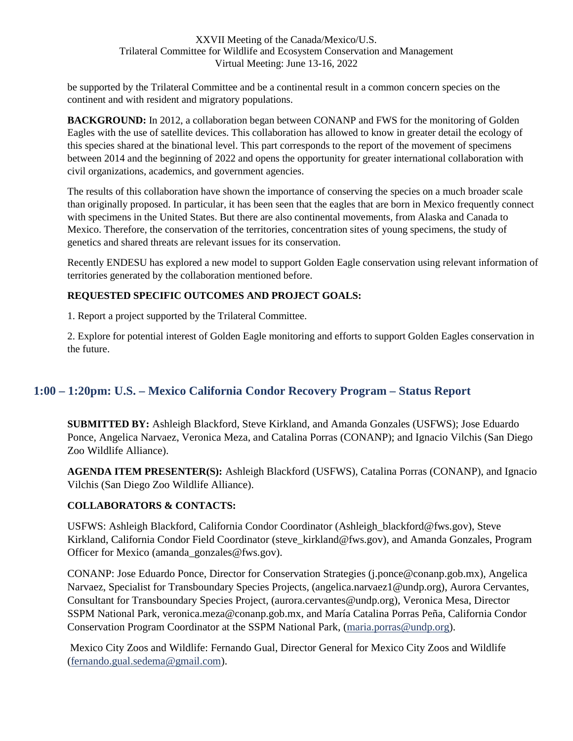be supported by the Trilateral Committee and be a continental result in a common concern species on the continent and with resident and migratory populations.

**BACKGROUND:** In 2012, a collaboration began between CONANP and FWS for the monitoring of Golden Eagles with the use of satellite devices. This collaboration has allowed to know in greater detail the ecology of this species shared at the binational level. This part corresponds to the report of the movement of specimens between 2014 and the beginning of 2022 and opens the opportunity for greater international collaboration with civil organizations, academics, and government agencies.

The results of this collaboration have shown the importance of conserving the species on a much broader scale than originally proposed. In particular, it has been seen that the eagles that are born in Mexico frequently connect with specimens in the United States. But there are also continental movements, from Alaska and Canada to Mexico. Therefore, the conservation of the territories, concentration sites of young specimens, the study of genetics and shared threats are relevant issues for its conservation.

Recently ENDESU has explored a new model to support Golden Eagle conservation using relevant information of territories generated by the collaboration mentioned before.

**REQUESTED SPECIFIC OUTCOMES AND PROJECT GOALS:**

1. Report a project supported by the Trilateral Committee.

2. Explore for potential interest of Golden Eagle monitoring and efforts to support Golden Eagles conservation in the future.

## 1:00 – 1:20pm: U.S. – Mexico California Condor Recovery Program – Status Report

**SUBMITTED BY:** Ashleigh Blackford, Steve Kirkland, and Amanda Gonzales (USFWS); Jose Eduardo Ponce, Angelica Narvaez, Veronica Meza, and Catalina Porras (CONANP); and Ignacio Vilchis (San Diego Zoo Wildlife Alliance).

**AGENDA ITEM PRESENTER(S):** Ashleigh Blackford (USFWS), Catalina Porras (CONANP), and Ignacio Vilchis (San Diego Zoo Wildlife Alliance).

**COLLABORATORS & CONTACTS:**

USFWS: Ashleigh Blackford, California Condor Coordinator (Ashleigh_blackford@fws.gov), Steve Kirkland, California Condor Field Coordinator (steve_kirkland@fws.gov), and Amanda Gonzales, Program Officer for Mexico (amanda_gonzales@fws.gov).

CONANP: Jose Eduardo Ponce, Director for Conservation Strategies (j.ponce@conanp.gob.mx), Angelica Narvaez, Specialist for Transboundary Species Projects, (angelica.narvaez1@undp.org), Aurora Cervantes, Consultant for Transboundary Species Project, (aurora.cervantes@undp.org), Veronica Mesa, Director SSPM National Park, veronica.meza@conanp.gob.mx, and María Catalina Porras Peña, California Condor Conservation Program Coordinator at the SSPM National Park, (maria.porras@undp.org).

Mexico City Zoos and Wildlife: Fernando Gual, Director General for Mexico City Zoos and Wildlife (fernando.gual.sedema@gmail.com).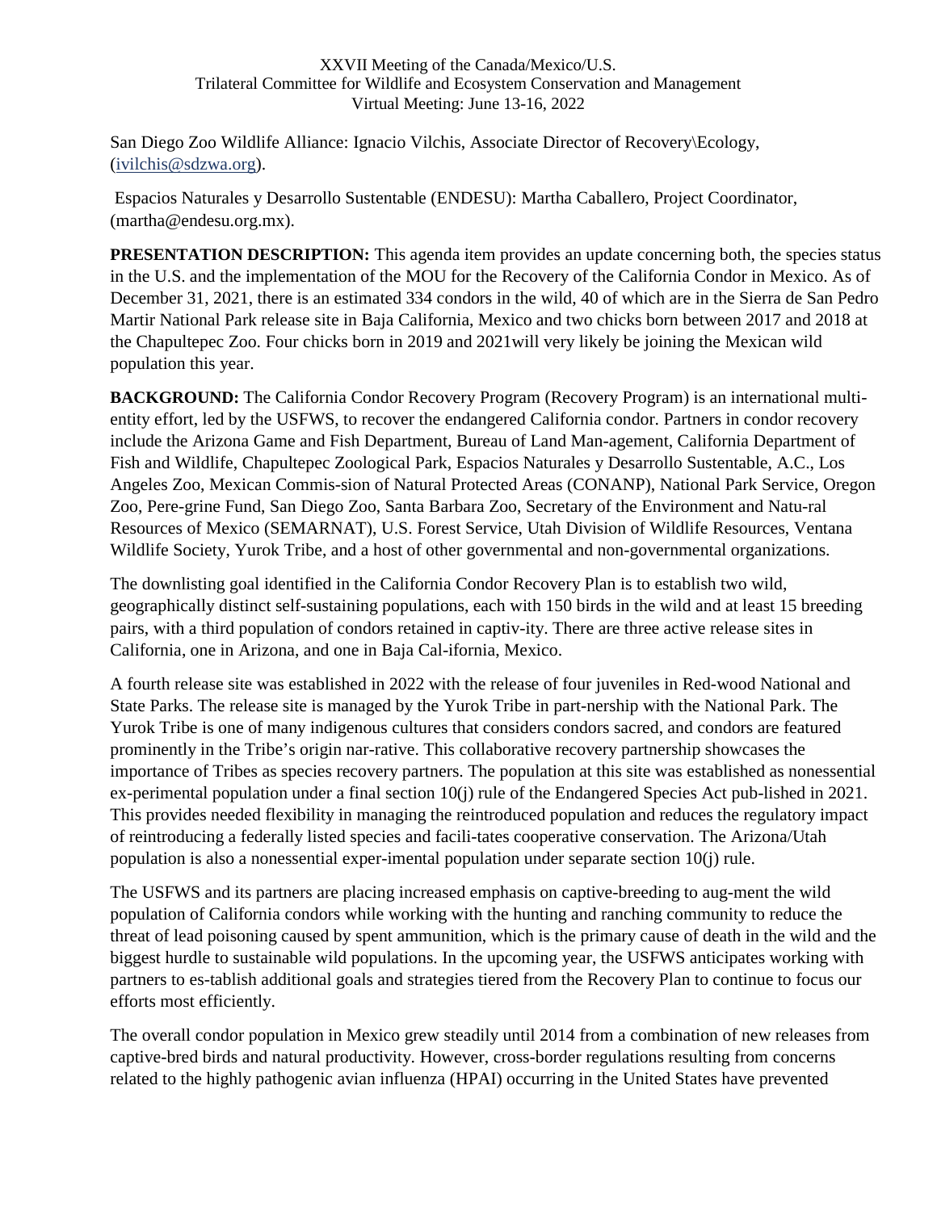San Diego Zoo Wildlife Alliance: Ignacio Vilchis, Associate Director of Recovery\Ecology, (ivilchis@sdzwa.org).

Espacios Naturales y Desarrollo Sustentable (ENDESU): Martha Caballero, Project Coordinator, (martha@endesu.org.mx).

**PRESENTATION DESCRIPTION:** This agenda item provides an update concerning both, the species status in the U.S. and the implementation of the MOU for the Recovery of the California Condor in Mexico. As of December 31, 2021, there is an estimated 334 condors in the wild, 40 of which are in the Sierra de San Pedro Martir National Park release site in Baja California, Mexico and two chicks born between 2017 and 2018 at the Chapultepec Zoo. Four chicks born in 2019 and 2021will very likely be joining the Mexican wild population this year.

**BACKGROUND:** The California Condor Recovery Program (Recovery Program) is an international multi-entity effort, led by the USFWS, to recover the endangered California condor. Partners in condor recovery include the Arizona Game and Fish Department, Bureau of Land Man-agement, California Department of Fish and Wildlife, Chapultepec Zoological Park, Espacios Naturales y Desarrollo Sustentable, A.C., Los Angeles Zoo, Mexican Commis-sion of Natural Protected Areas (CONANP), National Park Service, Oregon Zoo, Pere-grine Fund, San Diego Zoo, Santa Barbara Zoo, Secretary of the Environment and Natu-ral Resources of Mexico (SEMARNAT), U.S. Forest Service, Utah Division of Wildlife Resources, Ventana Wildlife Society, Yurok Tribe, and a host of other governmental and non-governmental organizations.

The downlisting goal identified in the California Condor Recovery Plan is to establish two wild, geographically distinct self-sustaining populations, each with 150 birds in the wild and at least 15 breeding pairs, with a third population of condors retained in captiv-ity. There are three active release sites in California, one in Arizona, and one in Baja Cal-ifornia, Mexico.

A fourth release site was established in 2022 with the release of four juveniles in Red-wood National and State Parks. The release site is managed by the Yurok Tribe in part-nership with the National Park. The Yurok Tribe is one of many indigenous cultures that considers condors sacred, and condors are featured prominently in the Tribe's origin nar-rative. This collaborative recovery partnership showcases the importance of Tribes as species recovery partners. The population at this site was established as nonessential ex-perimental population under a final section 10(j) rule of the Endangered Species Act pub-lished in 2021. This provides needed flexibility in managing the reintroduced population and reduces the regulatory impact of reintroducing a federally listed species and facili-tates cooperative conservation. The Arizona/Utah population is also a nonessential exper-imental population under separate section 10(j) rule.

The USFWS and its partners are placing increased emphasis on captive-breeding to aug-ment the wild population of California condors while working with the hunting and ranching community to reduce the threat of lead poisoning caused by spent ammunition, which is the primary cause of death in the wild and the biggest hurdle to sustainable wild populations. In the upcoming year, the USFWS anticipates working with partners to es-tablish additional goals and strategies tiered from the Recovery Plan to continue to focus our efforts most efficiently.

The overall condor population in Mexico grew steadily until 2014 from a combination of new releases from captive-bred birds and natural productivity. However, cross-border regulations resulting from concerns related to the highly pathogenic avian influenza (HPAI) occurring in the United States have prevented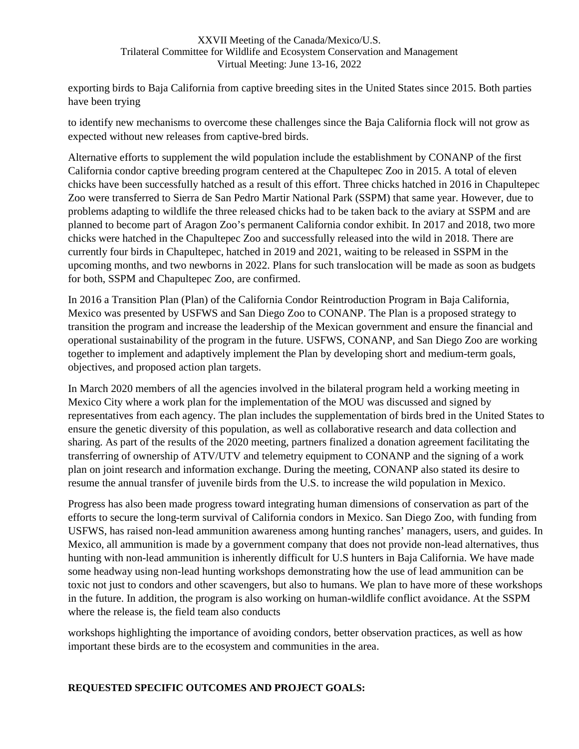exporting birds to Baja California from captive breeding sites in the United States since 2015. Both parties have been trying

to identify new mechanisms to overcome these challenges since the Baja California flock will not grow as expected without new releases from captive-bred birds.

Alternative efforts to supplement the wild population include the establishment by CONANP of the first California condor captive breeding program centered at the Chapultepec Zoo in 2015. A total of eleven chicks have been successfully hatched as a result of this effort. Three chicks hatched in 2016 in Chapultepec Zoo were transferred to Sierra de San Pedro Martir National Park (SSPM) that same year. However, due to problems adapting to wildlife the three released chicks had to be taken back to the aviary at SSPM and are planned to become part of Aragon Zoo's permanent California condor exhibit. In 2017 and 2018, two more chicks were hatched in the Chapultepec Zoo and successfully released into the wild in 2018. There are currently four birds in Chapultepec, hatched in 2019 and 2021, waiting to be released in SSPM in the upcoming months, and two newborns in 2022. Plans for such translocation will be made as soon as budgets for both, SSPM and Chapultepec Zoo, are confirmed.

In 2016 a Transition Plan (Plan) of the California Condor Reintroduction Program in Baja California, Mexico was presented by USFWS and San Diego Zoo to CONANP. The Plan is a proposed strategy to transition the program and increase the leadership of the Mexican government and ensure the financial and operational sustainability of the program in the future. USFWS, CONANP, and San Diego Zoo are working together to implement and adaptively implement the Plan by developing short and medium-term goals, objectives, and proposed action plan targets.

In March 2020 members of all the agencies involved in the bilateral program held a working meeting in Mexico City where a work plan for the implementation of the MOU was discussed and signed by representatives from each agency. The plan includes the supplementation of birds bred in the United States to ensure the genetic diversity of this population, as well as collaborative research and data collection and sharing. As part of the results of the 2020 meeting, partners finalized a donation agreement facilitating the transferring of ownership of ATV/UTV and telemetry equipment to CONANP and the signing of a work plan on joint research and information exchange. During the meeting, CONANP also stated its desire to resume the annual transfer of juvenile birds from the U.S. to increase the wild population in Mexico.

Progress has also been made progress toward integrating human dimensions of conservation as part of the efforts to secure the long-term survival of California condors in Mexico. San Diego Zoo, with funding from USFWS, has raised non-lead ammunition awareness among hunting ranches' managers, users, and guides. In Mexico, all ammunition is made by a government company that does not provide non-lead alternatives, thus hunting with non-lead ammunition is inherently difficult for U.S hunters in Baja California. We have made some headway using non-lead hunting workshops demonstrating how the use of lead ammunition can be toxic not just to condors and other scavengers, but also to humans. We plan to have more of these workshops in the future. In addition, the program is also working on human-wildlife conflict avoidance. At the SSPM where the release is, the field team also conducts

workshops highlighting the importance of avoiding condors, better observation practices, as well as how important these birds are to the ecosystem and communities in the area.

**REQUESTED SPECIFIC OUTCOMES AND PROJECT GOALS:**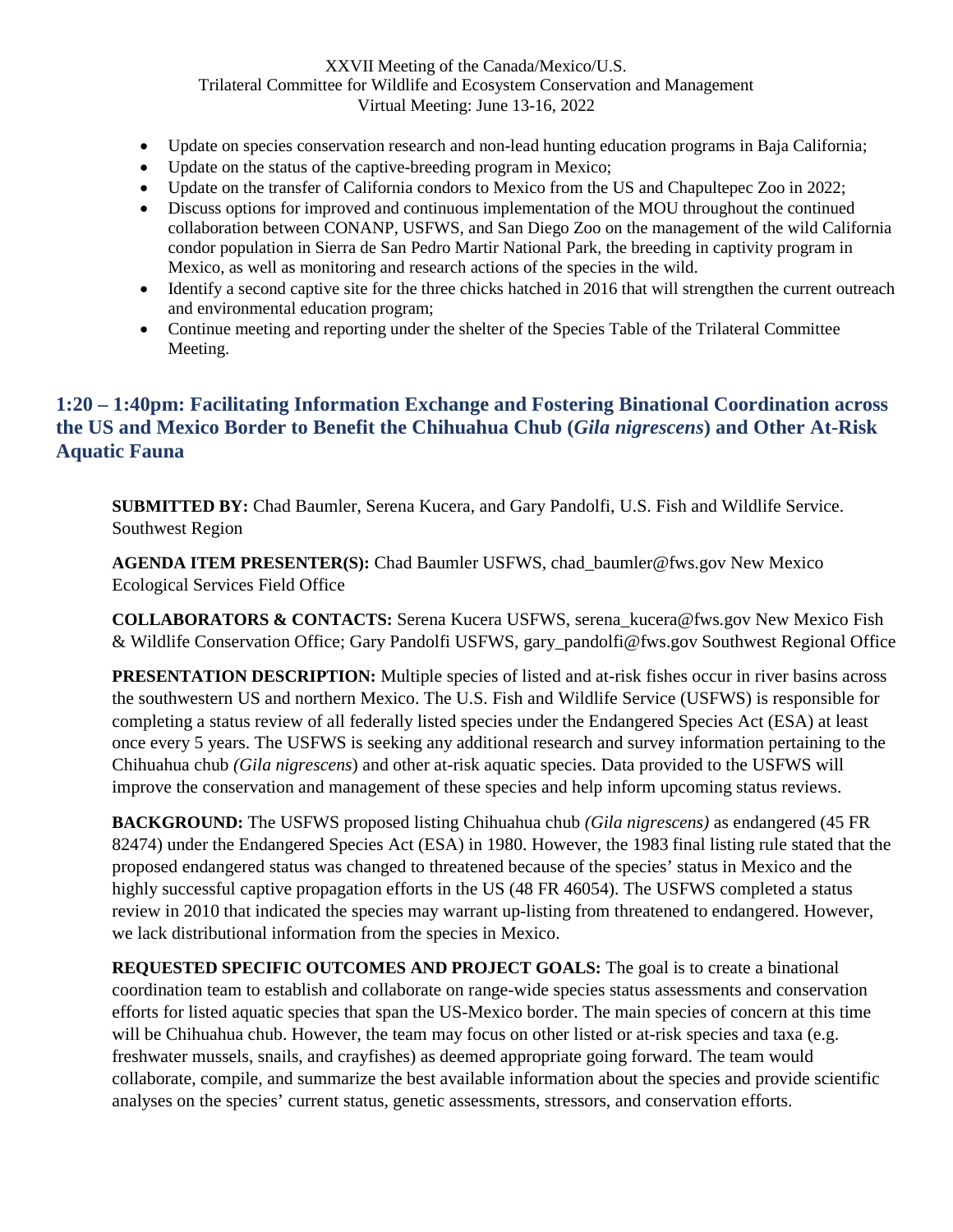- Update on species conservation research and non-lead hunting education programs in Baja California;
- Update on the status of the captive-breeding program in Mexico;
- Update on the transfer of California condors to Mexico from the US and Chapultepec Zoo in 2022;
- Discuss options for improved and continuous implementation of the MOU throughout the continued collaboration between CONANP, USFWS, and San Diego Zoo on the management of the wild California condor population in Sierra de San Pedro Martir National Park, the breeding in captivity program in Mexico, as well as monitoring and research actions of the species in the wild.
- Identify a second captive site for the three chicks hatched in 2016 that will strengthen the current outreach and environmental education program;
- Continue meeting and reporting under the shelter of the Species Table of the Trilateral Committee Meeting.

## 1:20 – 1:40pm: Facilitating Information Exchange and Fostering Binational Coordination across the US and Mexico Border to Benefit the Chihuahua Chub (*Gila nigrescens*) and Other At-Risk Aquatic Fauna

**SUBMITTED BY:** Chad Baumler, Serena Kucera, and Gary Pandolfi, U.S. Fish and Wildlife Service. Southwest Region

**AGENDA ITEM PRESENTER(S):** Chad Baumler USFWS, chad_baumler@fws.gov New Mexico Ecological Services Field Office

**COLLABORATORS & CONTACTS:** Serena Kucera USFWS, serena_kucera@fws.gov New Mexico Fish & Wildlife Conservation Office; Gary Pandolfi USFWS, gary_pandolfi@fws.gov Southwest Regional Office

**PRESENTATION DESCRIPTION:** Multiple species of listed and at-risk fishes occur in river basins across the southwestern US and northern Mexico. The U.S. Fish and Wildlife Service (USFWS) is responsible for completing a status review of all federally listed species under the Endangered Species Act (ESA) at least once every 5 years. The USFWS is seeking any additional research and survey information pertaining to the Chihuahua chub *(Gila nigrescens*) and other at-risk aquatic species. Data provided to the USFWS will improve the conservation and management of these species and help inform upcoming status reviews.

**BACKGROUND:** The USFWS proposed listing Chihuahua chub *(Gila nigrescens)* as endangered (45 FR 82474) under the Endangered Species Act (ESA) in 1980. However, the 1983 final listing rule stated that the proposed endangered status was changed to threatened because of the species' status in Mexico and the highly successful captive propagation efforts in the US (48 FR 46054). The USFWS completed a status review in 2010 that indicated the species may warrant up-listing from threatened to endangered. However, we lack distributional information from the species in Mexico.

**REQUESTED SPECIFIC OUTCOMES AND PROJECT GOALS:** The goal is to create a binational coordination team to establish and collaborate on range-wide species status assessments and conservation efforts for listed aquatic species that span the US-Mexico border. The main species of concern at this time will be Chihuahua chub. However, the team may focus on other listed or at-risk species and taxa (e.g. freshwater mussels, snails, and crayfishes) as deemed appropriate going forward. The team would collaborate, compile, and summarize the best available information about the species and provide scientific analyses on the species' current status, genetic assessments, stressors, and conservation efforts.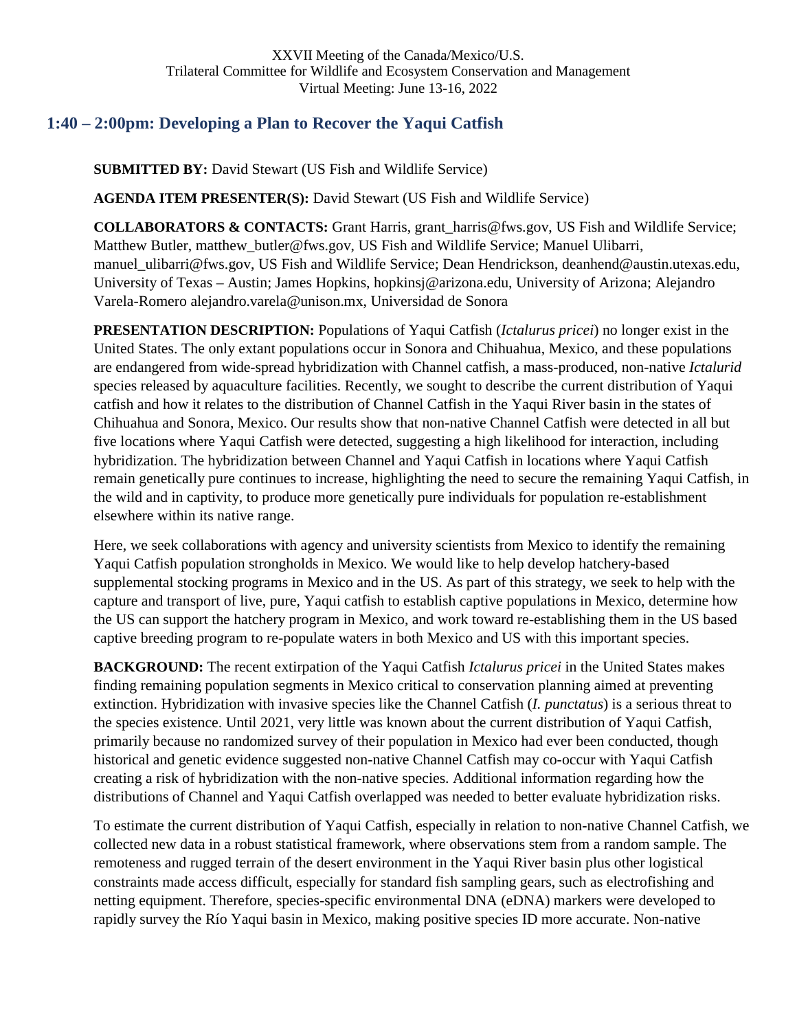XXVII Meeting of the Canada/Mexico/U.S.
Trilateral Committee for Wildlife and Ecosystem Conservation and Management
Virtual Meeting: June 13-16, 2022

## 1:40 – 2:00pm: Developing a Plan to Recover the Yaqui Catfish

**SUBMITTED BY:** David Stewart (US Fish and Wildlife Service)

**AGENDA ITEM PRESENTER(S):** David Stewart (US Fish and Wildlife Service)

**COLLABORATORS & CONTACTS:** Grant Harris, grant_harris@fws.gov, US Fish and Wildlife Service; Matthew Butler, matthew_butler@fws.gov, US Fish and Wildlife Service; Manuel Ulibarri, manuel_ulibarri@fws.gov, US Fish and Wildlife Service; Dean Hendrickson, deanhend@austin.utexas.edu, University of Texas – Austin; James Hopkins, hopkinsj@arizona.edu, University of Arizona; Alejandro Varela-Romero alejandro.varela@unison.mx, Universidad de Sonora

**PRESENTATION DESCRIPTION:** Populations of Yaqui Catfish (*Ictalurus pricei*) no longer exist in the United States. The only extant populations occur in Sonora and Chihuahua, Mexico, and these populations are endangered from wide-spread hybridization with Channel catfish, a mass-produced, non-native *Ictalurid* species released by aquaculture facilities. Recently, we sought to describe the current distribution of Yaqui catfish and how it relates to the distribution of Channel Catfish in the Yaqui River basin in the states of Chihuahua and Sonora, Mexico. Our results show that non-native Channel Catfish were detected in all but five locations where Yaqui Catfish were detected, suggesting a high likelihood for interaction, including hybridization. The hybridization between Channel and Yaqui Catfish in locations where Yaqui Catfish remain genetically pure continues to increase, highlighting the need to secure the remaining Yaqui Catfish, in the wild and in captivity, to produce more genetically pure individuals for population re-establishment elsewhere within its native range.

Here, we seek collaborations with agency and university scientists from Mexico to identify the remaining Yaqui Catfish population strongholds in Mexico. We would like to help develop hatchery-based supplemental stocking programs in Mexico and in the US. As part of this strategy, we seek to help with the capture and transport of live, pure, Yaqui catfish to establish captive populations in Mexico, determine how the US can support the hatchery program in Mexico, and work toward re-establishing them in the US based captive breeding program to re-populate waters in both Mexico and US with this important species.

**BACKGROUND:** The recent extirpation of the Yaqui Catfish *Ictalurus pricei* in the United States makes finding remaining population segments in Mexico critical to conservation planning aimed at preventing extinction. Hybridization with invasive species like the Channel Catfish (*I. punctatus*) is a serious threat to the species existence. Until 2021, very little was known about the current distribution of Yaqui Catfish, primarily because no randomized survey of their population in Mexico had ever been conducted, though historical and genetic evidence suggested non-native Channel Catfish may co-occur with Yaqui Catfish creating a risk of hybridization with the non-native species. Additional information regarding how the distributions of Channel and Yaqui Catfish overlapped was needed to better evaluate hybridization risks.

To estimate the current distribution of Yaqui Catfish, especially in relation to non-native Channel Catfish, we collected new data in a robust statistical framework, where observations stem from a random sample. The remoteness and rugged terrain of the desert environment in the Yaqui River basin plus other logistical constraints made access difficult, especially for standard fish sampling gears, such as electrofishing and netting equipment. Therefore, species-specific environmental DNA (eDNA) markers were developed to rapidly survey the Río Yaqui basin in Mexico, making positive species ID more accurate. Non-native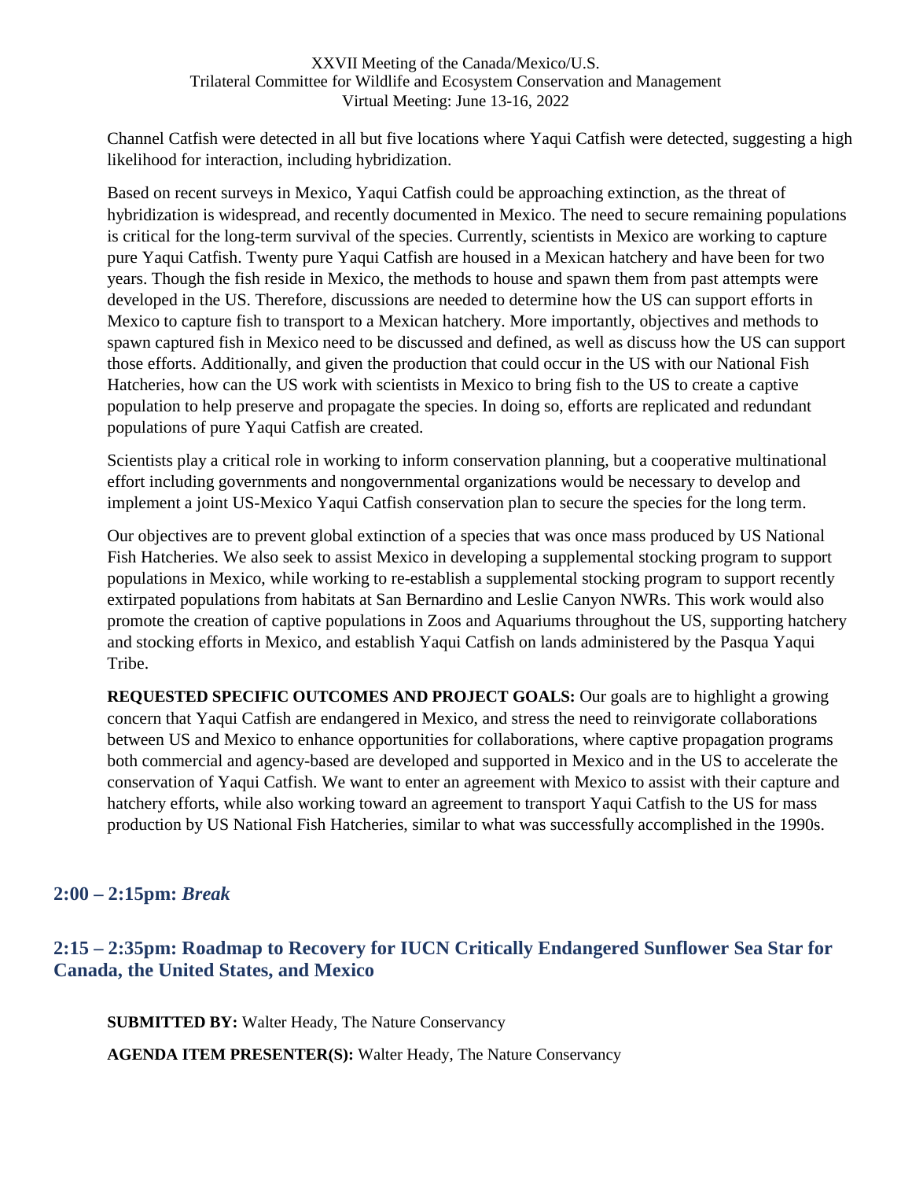Channel Catfish were detected in all but five locations where Yaqui Catfish were detected, suggesting a high likelihood for interaction, including hybridization.

Based on recent surveys in Mexico, Yaqui Catfish could be approaching extinction, as the threat of hybridization is widespread, and recently documented in Mexico. The need to secure remaining populations is critical for the long-term survival of the species. Currently, scientists in Mexico are working to capture pure Yaqui Catfish. Twenty pure Yaqui Catfish are housed in a Mexican hatchery and have been for two years. Though the fish reside in Mexico, the methods to house and spawn them from past attempts were developed in the US. Therefore, discussions are needed to determine how the US can support efforts in Mexico to capture fish to transport to a Mexican hatchery. More importantly, objectives and methods to spawn captured fish in Mexico need to be discussed and defined, as well as discuss how the US can support those efforts. Additionally, and given the production that could occur in the US with our National Fish Hatcheries, how can the US work with scientists in Mexico to bring fish to the US to create a captive population to help preserve and propagate the species. In doing so, efforts are replicated and redundant populations of pure Yaqui Catfish are created.

Scientists play a critical role in working to inform conservation planning, but a cooperative multinational effort including governments and nongovernmental organizations would be necessary to develop and implement a joint US-Mexico Yaqui Catfish conservation plan to secure the species for the long term.

Our objectives are to prevent global extinction of a species that was once mass produced by US National Fish Hatcheries. We also seek to assist Mexico in developing a supplemental stocking program to support populations in Mexico, while working to re-establish a supplemental stocking program to support recently extirpated populations from habitats at San Bernardino and Leslie Canyon NWRs. This work would also promote the creation of captive populations in Zoos and Aquariums throughout the US, supporting hatchery and stocking efforts in Mexico, and establish Yaqui Catfish on lands administered by the Pasqua Yaqui Tribe.

**REQUESTED SPECIFIC OUTCOMES AND PROJECT GOALS:** Our goals are to highlight a growing concern that Yaqui Catfish are endangered in Mexico, and stress the need to reinvigorate collaborations between US and Mexico to enhance opportunities for collaborations, where captive propagation programs both commercial and agency-based are developed and supported in Mexico and in the US to accelerate the conservation of Yaqui Catfish. We want to enter an agreement with Mexico to assist with their capture and hatchery efforts, while also working toward an agreement to transport Yaqui Catfish to the US for mass production by US National Fish Hatcheries, similar to what was successfully accomplished in the 1990s.

## 2:00 – 2:15pm: *Break*

## 2:15 – 2:35pm: Roadmap to Recovery for IUCN Critically Endangered Sunflower Sea Star for Canada, the United States, and Mexico

**SUBMITTED BY:** Walter Heady, The Nature Conservancy

**AGENDA ITEM PRESENTER(S):** Walter Heady, The Nature Conservancy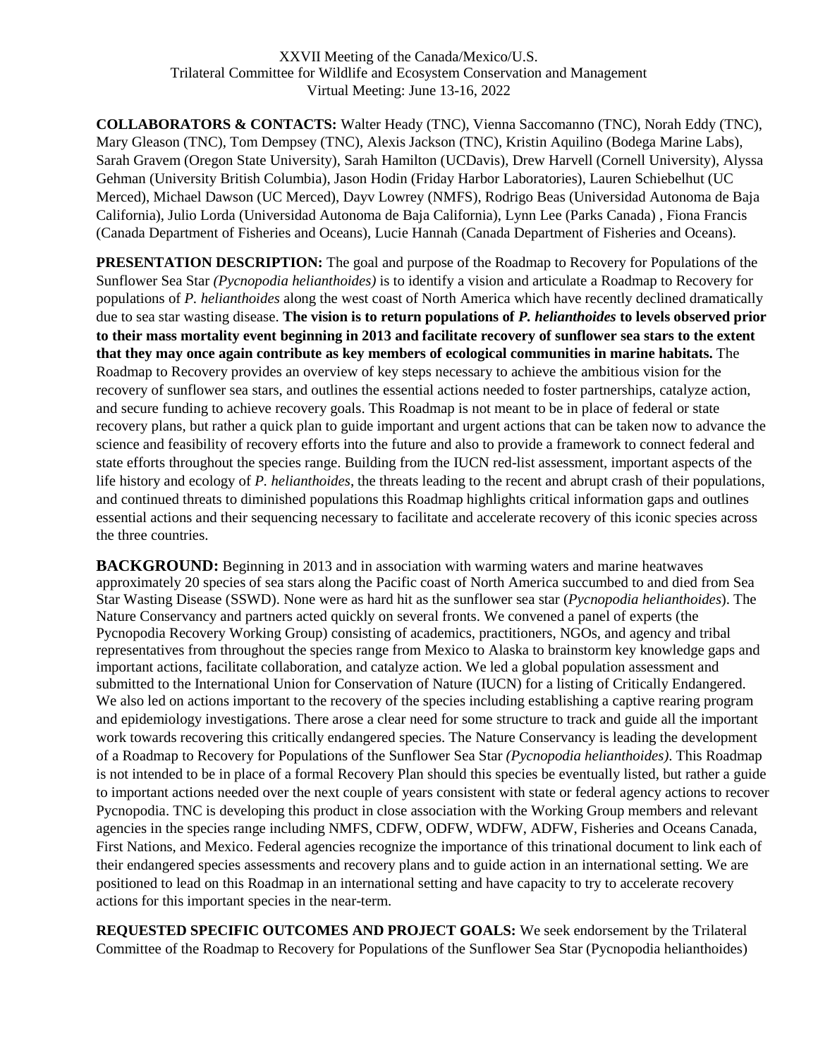XXVII Meeting of the Canada/Mexico/U.S.
Trilateral Committee for Wildlife and Ecosystem Conservation and Management
Virtual Meeting: June 13-16, 2022

**COLLABORATORS & CONTACTS:** Walter Heady (TNC), Vienna Saccomanno (TNC), Norah Eddy (TNC), Mary Gleason (TNC), Tom Dempsey (TNC), Alexis Jackson (TNC), Kristin Aquilino (Bodega Marine Labs), Sarah Gravem (Oregon State University), Sarah Hamilton (UCDavis), Drew Harvell (Cornell University), Alyssa Gehman (University British Columbia), Jason Hodin (Friday Harbor Laboratories), Lauren Schiebelhut (UC Merced), Michael Dawson (UC Merced), Dayv Lowrey (NMFS), Rodrigo Beas (Universidad Autonoma de Baja California), Julio Lorda (Universidad Autonoma de Baja California), Lynn Lee (Parks Canada) , Fiona Francis (Canada Department of Fisheries and Oceans), Lucie Hannah (Canada Department of Fisheries and Oceans).

**PRESENTATION DESCRIPTION:** The goal and purpose of the Roadmap to Recovery for Populations of the Sunflower Sea Star *(Pycnopodia helianthoides)* is to identify a vision and articulate a Roadmap to Recovery for populations of *P. helianthoides* along the west coast of North America which have recently declined dramatically due to sea star wasting disease. **The vision is to return populations of *P. helianthoides* to levels observed prior to their mass mortality event beginning in 2013 and facilitate recovery of sunflower sea stars to the extent that they may once again contribute as key members of ecological communities in marine habitats.** The Roadmap to Recovery provides an overview of key steps necessary to achieve the ambitious vision for the recovery of sunflower sea stars, and outlines the essential actions needed to foster partnerships, catalyze action, and secure funding to achieve recovery goals. This Roadmap is not meant to be in place of federal or state recovery plans, but rather a quick plan to guide important and urgent actions that can be taken now to advance the science and feasibility of recovery efforts into the future and also to provide a framework to connect federal and state efforts throughout the species range. Building from the IUCN red-list assessment, important aspects of the life history and ecology of *P. helianthoides*, the threats leading to the recent and abrupt crash of their populations, and continued threats to diminished populations this Roadmap highlights critical information gaps and outlines essential actions and their sequencing necessary to facilitate and accelerate recovery of this iconic species across the three countries.

**BACKGROUND:** Beginning in 2013 and in association with warming waters and marine heatwaves approximately 20 species of sea stars along the Pacific coast of North America succumbed to and died from Sea Star Wasting Disease (SSWD). None were as hard hit as the sunflower sea star (*Pycnopodia helianthoides*). The Nature Conservancy and partners acted quickly on several fronts. We convened a panel of experts (the Pycnopodia Recovery Working Group) consisting of academics, practitioners, NGOs, and agency and tribal representatives from throughout the species range from Mexico to Alaska to brainstorm key knowledge gaps and important actions, facilitate collaboration, and catalyze action. We led a global population assessment and submitted to the International Union for Conservation of Nature (IUCN) for a listing of Critically Endangered. We also led on actions important to the recovery of the species including establishing a captive rearing program and epidemiology investigations. There arose a clear need for some structure to track and guide all the important work towards recovering this critically endangered species. The Nature Conservancy is leading the development of a Roadmap to Recovery for Populations of the Sunflower Sea Star *(Pycnopodia helianthoides)*. This Roadmap is not intended to be in place of a formal Recovery Plan should this species be eventually listed, but rather a guide to important actions needed over the next couple of years consistent with state or federal agency actions to recover Pycnopodia. TNC is developing this product in close association with the Working Group members and relevant agencies in the species range including NMFS, CDFW, ODFW, WDFW, ADFW, Fisheries and Oceans Canada, First Nations, and Mexico. Federal agencies recognize the importance of this trinational document to link each of their endangered species assessments and recovery plans and to guide action in an international setting. We are positioned to lead on this Roadmap in an international setting and have capacity to try to accelerate recovery actions for this important species in the near-term.

**REQUESTED SPECIFIC OUTCOMES AND PROJECT GOALS:** We seek endorsement by the Trilateral Committee of the Roadmap to Recovery for Populations of the Sunflower Sea Star (Pycnopodia helianthoides)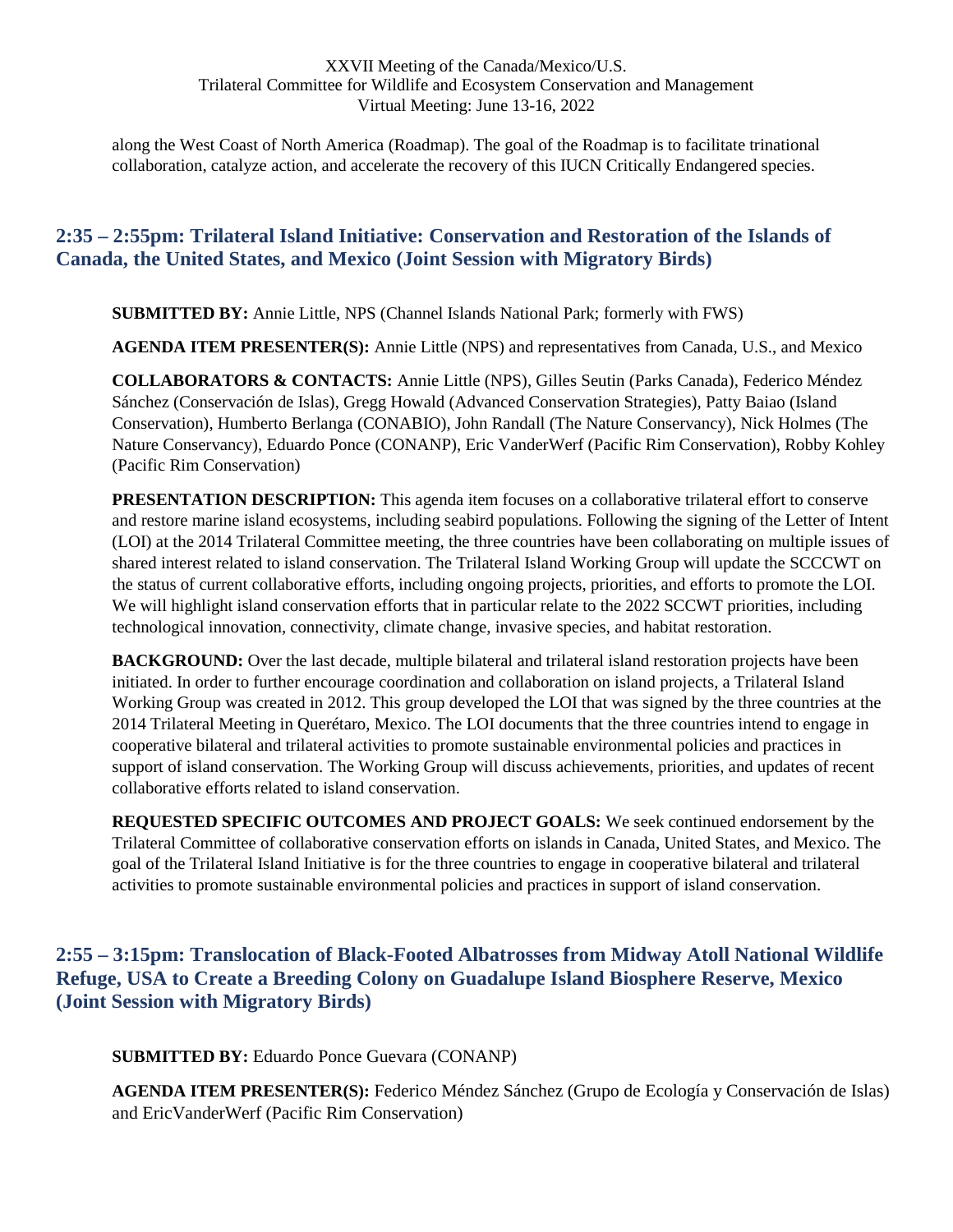along the West Coast of North America (Roadmap). The goal of the Roadmap is to facilitate trinational collaboration, catalyze action, and accelerate the recovery of this IUCN Critically Endangered species.

## 2:35 – 2:55pm: Trilateral Island Initiative: Conservation and Restoration of the Islands of Canada, the United States, and Mexico (Joint Session with Migratory Birds)

**SUBMITTED BY:** Annie Little, NPS (Channel Islands National Park; formerly with FWS)

**AGENDA ITEM PRESENTER(S):** Annie Little (NPS) and representatives from Canada, U.S., and Mexico

**COLLABORATORS & CONTACTS:** Annie Little (NPS), Gilles Seutin (Parks Canada), Federico Méndez Sánchez (Conservación de Islas), Gregg Howald (Advanced Conservation Strategies), Patty Baiao (Island Conservation), Humberto Berlanga (CONABIO), John Randall (The Nature Conservancy), Nick Holmes (The Nature Conservancy), Eduardo Ponce (CONANP), Eric VanderWerf (Pacific Rim Conservation), Robby Kohley (Pacific Rim Conservation)

**PRESENTATION DESCRIPTION:** This agenda item focuses on a collaborative trilateral effort to conserve and restore marine island ecosystems, including seabird populations. Following the signing of the Letter of Intent (LOI) at the 2014 Trilateral Committee meeting, the three countries have been collaborating on multiple issues of shared interest related to island conservation. The Trilateral Island Working Group will update the SCCCWT on the status of current collaborative efforts, including ongoing projects, priorities, and efforts to promote the LOI. We will highlight island conservation efforts that in particular relate to the 2022 SCCWT priorities, including technological innovation, connectivity, climate change, invasive species, and habitat restoration.

**BACKGROUND:** Over the last decade, multiple bilateral and trilateral island restoration projects have been initiated. In order to further encourage coordination and collaboration on island projects, a Trilateral Island Working Group was created in 2012. This group developed the LOI that was signed by the three countries at the 2014 Trilateral Meeting in Querétaro, Mexico. The LOI documents that the three countries intend to engage in cooperative bilateral and trilateral activities to promote sustainable environmental policies and practices in support of island conservation. The Working Group will discuss achievements, priorities, and updates of recent collaborative efforts related to island conservation.

**REQUESTED SPECIFIC OUTCOMES AND PROJECT GOALS:** We seek continued endorsement by the Trilateral Committee of collaborative conservation efforts on islands in Canada, United States, and Mexico. The goal of the Trilateral Island Initiative is for the three countries to engage in cooperative bilateral and trilateral activities to promote sustainable environmental policies and practices in support of island conservation.

## 2:55 – 3:15pm: Translocation of Black-Footed Albatrosses from Midway Atoll National Wildlife Refuge, USA to Create a Breeding Colony on Guadalupe Island Biosphere Reserve, Mexico (Joint Session with Migratory Birds)

**SUBMITTED BY:** Eduardo Ponce Guevara (CONANP)

**AGENDA ITEM PRESENTER(S):** Federico Méndez Sánchez (Grupo de Ecología y Conservación de Islas) and EricVanderWerf (Pacific Rim Conservation)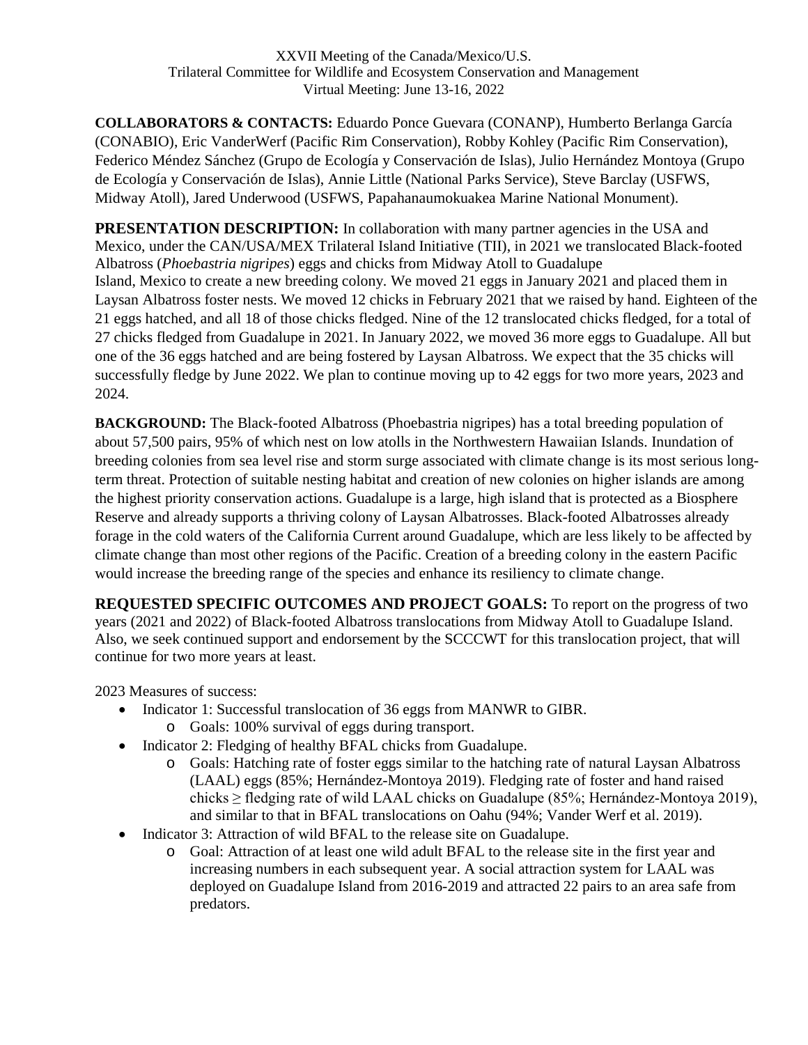XXVII Meeting of the Canada/Mexico/U.S.
Trilateral Committee for Wildlife and Ecosystem Conservation and Management
Virtual Meeting: June 13-16, 2022

**COLLABORATORS & CONTACTS:** Eduardo Ponce Guevara (CONANP), Humberto Berlanga García (CONABIO), Eric VanderWerf (Pacific Rim Conservation), Robby Kohley (Pacific Rim Conservation), Federico Méndez Sánchez (Grupo de Ecología y Conservación de Islas), Julio Hernández Montoya (Grupo de Ecología y Conservación de Islas), Annie Little (National Parks Service), Steve Barclay (USFWS, Midway Atoll), Jared Underwood (USFWS, Papahanaumokuakea Marine National Monument).

**PRESENTATION DESCRIPTION:** In collaboration with many partner agencies in the USA and Mexico, under the CAN/USA/MEX Trilateral Island Initiative (TII), in 2021 we translocated Black-footed Albatross (*Phoebastria nigripes*) eggs and chicks from Midway Atoll to Guadalupe Island, Mexico to create a new breeding colony. We moved 21 eggs in January 2021 and placed them in Laysan Albatross foster nests. We moved 12 chicks in February 2021 that we raised by hand. Eighteen of the 21 eggs hatched, and all 18 of those chicks fledged. Nine of the 12 translocated chicks fledged, for a total of 27 chicks fledged from Guadalupe in 2021. In January 2022, we moved 36 more eggs to Guadalupe. All but one of the 36 eggs hatched and are being fostered by Laysan Albatross. We expect that the 35 chicks will successfully fledge by June 2022. We plan to continue moving up to 42 eggs for two more years, 2023 and 2024.

**BACKGROUND:** The Black-footed Albatross (Phoebastria nigripes) has a total breeding population of about 57,500 pairs, 95% of which nest on low atolls in the Northwestern Hawaiian Islands. Inundation of breeding colonies from sea level rise and storm surge associated with climate change is its most serious long-term threat. Protection of suitable nesting habitat and creation of new colonies on higher islands are among the highest priority conservation actions. Guadalupe is a large, high island that is protected as a Biosphere Reserve and already supports a thriving colony of Laysan Albatrosses. Black-footed Albatrosses already forage in the cold waters of the California Current around Guadalupe, which are less likely to be affected by climate change than most other regions of the Pacific. Creation of a breeding colony in the eastern Pacific would increase the breeding range of the species and enhance its resiliency to climate change.

**REQUESTED SPECIFIC OUTCOMES AND PROJECT GOALS:** To report on the progress of two years (2021 and 2022) of Black-footed Albatross translocations from Midway Atoll to Guadalupe Island. Also, we seek continued support and endorsement by the SCCCWT for this translocation project, that will continue for two more years at least.

2023 Measures of success:

- Indicator 1: Successful translocation of 36 eggs from MANWR to GIBR.
  - Goals: 100% survival of eggs during transport.
- Indicator 2: Fledging of healthy BFAL chicks from Guadalupe.
  - Goals: Hatching rate of foster eggs similar to the hatching rate of natural Laysan Albatross (LAAL) eggs (85%; Hernández-Montoya 2019). Fledging rate of foster and hand raised chicks ≥ fledging rate of wild LAAL chicks on Guadalupe (85%; Hernández-Montoya 2019), and similar to that in BFAL translocations on Oahu (94%; Vander Werf et al. 2019).
- Indicator 3: Attraction of wild BFAL to the release site on Guadalupe.
  - Goal: Attraction of at least one wild adult BFAL to the release site in the first year and increasing numbers in each subsequent year. A social attraction system for LAAL was deployed on Guadalupe Island from 2016-2019 and attracted 22 pairs to an area safe from predators.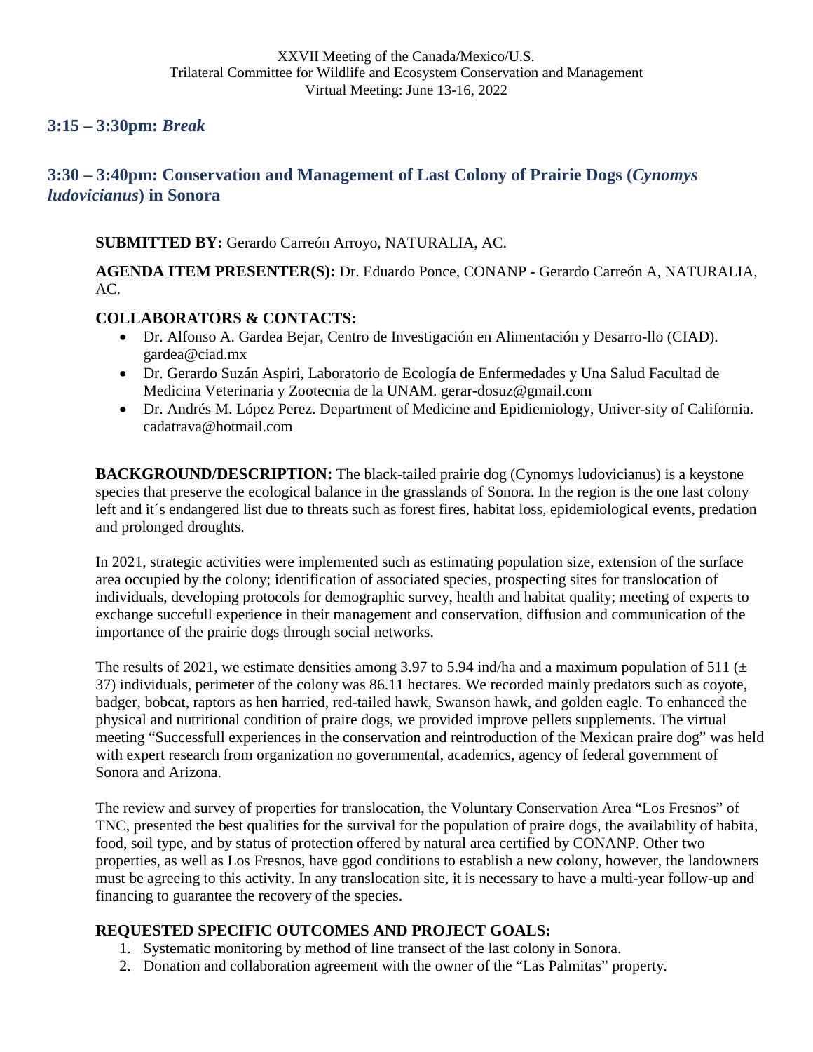### 3:15 – 3:30pm: *Break*

### 3:30 – 3:40pm: Conservation and Management of Last Colony of Prairie Dogs (*Cynomys ludovicianus*) in Sonora

**SUBMITTED BY:** Gerardo Carreón Arroyo, NATURALIA, AC.

**AGENDA ITEM PRESENTER(S):** Dr. Eduardo Ponce, CONANP - Gerardo Carreón A, NATURALIA, AC.

**COLLABORATORS & CONTACTS:**

- Dr. Alfonso A. Gardea Bejar, Centro de Investigación en Alimentación y Desarro-llo (CIAD). gardea@ciad.mx
- Dr. Gerardo Suzán Aspiri, Laboratorio de Ecología de Enfermedades y Una Salud Facultad de Medicina Veterinaria y Zootecnia de la UNAM. gerar-dosuz@gmail.com
- Dr. Andrés M. López Perez. Department of Medicine and Epidiemiology, Univer-sity of California. cadatrava@hotmail.com

**BACKGROUND/DESCRIPTION:** The black-tailed prairie dog (Cynomys ludovicianus) is a keystone species that preserve the ecological balance in the grasslands of Sonora. In the region is the one last colony left and it´s endangered list due to threats such as forest fires, habitat loss, epidemiological events, predation and prolonged droughts.

In 2021, strategic activities were implemented such as estimating population size, extension of the surface area occupied by the colony; identification of associated species, prospecting sites for translocation of individuals, developing protocols for demographic survey, health and habitat quality; meeting of experts to exchange succefull experience in their management and conservation, diffusion and communication of the importance of the prairie dogs through social networks.

The results of 2021, we estimate densities among 3.97 to 5.94 ind/ha and a maximum population of 511 (± 37) individuals, perimeter of the colony was 86.11 hectares. We recorded mainly predators such as coyote, badger, bobcat, raptors as hen harried, red-tailed hawk, Swanson hawk, and golden eagle. To enhanced the physical and nutritional condition of praire dogs, we provided improve pellets supplements. The virtual meeting "Successfull experiences in the conservation and reintroduction of the Mexican praire dog" was held with expert research from organization no governmental, academics, agency of federal government of Sonora and Arizona.

The review and survey of properties for translocation, the Voluntary Conservation Area "Los Fresnos" of TNC, presented the best qualities for the survival for the population of praire dogs, the availability of habita, food, soil type, and by status of protection offered by natural area certified by CONANP. Other two properties, as well as Los Fresnos, have ggod conditions to establish a new colony, however, the landowners must be agreeing to this activity. In any translocation site, it is necessary to have a multi-year follow-up and financing to guarantee the recovery of the species.

**REQUESTED SPECIFIC OUTCOMES AND PROJECT GOALS:**

1. Systematic monitoring by method of line transect of the last colony in Sonora.
2. Donation and collaboration agreement with the owner of the "Las Palmitas" property.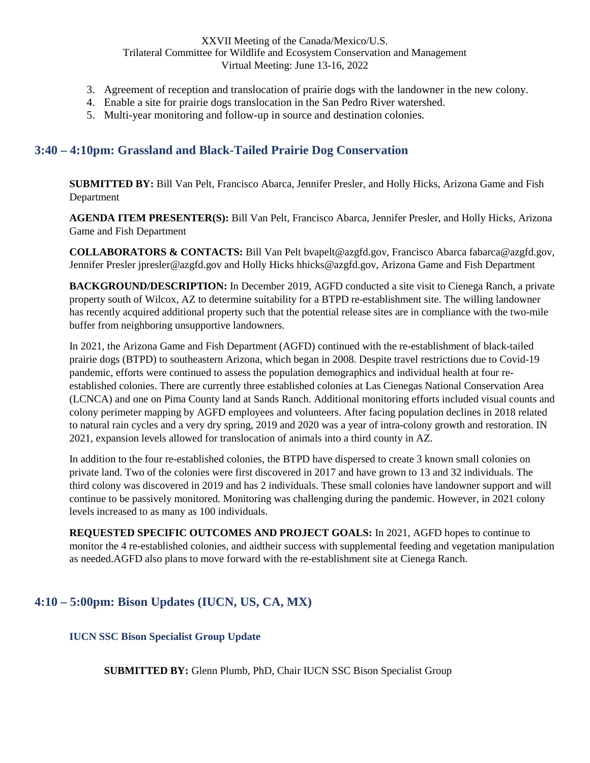3. Agreement of reception and translocation of prairie dogs with the landowner in the new colony.
4. Enable a site for prairie dogs translocation in the San Pedro River watershed.
5. Multi-year monitoring and follow-up in source and destination colonies.

## 3:40 – 4:10pm: Grassland and Black-Tailed Prairie Dog Conservation

**SUBMITTED BY:** Bill Van Pelt, Francisco Abarca, Jennifer Presler, and Holly Hicks, Arizona Game and Fish Department

**AGENDA ITEM PRESENTER(S):** Bill Van Pelt, Francisco Abarca, Jennifer Presler, and Holly Hicks, Arizona Game and Fish Department

**COLLABORATORS & CONTACTS:** Bill Van Pelt bvapelt@azgfd.gov, Francisco Abarca fabarca@azgfd.gov, Jennifer Presler jpresler@azgfd.gov and Holly Hicks hhicks@azgfd.gov, Arizona Game and Fish Department

**BACKGROUND/DESCRIPTION:** In December 2019, AGFD conducted a site visit to Cienega Ranch, a private property south of Wilcox, AZ to determine suitability for a BTPD re-establishment site. The willing landowner has recently acquired additional property such that the potential release sites are in compliance with the two-mile buffer from neighboring unsupportive landowners.

In 2021, the Arizona Game and Fish Department (AGFD) continued with the re-establishment of black-tailed prairie dogs (BTPD) to southeastern Arizona, which began in 2008. Despite travel restrictions due to Covid-19 pandemic, efforts were continued to assess the population demographics and individual health at four re-established colonies. There are currently three established colonies at Las Cienegas National Conservation Area (LCNCA) and one on Pima County land at Sands Ranch. Additional monitoring efforts included visual counts and colony perimeter mapping by AGFD employees and volunteers. After facing population declines in 2018 related to natural rain cycles and a very dry spring, 2019 and 2020 was a year of intra-colony growth and restoration. IN 2021, expansion levels allowed for translocation of animals into a third county in AZ.

In addition to the four re-established colonies, the BTPD have dispersed to create 3 known small colonies on private land. Two of the colonies were first discovered in 2017 and have grown to 13 and 32 individuals. The third colony was discovered in 2019 and has 2 individuals. These small colonies have landowner support and will continue to be passively monitored. Monitoring was challenging during the pandemic. However, in 2021 colony levels increased to as many as 100 individuals.

**REQUESTED SPECIFIC OUTCOMES AND PROJECT GOALS:** In 2021, AGFD hopes to continue to monitor the 4 re-established colonies, and aidtheir success with supplemental feeding and vegetation manipulation as needed.AGFD also plans to move forward with the re-establishment site at Cienega Ranch.

## 4:10 – 5:00pm: Bison Updates (IUCN, US, CA, MX)

### IUCN SSC Bison Specialist Group Update

**SUBMITTED BY:** Glenn Plumb, PhD, Chair IUCN SSC Bison Specialist Group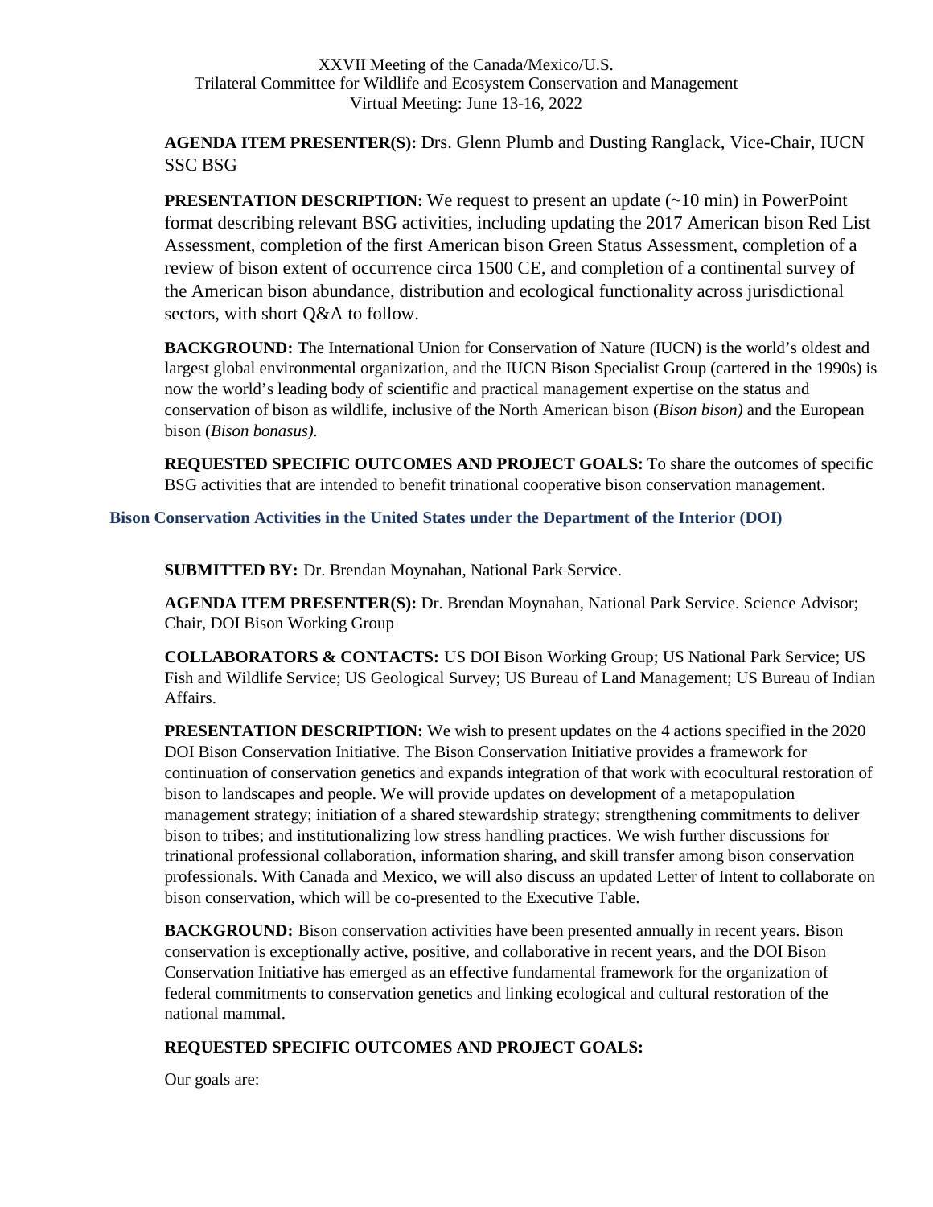**AGENDA ITEM PRESENTER(S):** Drs. Glenn Plumb and Dusting Ranglack, Vice-Chair, IUCN SSC BSG

**PRESENTATION DESCRIPTION:** We request to present an update (~10 min) in PowerPoint format describing relevant BSG activities, including updating the 2017 American bison Red List Assessment, completion of the first American bison Green Status Assessment, completion of a review of bison extent of occurrence circa 1500 CE, and completion of a continental survey of the American bison abundance, distribution and ecological functionality across jurisdictional sectors, with short Q&A to follow.

**BACKGROUND: T**he International Union for Conservation of Nature (IUCN) is the world's oldest and largest global environmental organization, and the IUCN Bison Specialist Group (cartered in the 1990s) is now the world's leading body of scientific and practical management expertise on the status and conservation of bison as wildlife, inclusive of the North American bison (*Bison bison)* and the European bison (*Bison bonasus).*

**REQUESTED SPECIFIC OUTCOMES AND PROJECT GOALS:** To share the outcomes of specific BSG activities that are intended to benefit trinational cooperative bison conservation management.

### Bison Conservation Activities in the United States under the Department of the Interior (DOI)

**SUBMITTED BY:** Dr. Brendan Moynahan, National Park Service.

**AGENDA ITEM PRESENTER(S):** Dr. Brendan Moynahan, National Park Service. Science Advisor; Chair, DOI Bison Working Group

**COLLABORATORS & CONTACTS:** US DOI Bison Working Group; US National Park Service; US Fish and Wildlife Service; US Geological Survey; US Bureau of Land Management; US Bureau of Indian Affairs.

**PRESENTATION DESCRIPTION:** We wish to present updates on the 4 actions specified in the 2020 DOI Bison Conservation Initiative. The Bison Conservation Initiative provides a framework for continuation of conservation genetics and expands integration of that work with ecocultural restoration of bison to landscapes and people. We will provide updates on development of a metapopulation management strategy; initiation of a shared stewardship strategy; strengthening commitments to deliver bison to tribes; and institutionalizing low stress handling practices. We wish further discussions for trinational professional collaboration, information sharing, and skill transfer among bison conservation professionals. With Canada and Mexico, we will also discuss an updated Letter of Intent to collaborate on bison conservation, which will be co-presented to the Executive Table.

**BACKGROUND:** Bison conservation activities have been presented annually in recent years. Bison conservation is exceptionally active, positive, and collaborative in recent years, and the DOI Bison Conservation Initiative has emerged as an effective fundamental framework for the organization of federal commitments to conservation genetics and linking ecological and cultural restoration of the national mammal.

**REQUESTED SPECIFIC OUTCOMES AND PROJECT GOALS:**

Our goals are: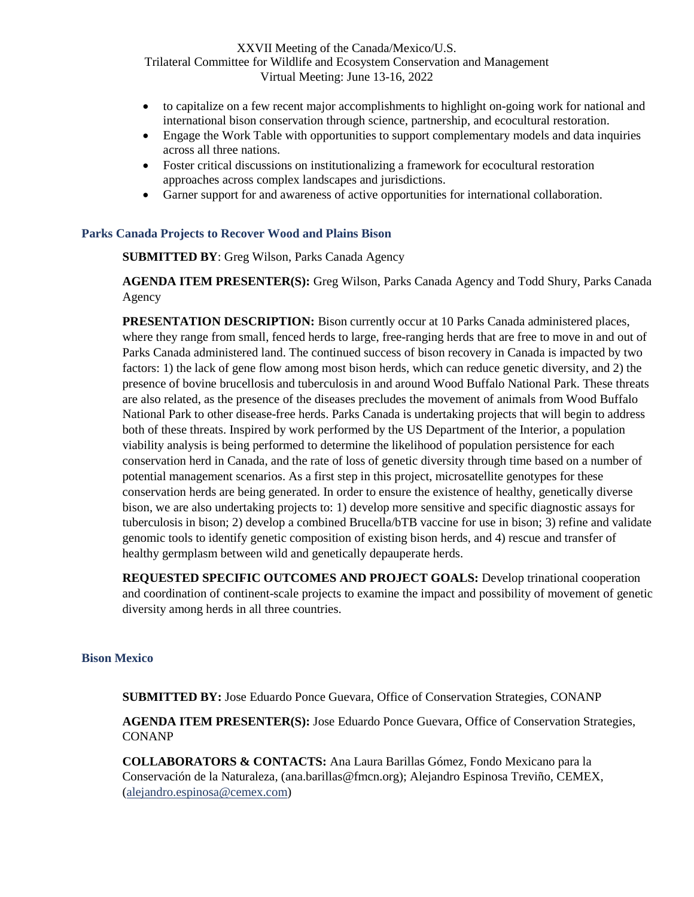- to capitalize on a few recent major accomplishments to highlight on-going work for national and international bison conservation through science, partnership, and ecocultural restoration.
- Engage the Work Table with opportunities to support complementary models and data inquiries across all three nations.
- Foster critical discussions on institutionalizing a framework for ecocultural restoration approaches across complex landscapes and jurisdictions.
- Garner support for and awareness of active opportunities for international collaboration.

### Parks Canada Projects to Recover Wood and Plains Bison

**SUBMITTED BY**: Greg Wilson, Parks Canada Agency

**AGENDA ITEM PRESENTER(S):** Greg Wilson, Parks Canada Agency and Todd Shury, Parks Canada Agency

**PRESENTATION DESCRIPTION:** Bison currently occur at 10 Parks Canada administered places, where they range from small, fenced herds to large, free-ranging herds that are free to move in and out of Parks Canada administered land. The continued success of bison recovery in Canada is impacted by two factors: 1) the lack of gene flow among most bison herds, which can reduce genetic diversity, and 2) the presence of bovine brucellosis and tuberculosis in and around Wood Buffalo National Park. These threats are also related, as the presence of the diseases precludes the movement of animals from Wood Buffalo National Park to other disease-free herds. Parks Canada is undertaking projects that will begin to address both of these threats. Inspired by work performed by the US Department of the Interior, a population viability analysis is being performed to determine the likelihood of population persistence for each conservation herd in Canada, and the rate of loss of genetic diversity through time based on a number of potential management scenarios. As a first step in this project, microsatellite genotypes for these conservation herds are being generated. In order to ensure the existence of healthy, genetically diverse bison, we are also undertaking projects to: 1) develop more sensitive and specific diagnostic assays for tuberculosis in bison; 2) develop a combined Brucella/bTB vaccine for use in bison; 3) refine and validate genomic tools to identify genetic composition of existing bison herds, and 4) rescue and transfer of healthy germplasm between wild and genetically depauperate herds.

**REQUESTED SPECIFIC OUTCOMES AND PROJECT GOALS:** Develop trinational cooperation and coordination of continent-scale projects to examine the impact and possibility of movement of genetic diversity among herds in all three countries.

### Bison Mexico

**SUBMITTED BY:** Jose Eduardo Ponce Guevara, Office of Conservation Strategies, CONANP

**AGENDA ITEM PRESENTER(S):** Jose Eduardo Ponce Guevara, Office of Conservation Strategies, CONANP

**COLLABORATORS & CONTACTS:** Ana Laura Barillas Gómez, Fondo Mexicano para la Conservación de la Naturaleza, (ana.barillas@fmcn.org); Alejandro Espinosa Treviño, CEMEX, (alejandro.espinosa@cemex.com)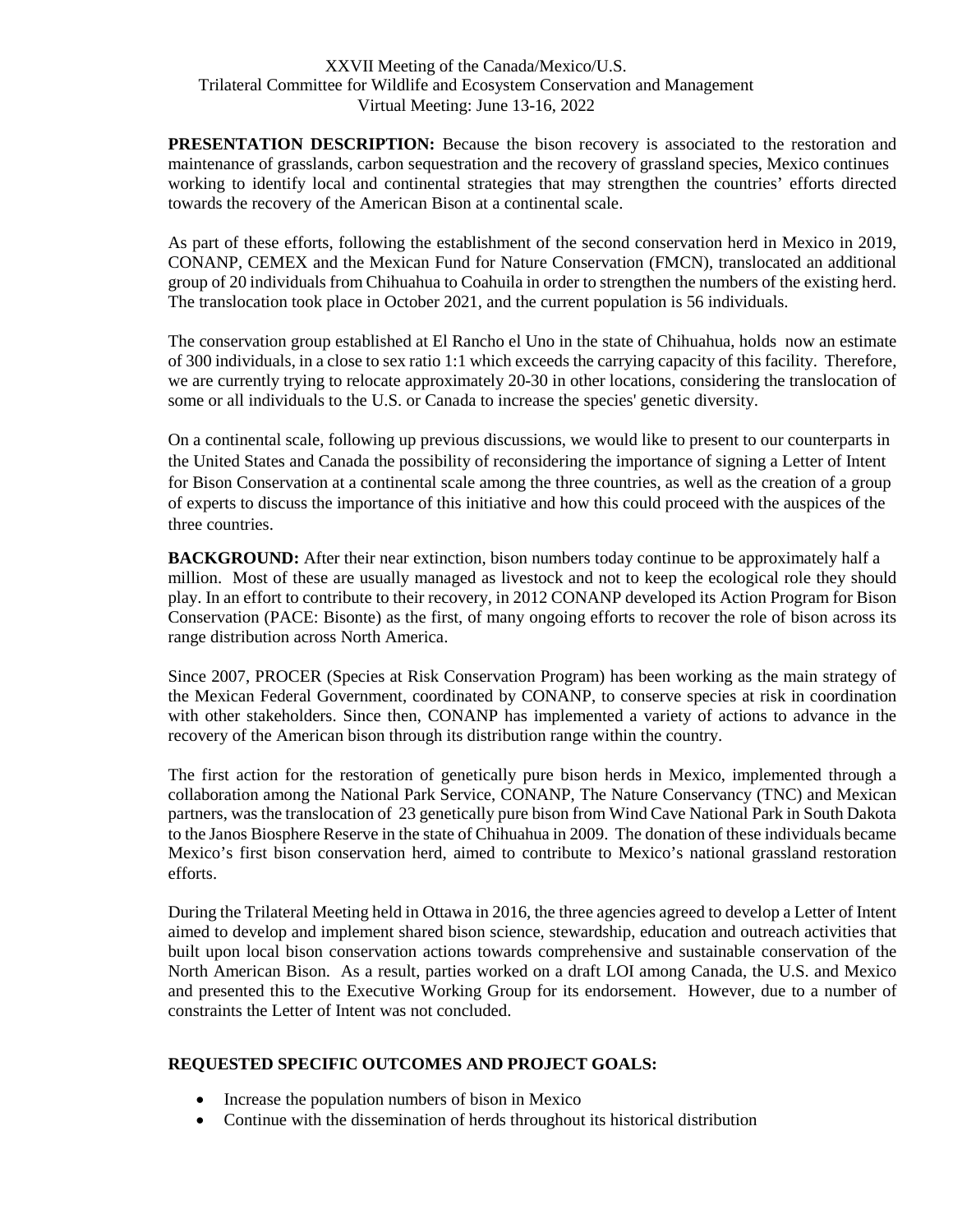XXVII Meeting of the Canada/Mexico/U.S.
Trilateral Committee for Wildlife and Ecosystem Conservation and Management
Virtual Meeting: June 13-16, 2022

**PRESENTATION DESCRIPTION:** Because the bison recovery is associated to the restoration and maintenance of grasslands, carbon sequestration and the recovery of grassland species, Mexico continues working to identify local and continental strategies that may strengthen the countries' efforts directed towards the recovery of the American Bison at a continental scale.

As part of these efforts, following the establishment of the second conservation herd in Mexico in 2019, CONANP, CEMEX and the Mexican Fund for Nature Conservation (FMCN), translocated an additional group of 20 individuals from Chihuahua to Coahuila in order to strengthen the numbers of the existing herd. The translocation took place in October 2021, and the current population is 56 individuals.

The conservation group established at El Rancho el Uno in the state of Chihuahua, holds now an estimate of 300 individuals, in a close to sex ratio 1:1 which exceeds the carrying capacity of this facility. Therefore, we are currently trying to relocate approximately 20-30 in other locations, considering the translocation of some or all individuals to the U.S. or Canada to increase the species' genetic diversity.

On a continental scale, following up previous discussions, we would like to present to our counterparts in the United States and Canada the possibility of reconsidering the importance of signing a Letter of Intent for Bison Conservation at a continental scale among the three countries, as well as the creation of a group of experts to discuss the importance of this initiative and how this could proceed with the auspices of the three countries.

**BACKGROUND:** After their near extinction, bison numbers today continue to be approximately half a million. Most of these are usually managed as livestock and not to keep the ecological role they should play. In an effort to contribute to their recovery, in 2012 CONANP developed its Action Program for Bison Conservation (PACE: Bisonte) as the first, of many ongoing efforts to recover the role of bison across its range distribution across North America.

Since 2007, PROCER (Species at Risk Conservation Program) has been working as the main strategy of the Mexican Federal Government, coordinated by CONANP, to conserve species at risk in coordination with other stakeholders. Since then, CONANP has implemented a variety of actions to advance in the recovery of the American bison through its distribution range within the country.

The first action for the restoration of genetically pure bison herds in Mexico, implemented through a collaboration among the National Park Service, CONANP, The Nature Conservancy (TNC) and Mexican partners, was the translocation of 23 genetically pure bison from Wind Cave National Park in South Dakota to the Janos Biosphere Reserve in the state of Chihuahua in 2009. The donation of these individuals became Mexico's first bison conservation herd, aimed to contribute to Mexico's national grassland restoration efforts.

During the Trilateral Meeting held in Ottawa in 2016, the three agencies agreed to develop a Letter of Intent aimed to develop and implement shared bison science, stewardship, education and outreach activities that built upon local bison conservation actions towards comprehensive and sustainable conservation of the North American Bison. As a result, parties worked on a draft LOI among Canada, the U.S. and Mexico and presented this to the Executive Working Group for its endorsement. However, due to a number of constraints the Letter of Intent was not concluded.

**REQUESTED SPECIFIC OUTCOMES AND PROJECT GOALS:**

- Increase the population numbers of bison in Mexico
- Continue with the dissemination of herds throughout its historical distribution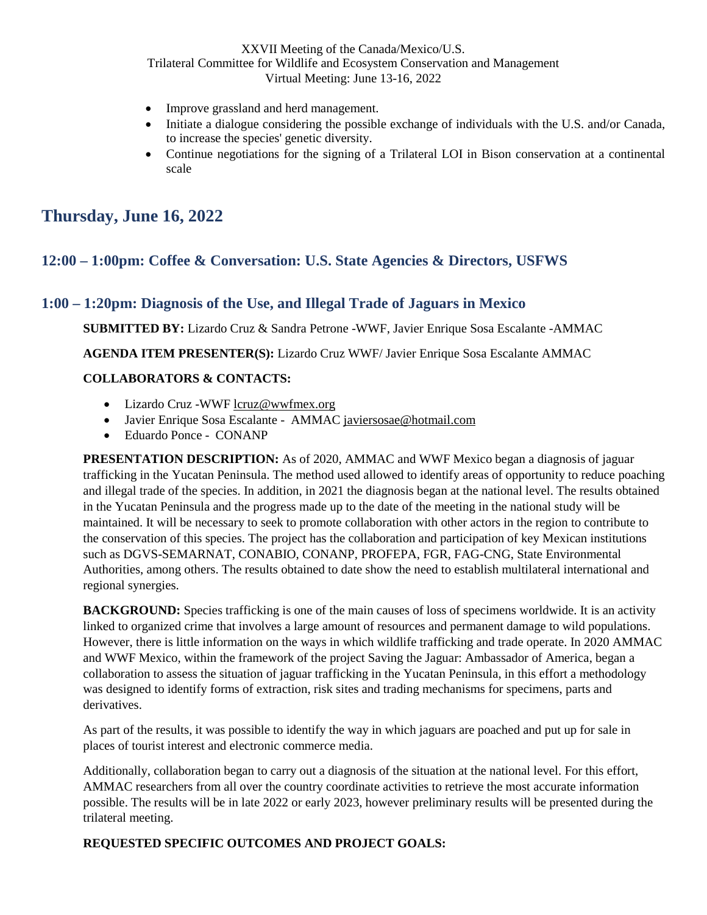- Improve grassland and herd management.
- Initiate a dialogue considering the possible exchange of individuals with the U.S. and/or Canada, to increase the species' genetic diversity.
- Continue negotiations for the signing of a Trilateral LOI in Bison conservation at a continental scale

# Thursday, June 16, 2022

## 12:00 – 1:00pm: Coffee & Conversation: U.S. State Agencies & Directors, USFWS

## 1:00 – 1:20pm: Diagnosis of the Use, and Illegal Trade of Jaguars in Mexico

**SUBMITTED BY:** Lizardo Cruz & Sandra Petrone -WWF, Javier Enrique Sosa Escalante -AMMAC

**AGENDA ITEM PRESENTER(S):** Lizardo Cruz WWF/ Javier Enrique Sosa Escalante AMMAC

**COLLABORATORS & CONTACTS:**

- Lizardo Cruz -WWF lcruz@wwfmex.org
- Javier Enrique Sosa Escalante - AMMAC javiersosae@hotmail.com
- Eduardo Ponce - CONANP

**PRESENTATION DESCRIPTION:** As of 2020, AMMAC and WWF Mexico began a diagnosis of jaguar trafficking in the Yucatan Peninsula. The method used allowed to identify areas of opportunity to reduce poaching and illegal trade of the species. In addition, in 2021 the diagnosis began at the national level. The results obtained in the Yucatan Peninsula and the progress made up to the date of the meeting in the national study will be maintained. It will be necessary to seek to promote collaboration with other actors in the region to contribute to the conservation of this species. The project has the collaboration and participation of key Mexican institutions such as DGVS-SEMARNAT, CONABIO, CONANP, PROFEPA, FGR, FAG-CNG, State Environmental Authorities, among others. The results obtained to date show the need to establish multilateral international and regional synergies.

**BACKGROUND:** Species trafficking is one of the main causes of loss of specimens worldwide. It is an activity linked to organized crime that involves a large amount of resources and permanent damage to wild populations. However, there is little information on the ways in which wildlife trafficking and trade operate. In 2020 AMMAC and WWF Mexico, within the framework of the project Saving the Jaguar: Ambassador of America, began a collaboration to assess the situation of jaguar trafficking in the Yucatan Peninsula, in this effort a methodology was designed to identify forms of extraction, risk sites and trading mechanisms for specimens, parts and derivatives.

As part of the results, it was possible to identify the way in which jaguars are poached and put up for sale in places of tourist interest and electronic commerce media.

Additionally, collaboration began to carry out a diagnosis of the situation at the national level. For this effort, AMMAC researchers from all over the country coordinate activities to retrieve the most accurate information possible. The results will be in late 2022 or early 2023, however preliminary results will be presented during the trilateral meeting.

**REQUESTED SPECIFIC OUTCOMES AND PROJECT GOALS:**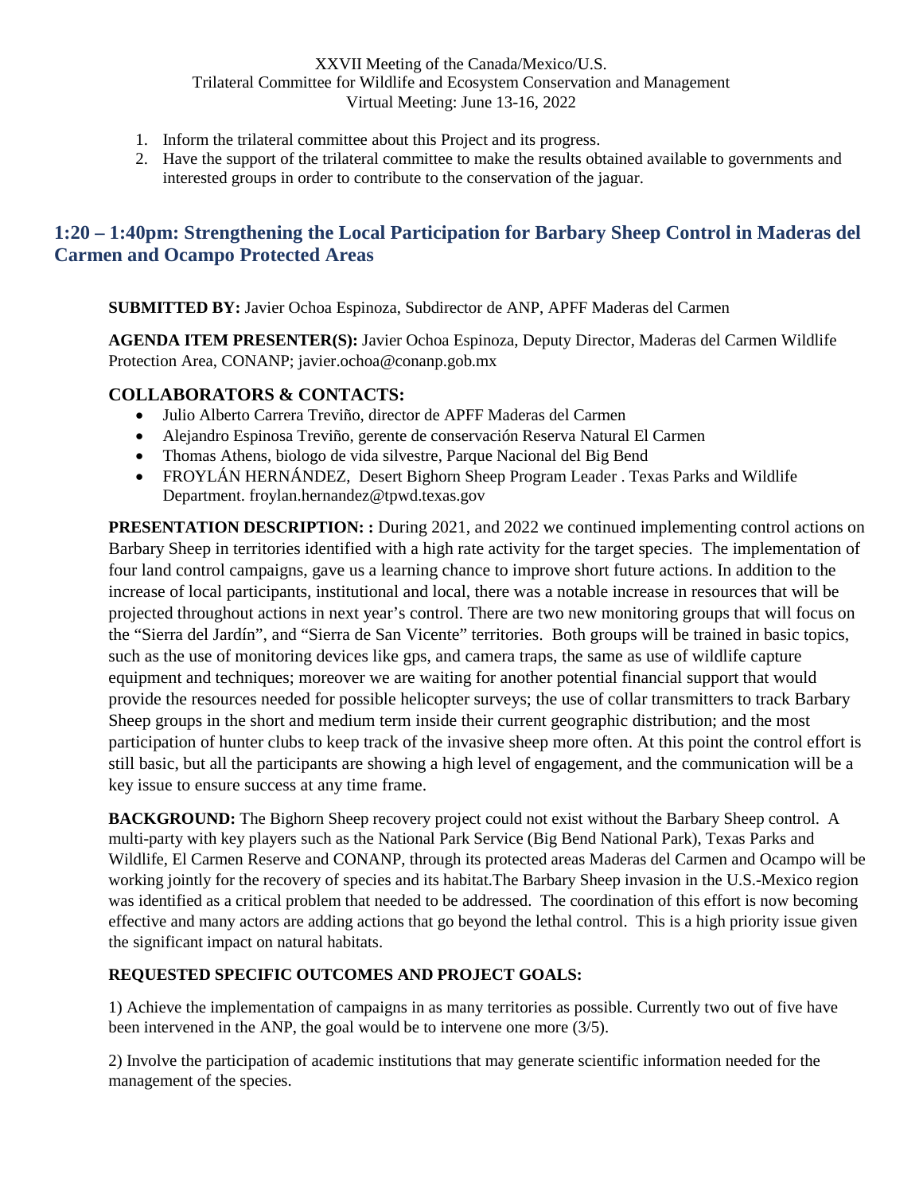1. Inform the trilateral committee about this Project and its progress.
2. Have the support of the trilateral committee to make the results obtained available to governments and interested groups in order to contribute to the conservation of the jaguar.

## 1:20 – 1:40pm: Strengthening the Local Participation for Barbary Sheep Control in Maderas del Carmen and Ocampo Protected Areas

**SUBMITTED BY:** Javier Ochoa Espinoza, Subdirector de ANP, APFF Maderas del Carmen

**AGENDA ITEM PRESENTER(S):** Javier Ochoa Espinoza, Deputy Director, Maderas del Carmen Wildlife Protection Area, CONANP; javier.ochoa@conanp.gob.mx

### COLLABORATORS & CONTACTS:

- Julio Alberto Carrera Treviño, director de APFF Maderas del Carmen
- Alejandro Espinosa Treviño, gerente de conservación Reserva Natural El Carmen
- Thomas Athens, biologo de vida silvestre, Parque Nacional del Big Bend
- FROYLÁN HERNÁNDEZ, Desert Bighorn Sheep Program Leader . Texas Parks and Wildlife Department. froylan.hernandez@tpwd.texas.gov

**PRESENTATION DESCRIPTION: :** During 2021, and 2022 we continued implementing control actions on Barbary Sheep in territories identified with a high rate activity for the target species. The implementation of four land control campaigns, gave us a learning chance to improve short future actions. In addition to the increase of local participants, institutional and local, there was a notable increase in resources that will be projected throughout actions in next year's control. There are two new monitoring groups that will focus on the "Sierra del Jardín", and "Sierra de San Vicente" territories. Both groups will be trained in basic topics, such as the use of monitoring devices like gps, and camera traps, the same as use of wildlife capture equipment and techniques; moreover we are waiting for another potential financial support that would provide the resources needed for possible helicopter surveys; the use of collar transmitters to track Barbary Sheep groups in the short and medium term inside their current geographic distribution; and the most participation of hunter clubs to keep track of the invasive sheep more often. At this point the control effort is still basic, but all the participants are showing a high level of engagement, and the communication will be a key issue to ensure success at any time frame.

**BACKGROUND:** The Bighorn Sheep recovery project could not exist without the Barbary Sheep control. A multi-party with key players such as the National Park Service (Big Bend National Park), Texas Parks and Wildlife, El Carmen Reserve and CONANP, through its protected areas Maderas del Carmen and Ocampo will be working jointly for the recovery of species and its habitat.The Barbary Sheep invasion in the U.S.-Mexico region was identified as a critical problem that needed to be addressed. The coordination of this effort is now becoming effective and many actors are adding actions that go beyond the lethal control. This is a high priority issue given the significant impact on natural habitats.

**REQUESTED SPECIFIC OUTCOMES AND PROJECT GOALS:**

1) Achieve the implementation of campaigns in as many territories as possible. Currently two out of five have been intervened in the ANP, the goal would be to intervene one more (3/5).

2) Involve the participation of academic institutions that may generate scientific information needed for the management of the species.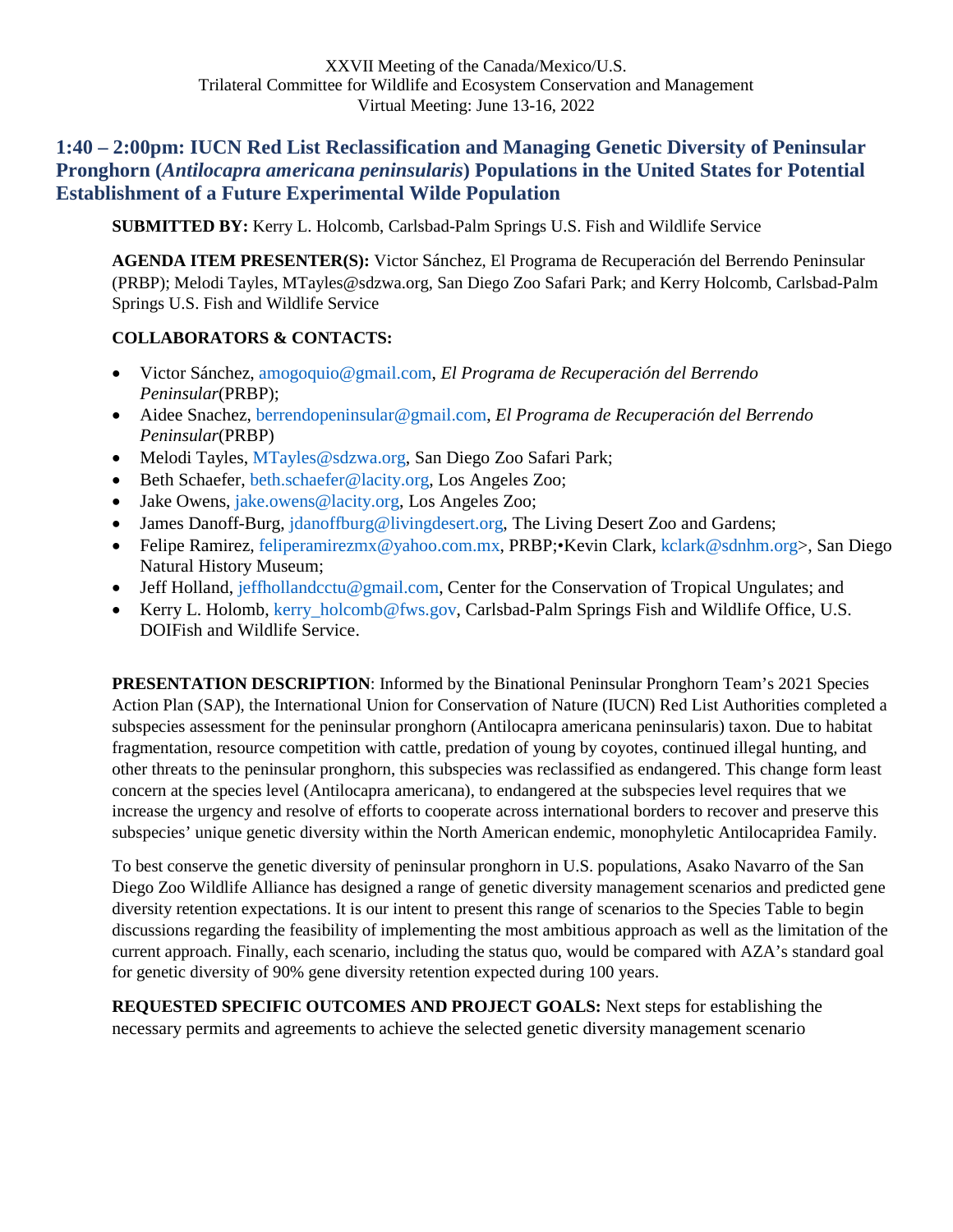XXVII Meeting of the Canada/Mexico/U.S.
Trilateral Committee for Wildlife and Ecosystem Conservation and Management
Virtual Meeting: June 13-16, 2022

## 1:40 – 2:00pm: IUCN Red List Reclassification and Managing Genetic Diversity of Peninsular Pronghorn (*Antilocapra americana peninsularis*) Populations in the United States for Potential Establishment of a Future Experimental Wilde Population

**SUBMITTED BY:** Kerry L. Holcomb, Carlsbad-Palm Springs U.S. Fish and Wildlife Service

**AGENDA ITEM PRESENTER(S):** Victor Sánchez, El Programa de Recuperación del Berrendo Peninsular (PRBP); Melodi Tayles, MTayles@sdzwa.org, San Diego Zoo Safari Park; and Kerry Holcomb, Carlsbad-Palm Springs U.S. Fish and Wildlife Service

**COLLABORATORS & CONTACTS:**

- Victor Sánchez, amogoquio@gmail.com, *El Programa de Recuperación del Berrendo Peninsular*(PRBP);
- Aidee Snachez, berrendopeninsular@gmail.com, *El Programa de Recuperación del Berrendo Peninsular*(PRBP)
- Melodi Tayles, MTayles@sdzwa.org, San Diego Zoo Safari Park;
- Beth Schaefer, beth.schaefer@lacity.org, Los Angeles Zoo;
- Jake Owens, jake.owens@lacity.org, Los Angeles Zoo;
- James Danoff-Burg, jdanoffburg@livingdesert.org, The Living Desert Zoo and Gardens;
- Felipe Ramirez, feliperamirezmx@yahoo.com.mx, PRBP;•Kevin Clark, kclark@sdnhm.org>, San Diego Natural History Museum;
- Jeff Holland, jeffhollandcctu@gmail.com, Center for the Conservation of Tropical Ungulates; and
- Kerry L. Holomb, kerry_holcomb@fws.gov, Carlsbad-Palm Springs Fish and Wildlife Office, U.S. DOIFish and Wildlife Service.

**PRESENTATION DESCRIPTION**: Informed by the Binational Peninsular Pronghorn Team's 2021 Species Action Plan (SAP), the International Union for Conservation of Nature (IUCN) Red List Authorities completed a subspecies assessment for the peninsular pronghorn (Antilocapra americana peninsularis) taxon. Due to habitat fragmentation, resource competition with cattle, predation of young by coyotes, continued illegal hunting, and other threats to the peninsular pronghorn, this subspecies was reclassified as endangered. This change form least concern at the species level (Antilocapra americana), to endangered at the subspecies level requires that we increase the urgency and resolve of efforts to cooperate across international borders to recover and preserve this subspecies' unique genetic diversity within the North American endemic, monophyletic Antilocapridea Family.

To best conserve the genetic diversity of peninsular pronghorn in U.S. populations, Asako Navarro of the San Diego Zoo Wildlife Alliance has designed a range of genetic diversity management scenarios and predicted gene diversity retention expectations. It is our intent to present this range of scenarios to the Species Table to begin discussions regarding the feasibility of implementing the most ambitious approach as well as the limitation of the current approach. Finally, each scenario, including the status quo, would be compared with AZA's standard goal for genetic diversity of 90% gene diversity retention expected during 100 years.

**REQUESTED SPECIFIC OUTCOMES AND PROJECT GOALS:** Next steps for establishing the necessary permits and agreements to achieve the selected genetic diversity management scenario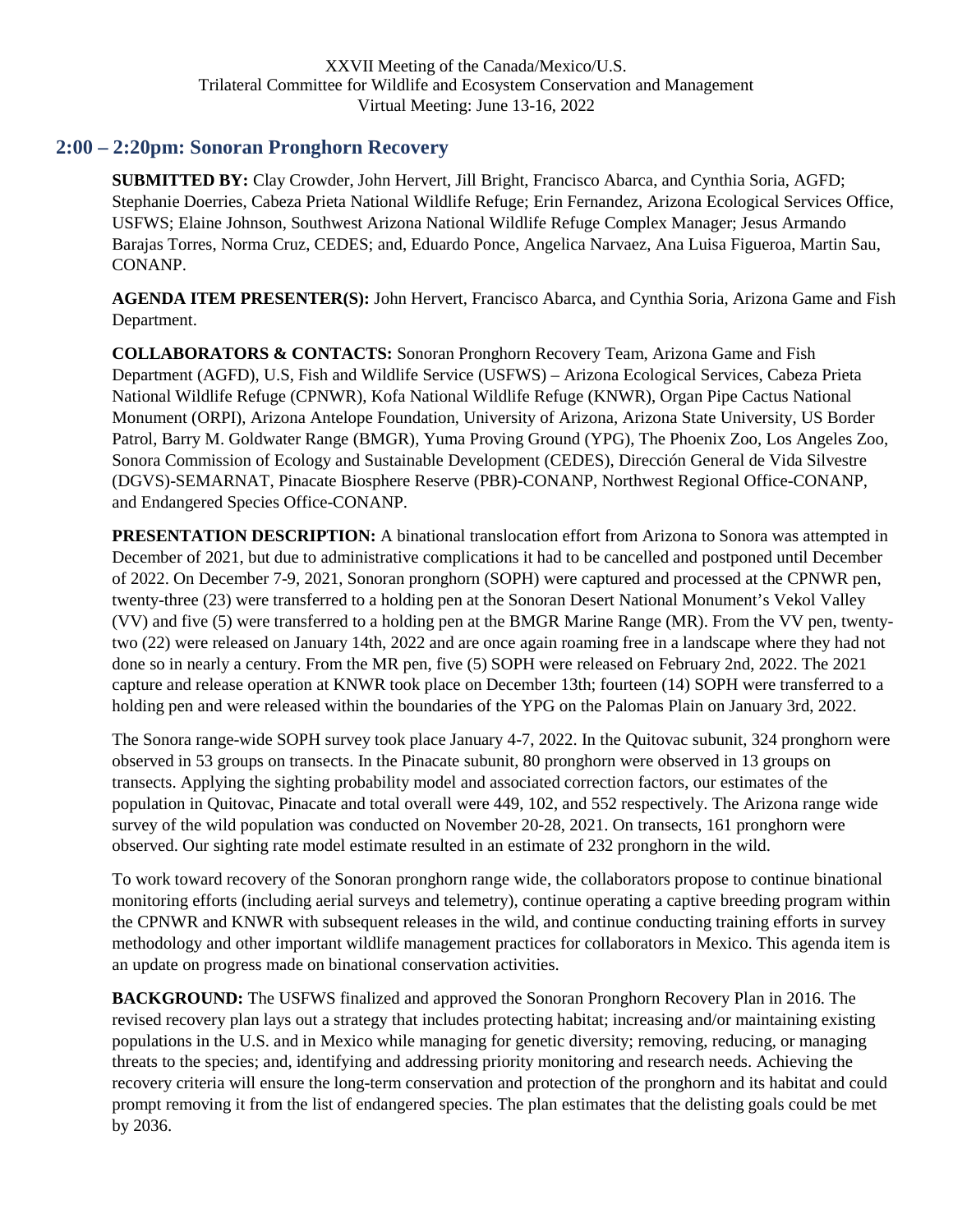XXVII Meeting of the Canada/Mexico/U.S.
Trilateral Committee for Wildlife and Ecosystem Conservation and Management
Virtual Meeting: June 13-16, 2022

## 2:00 – 2:20pm: Sonoran Pronghorn Recovery

**SUBMITTED BY:** Clay Crowder, John Hervert, Jill Bright, Francisco Abarca, and Cynthia Soria, AGFD; Stephanie Doerries, Cabeza Prieta National Wildlife Refuge; Erin Fernandez, Arizona Ecological Services Office, USFWS; Elaine Johnson, Southwest Arizona National Wildlife Refuge Complex Manager; Jesus Armando Barajas Torres, Norma Cruz, CEDES; and, Eduardo Ponce, Angelica Narvaez, Ana Luisa Figueroa, Martin Sau, CONANP.

**AGENDA ITEM PRESENTER(S):** John Hervert, Francisco Abarca, and Cynthia Soria, Arizona Game and Fish Department.

**COLLABORATORS & CONTACTS:** Sonoran Pronghorn Recovery Team, Arizona Game and Fish Department (AGFD), U.S, Fish and Wildlife Service (USFWS) – Arizona Ecological Services, Cabeza Prieta National Wildlife Refuge (CPNWR), Kofa National Wildlife Refuge (KNWR), Organ Pipe Cactus National Monument (ORPI), Arizona Antelope Foundation, University of Arizona, Arizona State University, US Border Patrol, Barry M. Goldwater Range (BMGR), Yuma Proving Ground (YPG), The Phoenix Zoo, Los Angeles Zoo, Sonora Commission of Ecology and Sustainable Development (CEDES), Dirección General de Vida Silvestre (DGVS)-SEMARNAT, Pinacate Biosphere Reserve (PBR)-CONANP, Northwest Regional Office-CONANP, and Endangered Species Office-CONANP.

**PRESENTATION DESCRIPTION:** A binational translocation effort from Arizona to Sonora was attempted in December of 2021, but due to administrative complications it had to be cancelled and postponed until December of 2022. On December 7-9, 2021, Sonoran pronghorn (SOPH) were captured and processed at the CPNWR pen, twenty-three (23) were transferred to a holding pen at the Sonoran Desert National Monument's Vekol Valley (VV) and five (5) were transferred to a holding pen at the BMGR Marine Range (MR). From the VV pen, twenty-two (22) were released on January 14th, 2022 and are once again roaming free in a landscape where they had not done so in nearly a century. From the MR pen, five (5) SOPH were released on February 2nd, 2022. The 2021 capture and release operation at KNWR took place on December 13th; fourteen (14) SOPH were transferred to a holding pen and were released within the boundaries of the YPG on the Palomas Plain on January 3rd, 2022.

The Sonora range-wide SOPH survey took place January 4-7, 2022. In the Quitovac subunit, 324 pronghorn were observed in 53 groups on transects. In the Pinacate subunit, 80 pronghorn were observed in 13 groups on transects. Applying the sighting probability model and associated correction factors, our estimates of the population in Quitovac, Pinacate and total overall were 449, 102, and 552 respectively. The Arizona range wide survey of the wild population was conducted on November 20-28, 2021. On transects, 161 pronghorn were observed. Our sighting rate model estimate resulted in an estimate of 232 pronghorn in the wild.

To work toward recovery of the Sonoran pronghorn range wide, the collaborators propose to continue binational monitoring efforts (including aerial surveys and telemetry), continue operating a captive breeding program within the CPNWR and KNWR with subsequent releases in the wild, and continue conducting training efforts in survey methodology and other important wildlife management practices for collaborators in Mexico. This agenda item is an update on progress made on binational conservation activities.

**BACKGROUND:** The USFWS finalized and approved the Sonoran Pronghorn Recovery Plan in 2016. The revised recovery plan lays out a strategy that includes protecting habitat; increasing and/or maintaining existing populations in the U.S. and in Mexico while managing for genetic diversity; removing, reducing, or managing threats to the species; and, identifying and addressing priority monitoring and research needs. Achieving the recovery criteria will ensure the long-term conservation and protection of the pronghorn and its habitat and could prompt removing it from the list of endangered species. The plan estimates that the delisting goals could be met by 2036.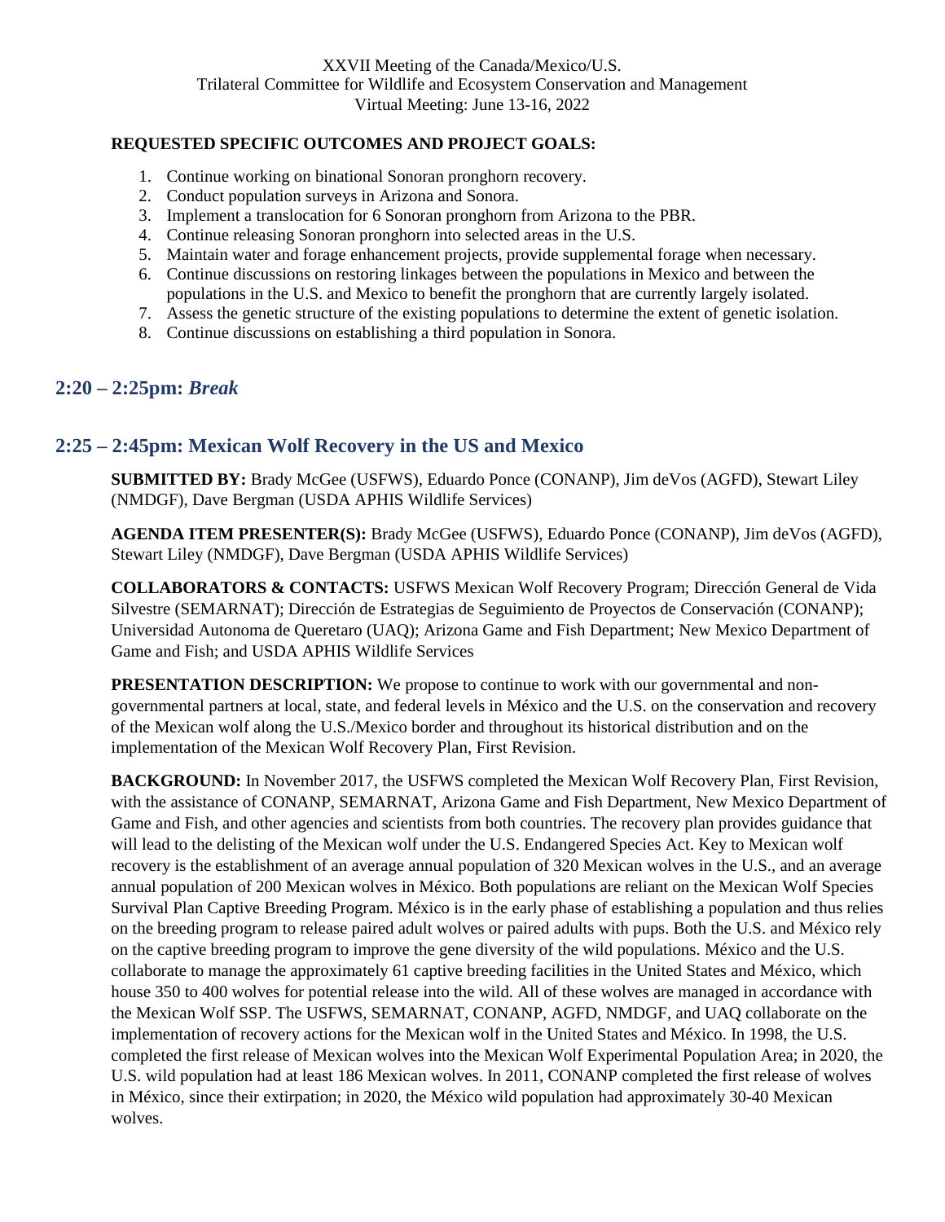XXVII Meeting of the Canada/Mexico/U.S.
Trilateral Committee for Wildlife and Ecosystem Conservation and Management
Virtual Meeting: June 13-16, 2022

**REQUESTED SPECIFIC OUTCOMES AND PROJECT GOALS:**

1. Continue working on binational Sonoran pronghorn recovery.
2. Conduct population surveys in Arizona and Sonora.
3. Implement a translocation for 6 Sonoran pronghorn from Arizona to the PBR.
4. Continue releasing Sonoran pronghorn into selected areas in the U.S.
5. Maintain water and forage enhancement projects, provide supplemental forage when necessary.
6. Continue discussions on restoring linkages between the populations in Mexico and between the populations in the U.S. and Mexico to benefit the pronghorn that are currently largely isolated.
7. Assess the genetic structure of the existing populations to determine the extent of genetic isolation.
8. Continue discussions on establishing a third population in Sonora.

## 2:20 – 2:25pm: *Break*

## 2:25 – 2:45pm: Mexican Wolf Recovery in the US and Mexico

**SUBMITTED BY:** Brady McGee (USFWS), Eduardo Ponce (CONANP), Jim deVos (AGFD), Stewart Liley (NMDGF), Dave Bergman (USDA APHIS Wildlife Services)

**AGENDA ITEM PRESENTER(S):** Brady McGee (USFWS), Eduardo Ponce (CONANP), Jim deVos (AGFD), Stewart Liley (NMDGF), Dave Bergman (USDA APHIS Wildlife Services)

**COLLABORATORS & CONTACTS:** USFWS Mexican Wolf Recovery Program; Dirección General de Vida Silvestre (SEMARNAT); Dirección de Estrategias de Seguimiento de Proyectos de Conservación (CONANP); Universidad Autonoma de Queretaro (UAQ); Arizona Game and Fish Department; New Mexico Department of Game and Fish; and USDA APHIS Wildlife Services

**PRESENTATION DESCRIPTION:** We propose to continue to work with our governmental and non-governmental partners at local, state, and federal levels in México and the U.S. on the conservation and recovery of the Mexican wolf along the U.S./Mexico border and throughout its historical distribution and on the implementation of the Mexican Wolf Recovery Plan, First Revision.

**BACKGROUND:** In November 2017, the USFWS completed the Mexican Wolf Recovery Plan, First Revision, with the assistance of CONANP, SEMARNAT, Arizona Game and Fish Department, New Mexico Department of Game and Fish, and other agencies and scientists from both countries. The recovery plan provides guidance that will lead to the delisting of the Mexican wolf under the U.S. Endangered Species Act. Key to Mexican wolf recovery is the establishment of an average annual population of 320 Mexican wolves in the U.S., and an average annual population of 200 Mexican wolves in México. Both populations are reliant on the Mexican Wolf Species Survival Plan Captive Breeding Program. México is in the early phase of establishing a population and thus relies on the breeding program to release paired adult wolves or paired adults with pups. Both the U.S. and México rely on the captive breeding program to improve the gene diversity of the wild populations. México and the U.S. collaborate to manage the approximately 61 captive breeding facilities in the United States and México, which house 350 to 400 wolves for potential release into the wild. All of these wolves are managed in accordance with the Mexican Wolf SSP. The USFWS, SEMARNAT, CONANP, AGFD, NMDGF, and UAQ collaborate on the implementation of recovery actions for the Mexican wolf in the United States and México. In 1998, the U.S. completed the first release of Mexican wolves into the Mexican Wolf Experimental Population Area; in 2020, the U.S. wild population had at least 186 Mexican wolves. In 2011, CONANP completed the first release of wolves in México, since their extirpation; in 2020, the México wild population had approximately 30-40 Mexican wolves.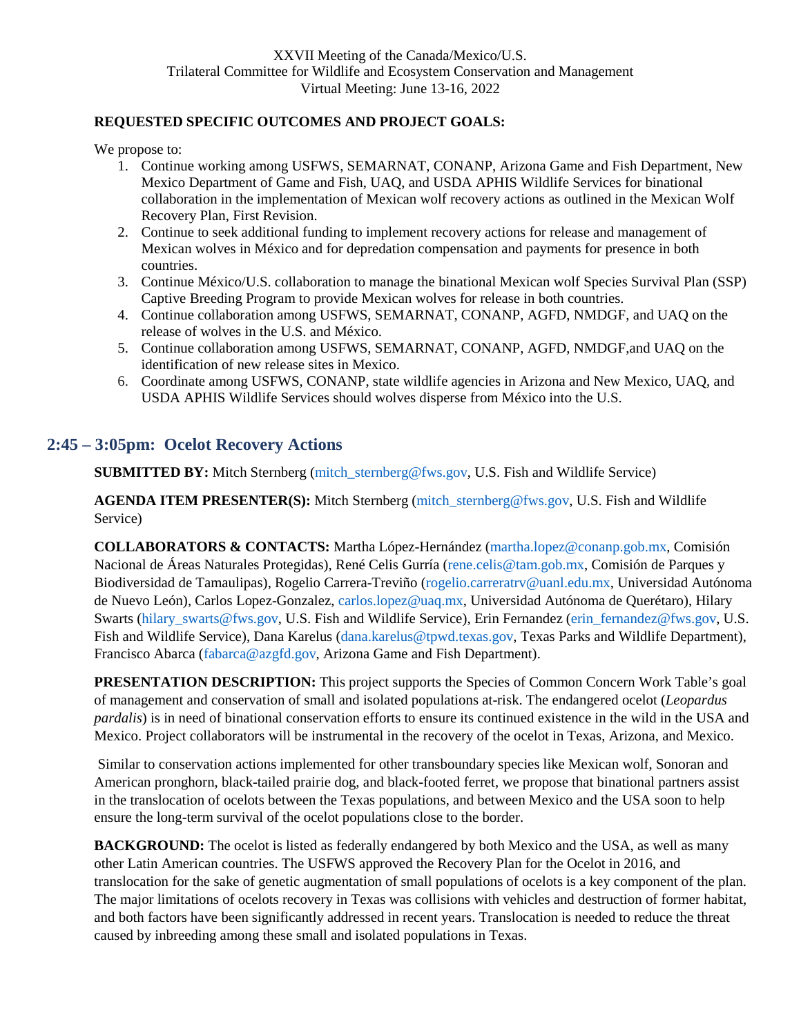XXVII Meeting of the Canada/Mexico/U.S.
Trilateral Committee for Wildlife and Ecosystem Conservation and Management
Virtual Meeting: June 13-16, 2022

**REQUESTED SPECIFIC OUTCOMES AND PROJECT GOALS:**

We propose to:

1. Continue working among USFWS, SEMARNAT, CONANP, Arizona Game and Fish Department, New Mexico Department of Game and Fish, UAQ, and USDA APHIS Wildlife Services for binational collaboration in the implementation of Mexican wolf recovery actions as outlined in the Mexican Wolf Recovery Plan, First Revision.
2. Continue to seek additional funding to implement recovery actions for release and management of Mexican wolves in México and for depredation compensation and payments for presence in both countries.
3. Continue México/U.S. collaboration to manage the binational Mexican wolf Species Survival Plan (SSP) Captive Breeding Program to provide Mexican wolves for release in both countries.
4. Continue collaboration among USFWS, SEMARNAT, CONANP, AGFD, NMDGF, and UAQ on the release of wolves in the U.S. and México.
5. Continue collaboration among USFWS, SEMARNAT, CONANP, AGFD, NMDGF,and UAQ on the identification of new release sites in Mexico.
6. Coordinate among USFWS, CONANP, state wildlife agencies in Arizona and New Mexico, UAQ, and USDA APHIS Wildlife Services should wolves disperse from México into the U.S.

## 2:45 – 3:05pm: Ocelot Recovery Actions

**SUBMITTED BY:** Mitch Sternberg (mitch_sternberg@fws.gov, U.S. Fish and Wildlife Service)

**AGENDA ITEM PRESENTER(S):** Mitch Sternberg (mitch_sternberg@fws.gov, U.S. Fish and Wildlife Service)

**COLLABORATORS & CONTACTS:** Martha López-Hernández (martha.lopez@conanp.gob.mx, Comisión Nacional de Áreas Naturales Protegidas), René Celis Gurría (rene.celis@tam.gob.mx, Comisión de Parques y Biodiversidad de Tamaulipas), Rogelio Carrera-Treviño (rogelio.carreratrv@uanl.edu.mx, Universidad Autónoma de Nuevo León), Carlos Lopez-Gonzalez, carlos.lopez@uaq.mx, Universidad Autónoma de Querétaro), Hilary Swarts (hilary_swarts@fws.gov, U.S. Fish and Wildlife Service), Erin Fernandez (erin_fernandez@fws.gov, U.S. Fish and Wildlife Service), Dana Karelus (dana.karelus@tpwd.texas.gov, Texas Parks and Wildlife Department), Francisco Abarca (fabarca@azgfd.gov, Arizona Game and Fish Department).

**PRESENTATION DESCRIPTION:** This project supports the Species of Common Concern Work Table's goal of management and conservation of small and isolated populations at-risk. The endangered ocelot (*Leopardus pardalis*) is in need of binational conservation efforts to ensure its continued existence in the wild in the USA and Mexico. Project collaborators will be instrumental in the recovery of the ocelot in Texas, Arizona, and Mexico.

Similar to conservation actions implemented for other transboundary species like Mexican wolf, Sonoran and American pronghorn, black-tailed prairie dog, and black-footed ferret, we propose that binational partners assist in the translocation of ocelots between the Texas populations, and between Mexico and the USA soon to help ensure the long-term survival of the ocelot populations close to the border.

**BACKGROUND:** The ocelot is listed as federally endangered by both Mexico and the USA, as well as many other Latin American countries. The USFWS approved the Recovery Plan for the Ocelot in 2016, and translocation for the sake of genetic augmentation of small populations of ocelots is a key component of the plan. The major limitations of ocelots recovery in Texas was collisions with vehicles and destruction of former habitat, and both factors have been significantly addressed in recent years. Translocation is needed to reduce the threat caused by inbreeding among these small and isolated populations in Texas.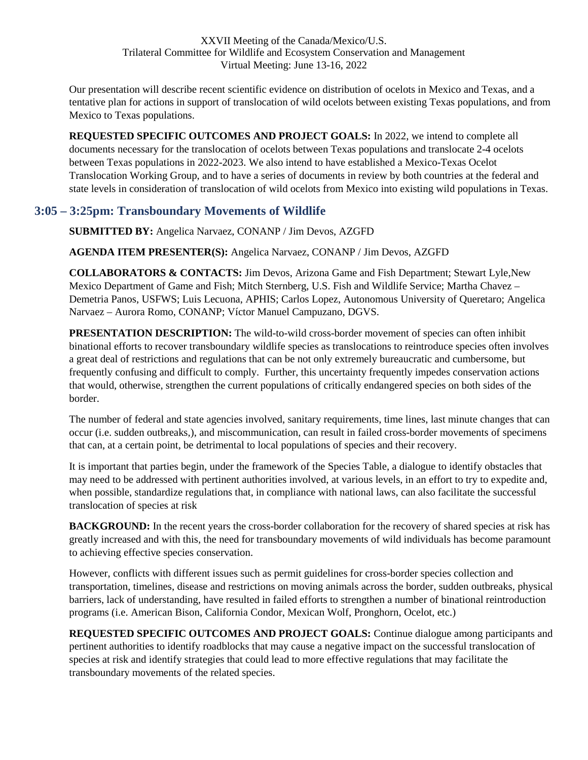Our presentation will describe recent scientific evidence on distribution of ocelots in Mexico and Texas, and a tentative plan for actions in support of translocation of wild ocelots between existing Texas populations, and from Mexico to Texas populations.

**REQUESTED SPECIFIC OUTCOMES AND PROJECT GOALS:** In 2022, we intend to complete all documents necessary for the translocation of ocelots between Texas populations and translocate 2-4 ocelots between Texas populations in 2022-2023. We also intend to have established a Mexico-Texas Ocelot Translocation Working Group, and to have a series of documents in review by both countries at the federal and state levels in consideration of translocation of wild ocelots from Mexico into existing wild populations in Texas.

## 3:05 – 3:25pm: Transboundary Movements of Wildlife

**SUBMITTED BY:** Angelica Narvaez, CONANP / Jim Devos, AZGFD

**AGENDA ITEM PRESENTER(S):** Angelica Narvaez, CONANP / Jim Devos, AZGFD

**COLLABORATORS & CONTACTS:** Jim Devos, Arizona Game and Fish Department; Stewart Lyle,New Mexico Department of Game and Fish; Mitch Sternberg, U.S. Fish and Wildlife Service; Martha Chavez – Demetria Panos, USFWS; Luis Lecuona, APHIS; Carlos Lopez, Autonomous University of Queretaro; Angelica Narvaez – Aurora Romo, CONANP; Víctor Manuel Campuzano, DGVS.

**PRESENTATION DESCRIPTION:** The wild-to-wild cross-border movement of species can often inhibit binational efforts to recover transboundary wildlife species as translocations to reintroduce species often involves a great deal of restrictions and regulations that can be not only extremely bureaucratic and cumbersome, but frequently confusing and difficult to comply. Further, this uncertainty frequently impedes conservation actions that would, otherwise, strengthen the current populations of critically endangered species on both sides of the border.

The number of federal and state agencies involved, sanitary requirements, time lines, last minute changes that can occur (i.e. sudden outbreaks,), and miscommunication, can result in failed cross-border movements of specimens that can, at a certain point, be detrimental to local populations of species and their recovery.

It is important that parties begin, under the framework of the Species Table, a dialogue to identify obstacles that may need to be addressed with pertinent authorities involved, at various levels, in an effort to try to expedite and, when possible, standardize regulations that, in compliance with national laws, can also facilitate the successful translocation of species at risk

**BACKGROUND:** In the recent years the cross-border collaboration for the recovery of shared species at risk has greatly increased and with this, the need for transboundary movements of wild individuals has become paramount to achieving effective species conservation.

However, conflicts with different issues such as permit guidelines for cross-border species collection and transportation, timelines, disease and restrictions on moving animals across the border, sudden outbreaks, physical barriers, lack of understanding, have resulted in failed efforts to strengthen a number of binational reintroduction programs (i.e. American Bison, California Condor, Mexican Wolf, Pronghorn, Ocelot, etc.)

**REQUESTED SPECIFIC OUTCOMES AND PROJECT GOALS:** Continue dialogue among participants and pertinent authorities to identify roadblocks that may cause a negative impact on the successful translocation of species at risk and identify strategies that could lead to more effective regulations that may facilitate the transboundary movements of the related species.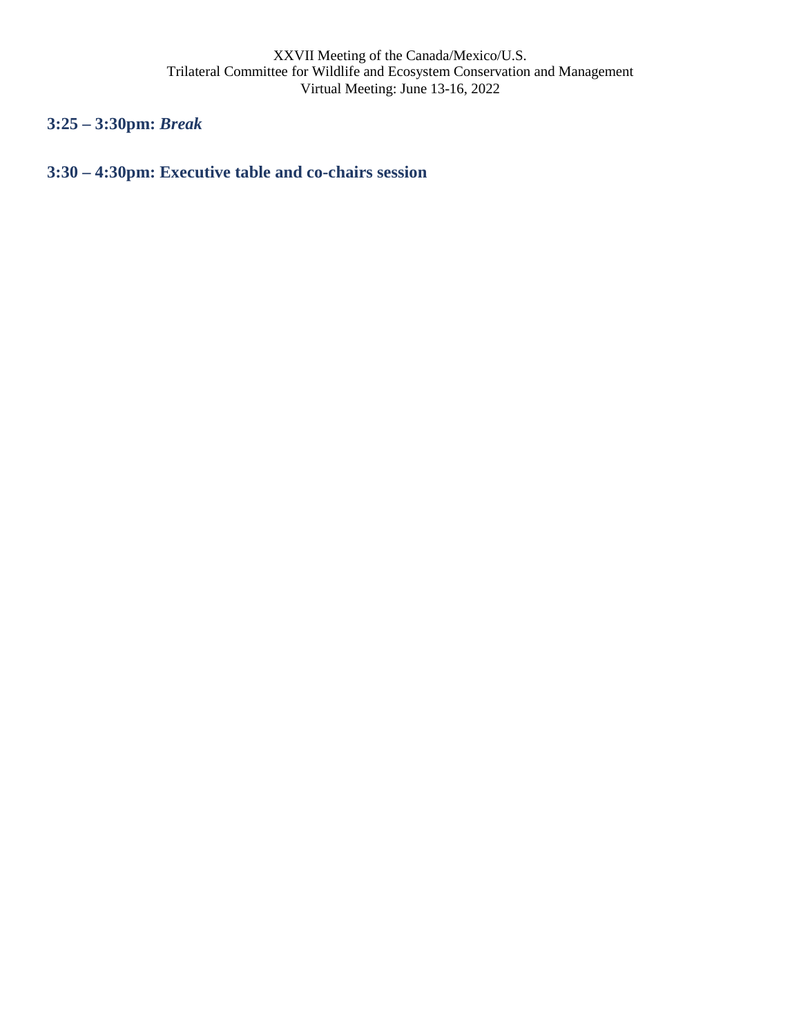**3:25 – 3:30pm:** ***Break***

**3:30 – 4:30pm: Executive table and co-chairs session**